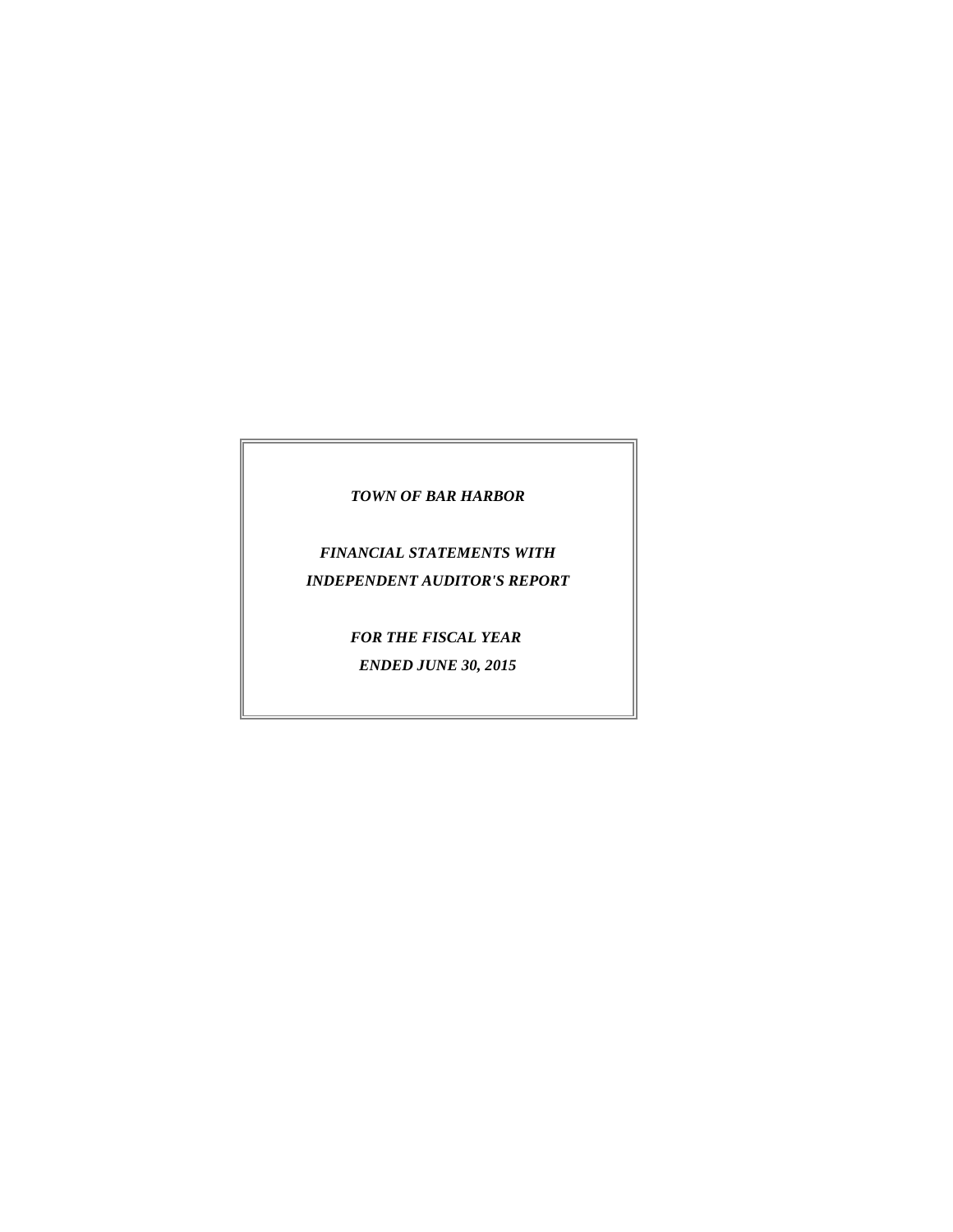***TOWN OF BAR HARBOR***

***FINANCIAL STATEMENTS WITH***
***INDEPENDENT AUDITOR'S REPORT***

***FOR THE FISCAL YEAR***
***ENDED JUNE 30, 2015***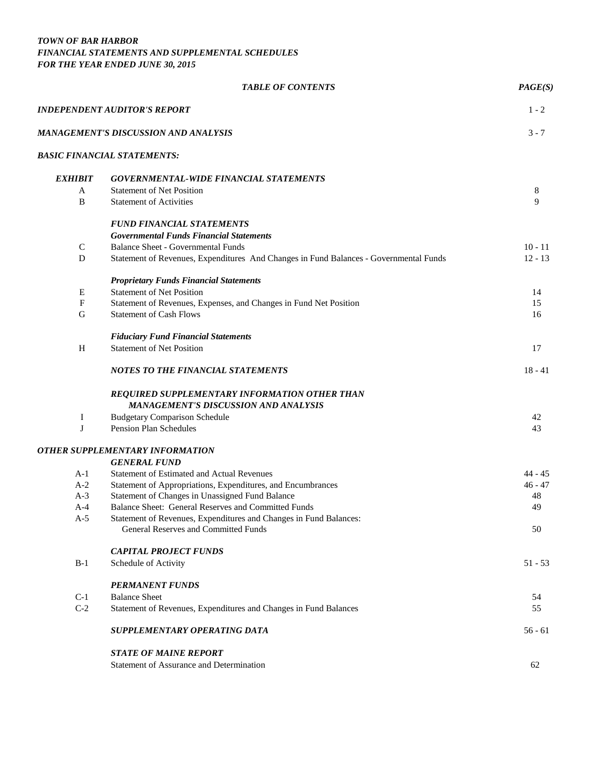***TOWN OF BAR HARBOR***
***FINANCIAL STATEMENTS AND SUPPLEMENTAL SCHEDULES***
***FOR THE YEAR ENDED JUNE 30, 2015***

| | ***TABLE OF CONTENTS*** | ***PAGE(S)*** |
|---|---|---|
| ***INDEPENDENT AUDITOR'S REPORT*** | | 1 - 2 |
| ***MANAGEMENT'S DISCUSSION AND ANALYSIS*** | | 3 - 7 |
| ***BASIC FINANCIAL STATEMENTS:*** | | |
| ***EXHIBIT*** | ***GOVERNMENTAL-WIDE FINANCIAL STATEMENTS*** | |
| A | Statement of Net Position | 8 |
| B | Statement of Activities | 9 |
| | ***FUND FINANCIAL STATEMENTS*** | |
| | ***Governmental Funds Financial Statements*** | |
| C | Balance Sheet - Governmental Funds | 10 - 11 |
| D | Statement of Revenues, Expenditures And Changes in Fund Balances - Governmental Funds | 12 - 13 |
| | ***Proprietary Funds Financial Statements*** | |
| E | Statement of Net Position | 14 |
| F | Statement of Revenues, Expenses, and Changes in Fund Net Position | 15 |
| G | Statement of Cash Flows | 16 |
| | ***Fiduciary Fund Financial Statements*** | |
| H | Statement of Net Position | 17 |
| | ***NOTES TO THE FINANCIAL STATEMENTS*** | 18 - 41 |
| | ***REQUIRED SUPPLEMENTARY INFORMATION OTHER THAN MANAGEMENT'S DISCUSSION AND ANALYSIS*** | |
| I | Budgetary Comparison Schedule | 42 |
| J | Pension Plan Schedules | 43 |
| ***OTHER SUPPLEMENTARY INFORMATION*** | | |
| | ***GENERAL FUND*** | |
| A-1 | Statement of Estimated and Actual Revenues | 44 - 45 |
| A-2 | Statement of Appropriations, Expenditures, and Encumbrances | 46 - 47 |
| A-3 | Statement of Changes in Unassigned Fund Balance | 48 |
| A-4 | Balance Sheet: General Reserves and Committed Funds | 49 |
| A-5 | Statement of Revenues, Expenditures and Changes in Fund Balances: General Reserves and Committed Funds | 50 |
| | ***CAPITAL PROJECT FUNDS*** | |
| B-1 | Schedule of Activity | 51 - 53 |
| | ***PERMANENT FUNDS*** | |
| C-1 | Balance Sheet | 54 |
| C-2 | Statement of Revenues, Expenditures and Changes in Fund Balances | 55 |
| | ***SUPPLEMENTARY OPERATING DATA*** | 56 - 61 |
| | ***STATE OF MAINE REPORT*** | |
| | Statement of Assurance and Determination | 62 |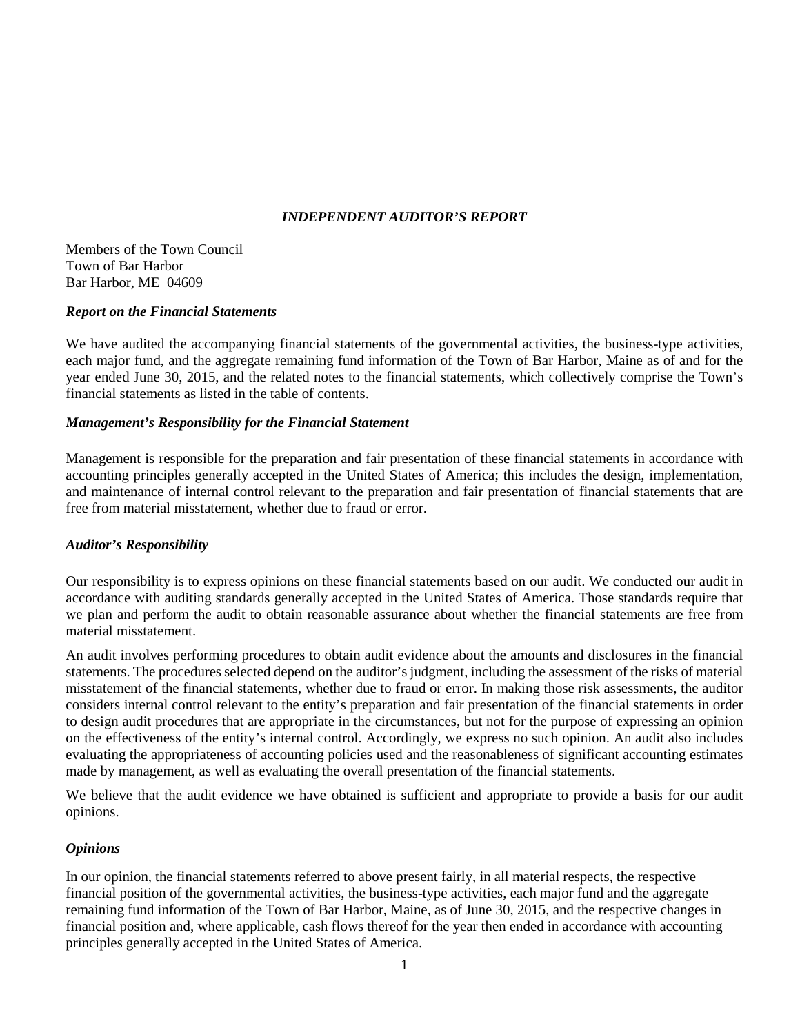# *INDEPENDENT AUDITOR'S REPORT*

Members of the Town Council
Town of Bar Harbor
Bar Harbor, ME 04609

### *Report on the Financial Statements*

We have audited the accompanying financial statements of the governmental activities, the business-type activities, each major fund, and the aggregate remaining fund information of the Town of Bar Harbor, Maine as of and for the year ended June 30, 2015, and the related notes to the financial statements, which collectively comprise the Town's financial statements as listed in the table of contents.

### *Management's Responsibility for the Financial Statement*

Management is responsible for the preparation and fair presentation of these financial statements in accordance with accounting principles generally accepted in the United States of America; this includes the design, implementation, and maintenance of internal control relevant to the preparation and fair presentation of financial statements that are free from material misstatement, whether due to fraud or error.

### *Auditor's Responsibility*

Our responsibility is to express opinions on these financial statements based on our audit. We conducted our audit in accordance with auditing standards generally accepted in the United States of America. Those standards require that we plan and perform the audit to obtain reasonable assurance about whether the financial statements are free from material misstatement.

An audit involves performing procedures to obtain audit evidence about the amounts and disclosures in the financial statements. The procedures selected depend on the auditor's judgment, including the assessment of the risks of material misstatement of the financial statements, whether due to fraud or error. In making those risk assessments, the auditor considers internal control relevant to the entity's preparation and fair presentation of the financial statements in order to design audit procedures that are appropriate in the circumstances, but not for the purpose of expressing an opinion on the effectiveness of the entity's internal control. Accordingly, we express no such opinion. An audit also includes evaluating the appropriateness of accounting policies used and the reasonableness of significant accounting estimates made by management, as well as evaluating the overall presentation of the financial statements.

We believe that the audit evidence we have obtained is sufficient and appropriate to provide a basis for our audit opinions.

### *Opinions*

In our opinion, the financial statements referred to above present fairly, in all material respects, the respective financial position of the governmental activities, the business-type activities, each major fund and the aggregate remaining fund information of the Town of Bar Harbor, Maine, as of June 30, 2015, and the respective changes in financial position and, where applicable, cash flows thereof for the year then ended in accordance with accounting principles generally accepted in the United States of America.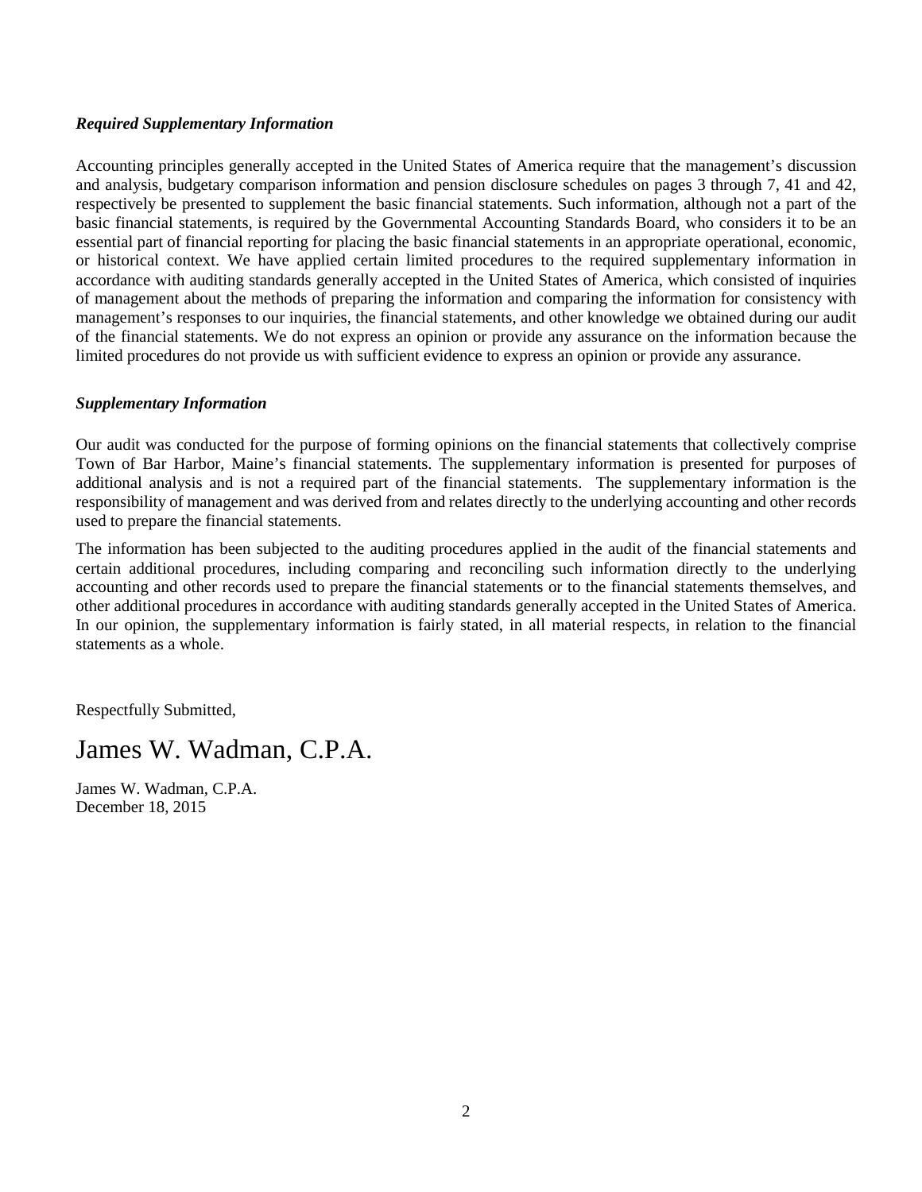***Required Supplementary Information***

Accounting principles generally accepted in the United States of America require that the management's discussion and analysis, budgetary comparison information and pension disclosure schedules on pages 3 through 7, 41 and 42, respectively be presented to supplement the basic financial statements. Such information, although not a part of the basic financial statements, is required by the Governmental Accounting Standards Board, who considers it to be an essential part of financial reporting for placing the basic financial statements in an appropriate operational, economic, or historical context. We have applied certain limited procedures to the required supplementary information in accordance with auditing standards generally accepted in the United States of America, which consisted of inquiries of management about the methods of preparing the information and comparing the information for consistency with management's responses to our inquiries, the financial statements, and other knowledge we obtained during our audit of the financial statements. We do not express an opinion or provide any assurance on the information because the limited procedures do not provide us with sufficient evidence to express an opinion or provide any assurance.

***Supplementary Information***

Our audit was conducted for the purpose of forming opinions on the financial statements that collectively comprise Town of Bar Harbor, Maine's financial statements. The supplementary information is presented for purposes of additional analysis and is not a required part of the financial statements. The supplementary information is the responsibility of management and was derived from and relates directly to the underlying accounting and other records used to prepare the financial statements.

The information has been subjected to the auditing procedures applied in the audit of the financial statements and certain additional procedures, including comparing and reconciling such information directly to the underlying accounting and other records used to prepare the financial statements or to the financial statements themselves, and other additional procedures in accordance with auditing standards generally accepted in the United States of America. In our opinion, the supplementary information is fairly stated, in all material respects, in relation to the financial statements as a whole.

Respectfully Submitted,

James W. Wadman, C.P.A.

James W. Wadman, C.P.A.
December 18, 2015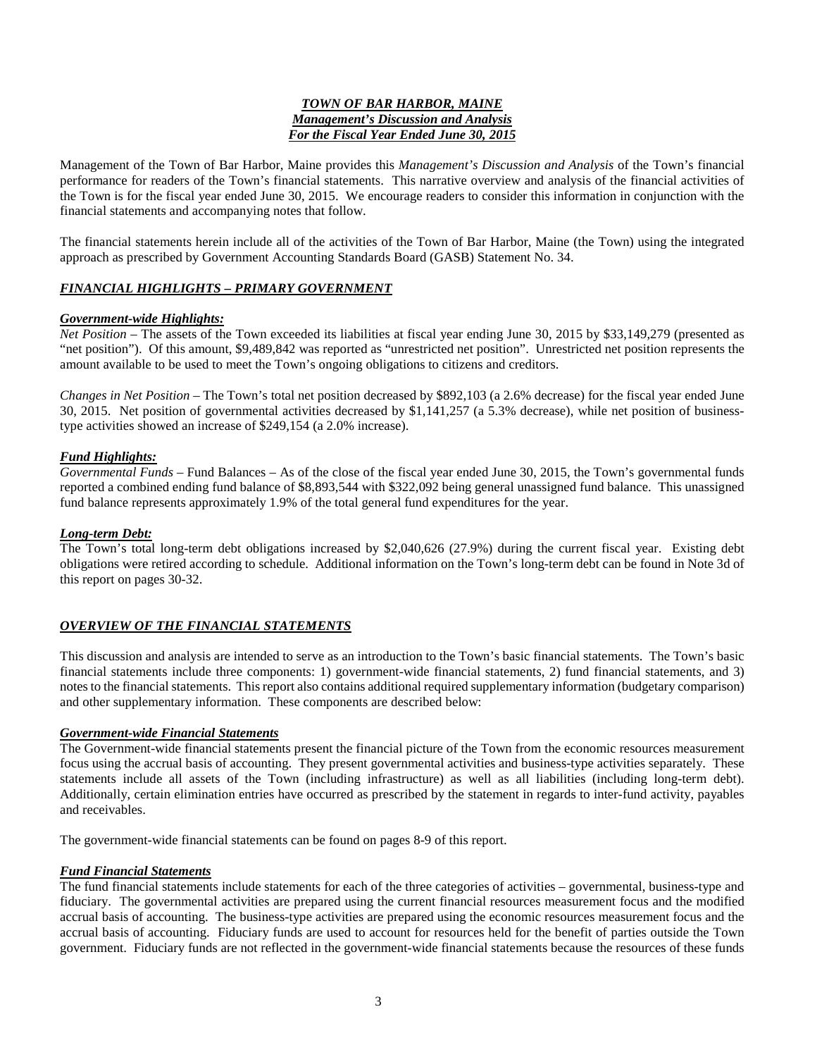# *TOWN OF BAR HARBOR, MAINE*
## *Management's Discussion and Analysis*
## *For the Fiscal Year Ended June 30, 2015*

Management of the Town of Bar Harbor, Maine provides this *Management's Discussion and Analysis* of the Town's financial performance for readers of the Town's financial statements. This narrative overview and analysis of the financial activities of the Town is for the fiscal year ended June 30, 2015. We encourage readers to consider this information in conjunction with the financial statements and accompanying notes that follow.

The financial statements herein include all of the activities of the Town of Bar Harbor, Maine (the Town) using the integrated approach as prescribed by Government Accounting Standards Board (GASB) Statement No. 34.

### *FINANCIAL HIGHLIGHTS – PRIMARY GOVERNMENT*

#### *Government-wide Highlights:*

*Net Position* – The assets of the Town exceeded its liabilities at fiscal year ending June 30, 2015 by $33,149,279 (presented as "net position"). Of this amount, $9,489,842 was reported as "unrestricted net position". Unrestricted net position represents the amount available to be used to meet the Town's ongoing obligations to citizens and creditors.

*Changes in Net Position* – The Town's total net position decreased by $892,103 (a 2.6% decrease) for the fiscal year ended June 30, 2015. Net position of governmental activities decreased by $1,141,257 (a 5.3% decrease), while net position of business-type activities showed an increase of $249,154 (a 2.0% increase).

#### *Fund Highlights:*

*Governmental Funds* – Fund Balances – As of the close of the fiscal year ended June 30, 2015, the Town's governmental funds reported a combined ending fund balance of $8,893,544 with $322,092 being general unassigned fund balance. This unassigned fund balance represents approximately 1.9% of the total general fund expenditures for the year.

#### *Long-term Debt:*

The Town's total long-term debt obligations increased by $2,040,626 (27.9%) during the current fiscal year. Existing debt obligations were retired according to schedule. Additional information on the Town's long-term debt can be found in Note 3d of this report on pages 30-32.

### *OVERVIEW OF THE FINANCIAL STATEMENTS*

This discussion and analysis are intended to serve as an introduction to the Town's basic financial statements. The Town's basic financial statements include three components: 1) government-wide financial statements, 2) fund financial statements, and 3) notes to the financial statements. This report also contains additional required supplementary information (budgetary comparison) and other supplementary information. These components are described below:

#### *Government-wide Financial Statements*

The Government-wide financial statements present the financial picture of the Town from the economic resources measurement focus using the accrual basis of accounting. They present governmental activities and business-type activities separately. These statements include all assets of the Town (including infrastructure) as well as all liabilities (including long-term debt). Additionally, certain elimination entries have occurred as prescribed by the statement in regards to inter-fund activity, payables and receivables.

The government-wide financial statements can be found on pages 8-9 of this report.

#### *Fund Financial Statements*

The fund financial statements include statements for each of the three categories of activities – governmental, business-type and fiduciary. The governmental activities are prepared using the current financial resources measurement focus and the modified accrual basis of accounting. The business-type activities are prepared using the economic resources measurement focus and the accrual basis of accounting. Fiduciary funds are used to account for resources held for the benefit of parties outside the Town government. Fiduciary funds are not reflected in the government-wide financial statements because the resources of these funds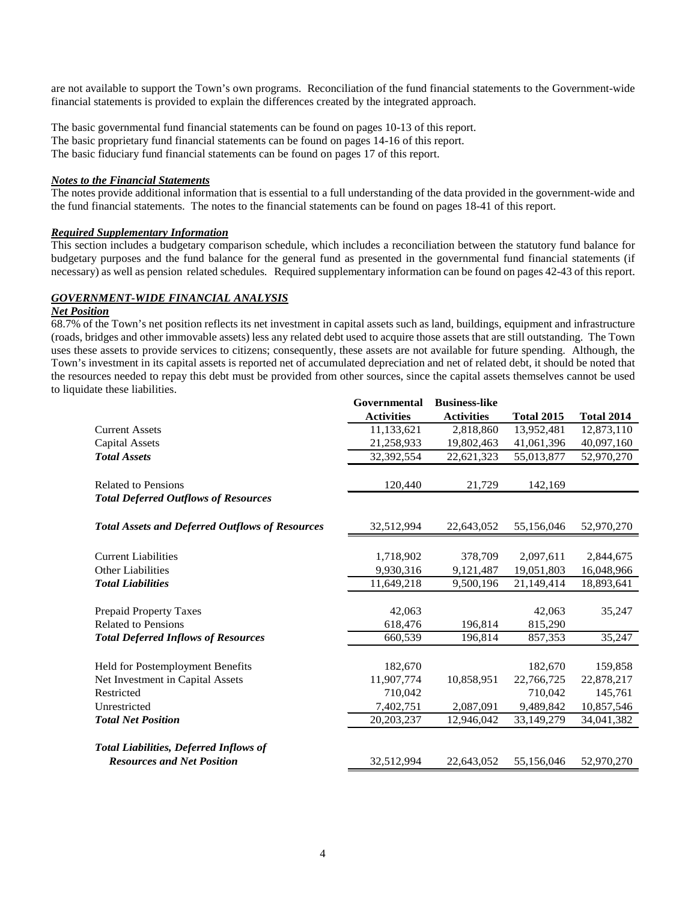are not available to support the Town's own programs. Reconciliation of the fund financial statements to the Government-wide financial statements is provided to explain the differences created by the integrated approach.

The basic governmental fund financial statements can be found on pages 10-13 of this report.
The basic proprietary fund financial statements can be found on pages 14-16 of this report.
The basic fiduciary fund financial statements can be found on pages 17 of this report.

***Notes to the Financial Statements***

The notes provide additional information that is essential to a full understanding of the data provided in the government-wide and the fund financial statements. The notes to the financial statements can be found on pages 18-41 of this report.

***Required Supplementary Information***

This section includes a budgetary comparison schedule, which includes a reconciliation between the statutory fund balance for budgetary purposes and the fund balance for the general fund as presented in the governmental fund financial statements (if necessary) as well as pension related schedules. Required supplementary information can be found on pages 42-43 of this report.

## ***GOVERNMENT-WIDE FINANCIAL ANALYSIS***

***Net Position***

68.7% of the Town's net position reflects its net investment in capital assets such as land, buildings, equipment and infrastructure (roads, bridges and other immovable assets) less any related debt used to acquire those assets that are still outstanding. The Town uses these assets to provide services to citizens; consequently, these assets are not available for future spending. Although, the Town's investment in its capital assets is reported net of accumulated depreciation and net of related debt, it should be noted that the resources needed to repay this debt must be provided from other sources, since the capital assets themselves cannot be used to liquidate these liabilities.

| | Governmental Activities | Business-like Activities | Total 2015 | Total 2014 |
|---|---|---|---|---|
| Current Assets | 11,133,621 | 2,818,860 | 13,952,481 | 12,873,110 |
| Capital Assets | 21,258,933 | 19,802,463 | 41,061,396 | 40,097,160 |
| ***Total Assets*** | 32,392,554 | 22,621,323 | 55,013,877 | 52,970,270 |
| Related to Pensions | 120,440 | 21,729 | 142,169 | |
| ***Total Deferred Outflows of Resources*** | | | | |
| ***Total Assets and Deferred Outflows of Resources*** | 32,512,994 | 22,643,052 | 55,156,046 | 52,970,270 |
| Current Liabilities | 1,718,902 | 378,709 | 2,097,611 | 2,844,675 |
| Other Liabilities | 9,930,316 | 9,121,487 | 19,051,803 | 16,048,966 |
| ***Total Liabilities*** | 11,649,218 | 9,500,196 | 21,149,414 | 18,893,641 |
| Prepaid Property Taxes | 42,063 | | 42,063 | 35,247 |
| Related to Pensions | 618,476 | 196,814 | 815,290 | |
| ***Total Deferred Inflows of Resources*** | 660,539 | 196,814 | 857,353 | 35,247 |
| Held for Postemployment Benefits | 182,670 | | 182,670 | 159,858 |
| Net Investment in Capital Assets | 11,907,774 | 10,858,951 | 22,766,725 | 22,878,217 |
| Restricted | 710,042 | | 710,042 | 145,761 |
| Unrestricted | 7,402,751 | 2,087,091 | 9,489,842 | 10,857,546 |
| ***Total Net Position*** | 20,203,237 | 12,946,042 | 33,149,279 | 34,041,382 |
| ***Total Liabilities, Deferred Inflows of Resources and Net Position*** | 32,512,994 | 22,643,052 | 55,156,046 | 52,970,270 |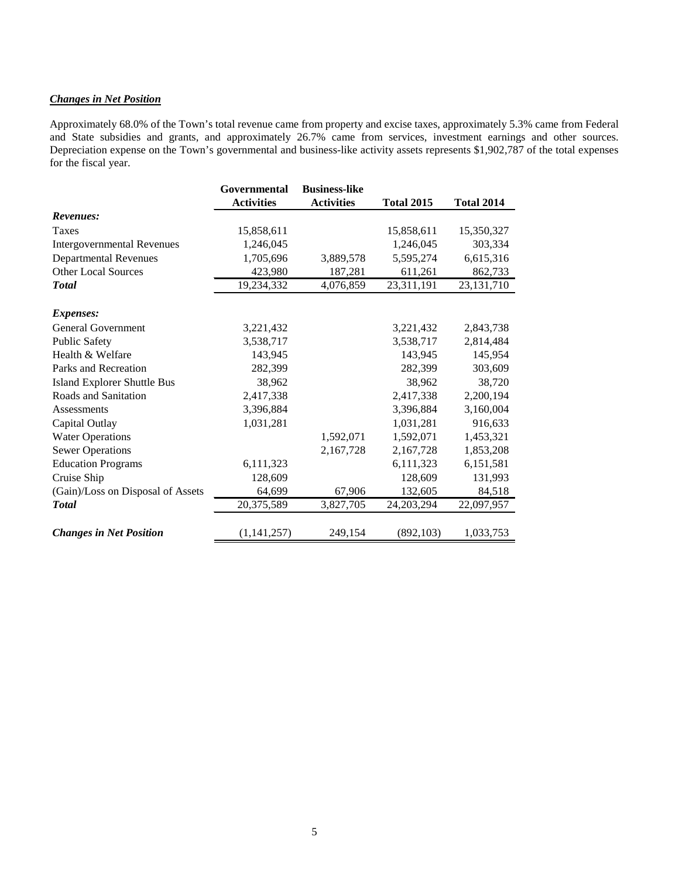***Changes in Net Position***

Approximately 68.0% of the Town's total revenue came from property and excise taxes, approximately 5.3% came from Federal and State subsidies and grants, and approximately 26.7% came from services, investment earnings and other sources. Depreciation expense on the Town's governmental and business-like activity assets represents $1,902,787 of the total expenses for the fiscal year.

| | Governmental Activities | Business-like Activities | Total 2015 | Total 2014 |
|---|---|---|---|---|
| ***Revenues:*** | | | | |
| Taxes | 15,858,611 | | 15,858,611 | 15,350,327 |
| Intergovernmental Revenues | 1,246,045 | | 1,246,045 | 303,334 |
| Departmental Revenues | 1,705,696 | 3,889,578 | 5,595,274 | 6,615,316 |
| Other Local Sources | 423,980 | 187,281 | 611,261 | 862,733 |
| ***Total*** | 19,234,332 | 4,076,859 | 23,311,191 | 23,131,710 |
| ***Expenses:*** | | | | |
| General Government | 3,221,432 | | 3,221,432 | 2,843,738 |
| Public Safety | 3,538,717 | | 3,538,717 | 2,814,484 |
| Health & Welfare | 143,945 | | 143,945 | 145,954 |
| Parks and Recreation | 282,399 | | 282,399 | 303,609 |
| Island Explorer Shuttle Bus | 38,962 | | 38,962 | 38,720 |
| Roads and Sanitation | 2,417,338 | | 2,417,338 | 2,200,194 |
| Assessments | 3,396,884 | | 3,396,884 | 3,160,004 |
| Capital Outlay | 1,031,281 | | 1,031,281 | 916,633 |
| Water Operations | | 1,592,071 | 1,592,071 | 1,453,321 |
| Sewer Operations | | 2,167,728 | 2,167,728 | 1,853,208 |
| Education Programs | 6,111,323 | | 6,111,323 | 6,151,581 |
| Cruise Ship | 128,609 | | 128,609 | 131,993 |
| (Gain)/Loss on Disposal of Assets | 64,699 | 67,906 | 132,605 | 84,518 |
| ***Total*** | 20,375,589 | 3,827,705 | 24,203,294 | 22,097,957 |
| ***Changes in Net Position*** | (1,141,257) | 249,154 | (892,103) | 1,033,753 |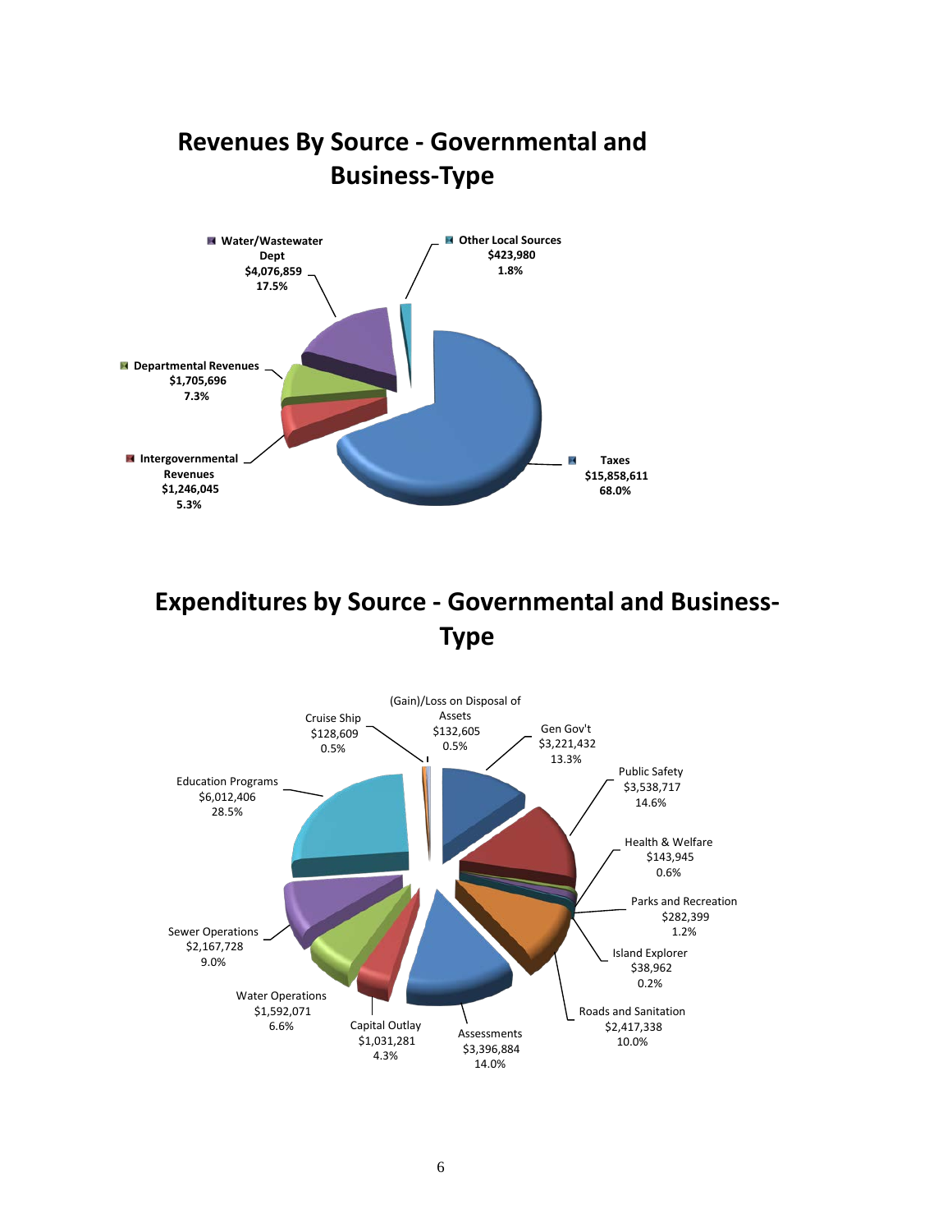## Revenues By Source - Governmental and Business-Type

| Source | Amount | Percent |
|---|---|---|
| Water/Wastewater Dept | $4,076,859 | 17.5% |
| Other Local Sources | $423,980 | 1.8% |
| Departmental Revenues | $1,705,696 | 7.3% |
| Intergovernmental Revenues | $1,246,045 | 5.3% |
| Taxes | $15,858,611 | 68.0% |

## Expenditures by Source - Governmental and Business-Type

| Source | Amount | Percent |
|---|---|---|
| Cruise Ship | $128,609 | 0.5% |
| (Gain)/Loss on Disposal of Assets | $132,605 | 0.5% |
| Gen Gov't | $3,221,432 | 13.3% |
| Public Safety | $3,538,717 | 14.6% |
| Health & Welfare | $143,945 | 0.6% |
| Parks and Recreation | $282,399 | 1.2% |
| Island Explorer | $38,962 | 0.2% |
| Roads and Sanitation | $2,417,338 | 10.0% |
| Assessments | $3,396,884 | 14.0% |
| Capital Outlay | $1,031,281 | 4.3% |
| Water Operations | $1,592,071 | 6.6% |
| Sewer Operations | $2,167,728 | 9.0% |
| Education Programs | $6,012,406 | 28.5% |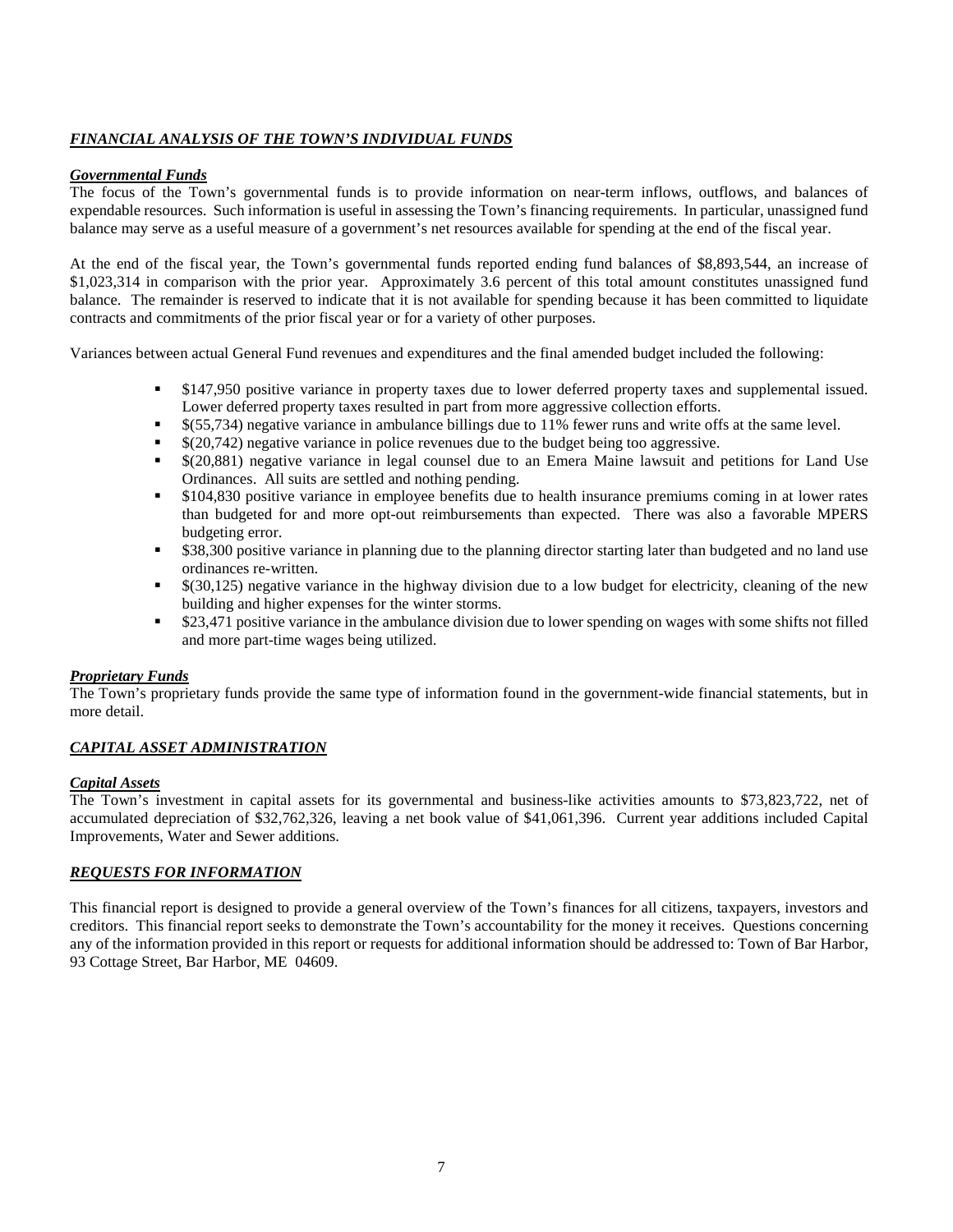## ***FINANCIAL ANALYSIS OF THE TOWN'S INDIVIDUAL FUNDS***

### ***Governmental Funds***

The focus of the Town's governmental funds is to provide information on near-term inflows, outflows, and balances of expendable resources. Such information is useful in assessing the Town's financing requirements. In particular, unassigned fund balance may serve as a useful measure of a government's net resources available for spending at the end of the fiscal year.

At the end of the fiscal year, the Town's governmental funds reported ending fund balances of $8,893,544, an increase of $1,023,314 in comparison with the prior year. Approximately 3.6 percent of this total amount constitutes unassigned fund balance. The remainder is reserved to indicate that it is not available for spending because it has been committed to liquidate contracts and commitments of the prior fiscal year or for a variety of other purposes.

Variances between actual General Fund revenues and expenditures and the final amended budget included the following:

- $147,950 positive variance in property taxes due to lower deferred property taxes and supplemental issued. Lower deferred property taxes resulted in part from more aggressive collection efforts.
- $(55,734) negative variance in ambulance billings due to 11% fewer runs and write offs at the same level.
- $(20,742) negative variance in police revenues due to the budget being too aggressive.
- $(20,881) negative variance in legal counsel due to an Emera Maine lawsuit and petitions for Land Use Ordinances. All suits are settled and nothing pending.
- $104,830 positive variance in employee benefits due to health insurance premiums coming in at lower rates than budgeted for and more opt-out reimbursements than expected. There was also a favorable MPERS budgeting error.
- $38,300 positive variance in planning due to the planning director starting later than budgeted and no land use ordinances re-written.
- $(30,125) negative variance in the highway division due to a low budget for electricity, cleaning of the new building and higher expenses for the winter storms.
- $23,471 positive variance in the ambulance division due to lower spending on wages with some shifts not filled and more part-time wages being utilized.

### ***Proprietary Funds***

The Town's proprietary funds provide the same type of information found in the government-wide financial statements, but in more detail.

## ***CAPITAL ASSET ADMINISTRATION***

### ***Capital Assets***

The Town's investment in capital assets for its governmental and business-like activities amounts to $73,823,722, net of accumulated depreciation of $32,762,326, leaving a net book value of $41,061,396. Current year additions included Capital Improvements, Water and Sewer additions.

## ***REQUESTS FOR INFORMATION***

This financial report is designed to provide a general overview of the Town's finances for all citizens, taxpayers, investors and creditors. This financial report seeks to demonstrate the Town's accountability for the money it receives. Questions concerning any of the information provided in this report or requests for additional information should be addressed to: Town of Bar Harbor, 93 Cottage Street, Bar Harbor, ME 04609.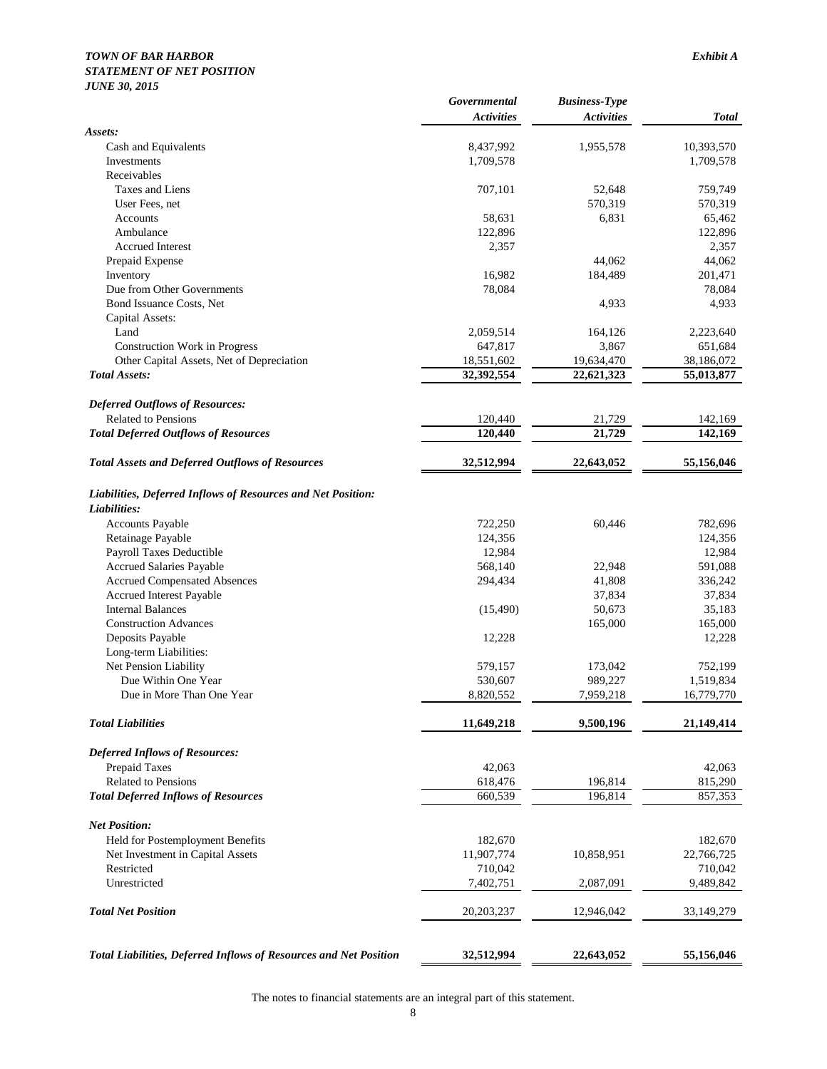***TOWN OF BAR HARBOR*** ***Exhibit A***
***STATEMENT OF NET POSITION***
***JUNE 30, 2015***

| | *Governmental Activities* | *Business-Type Activities* | *Total* |
|---|---|---|---|
| ***Assets:*** | | | |
| Cash and Equivalents | 8,437,992 | 1,955,578 | 10,393,570 |
| Investments | 1,709,578 | | 1,709,578 |
| Receivables | | | |
| Taxes and Liens | 707,101 | 52,648 | 759,749 |
| User Fees, net | | 570,319 | 570,319 |
| Accounts | 58,631 | 6,831 | 65,462 |
| Ambulance | 122,896 | | 122,896 |
| Accrued Interest | 2,357 | | 2,357 |
| Prepaid Expense | | 44,062 | 44,062 |
| Inventory | 16,982 | 184,489 | 201,471 |
| Due from Other Governments | 78,084 | | 78,084 |
| Bond Issuance Costs, Net | | 4,933 | 4,933 |
| Capital Assets: | | | |
| Land | 2,059,514 | 164,126 | 2,223,640 |
| Construction Work in Progress | 647,817 | 3,867 | 651,684 |
| Other Capital Assets, Net of Depreciation | 18,551,602 | 19,634,470 | 38,186,072 |
| ***Total Assets:*** | **32,392,554** | **22,621,323** | **55,013,877** |
| ***Deferred Outflows of Resources:*** | | | |
| Related to Pensions | 120,440 | 21,729 | 142,169 |
| ***Total Deferred Outflows of Resources*** | **120,440** | **21,729** | **142,169** |
| ***Total Assets and Deferred Outflows of Resources*** | **32,512,994** | **22,643,052** | **55,156,046** |
| ***Liabilities, Deferred Inflows of Resources and Net Position:*** | | | |
| ***Liabilities:*** | | | |
| Accounts Payable | 722,250 | 60,446 | 782,696 |
| Retainage Payable | 124,356 | | 124,356 |
| Payroll Taxes Deductible | 12,984 | | 12,984 |
| Accrued Salaries Payable | 568,140 | 22,948 | 591,088 |
| Accrued Compensated Absences | 294,434 | 41,808 | 336,242 |
| Accrued Interest Payable | | 37,834 | 37,834 |
| Internal Balances | (15,490) | 50,673 | 35,183 |
| Construction Advances | | 165,000 | 165,000 |
| Deposits Payable | 12,228 | | 12,228 |
| Long-term Liabilities: | | | |
| Net Pension Liability | 579,157 | 173,042 | 752,199 |
| Due Within One Year | 530,607 | 989,227 | 1,519,834 |
| Due in More Than One Year | 8,820,552 | 7,959,218 | 16,779,770 |
| ***Total Liabilities*** | **11,649,218** | **9,500,196** | **21,149,414** |
| ***Deferred Inflows of Resources:*** | | | |
| Prepaid Taxes | 42,063 | | 42,063 |
| Related to Pensions | 618,476 | 196,814 | 815,290 |
| ***Total Deferred Inflows of Resources*** | 660,539 | 196,814 | 857,353 |
| ***Net Position:*** | | | |
| Held for Postemployment Benefits | 182,670 | | 182,670 |
| Net Investment in Capital Assets | 11,907,774 | 10,858,951 | 22,766,725 |
| Restricted | 710,042 | | 710,042 |
| Unrestricted | 7,402,751 | 2,087,091 | 9,489,842 |
| ***Total Net Position*** | 20,203,237 | 12,946,042 | 33,149,279 |
| ***Total Liabilities, Deferred Inflows of Resources and Net Position*** | **32,512,994** | **22,643,052** | **55,156,046** |

The notes to financial statements are an integral part of this statement.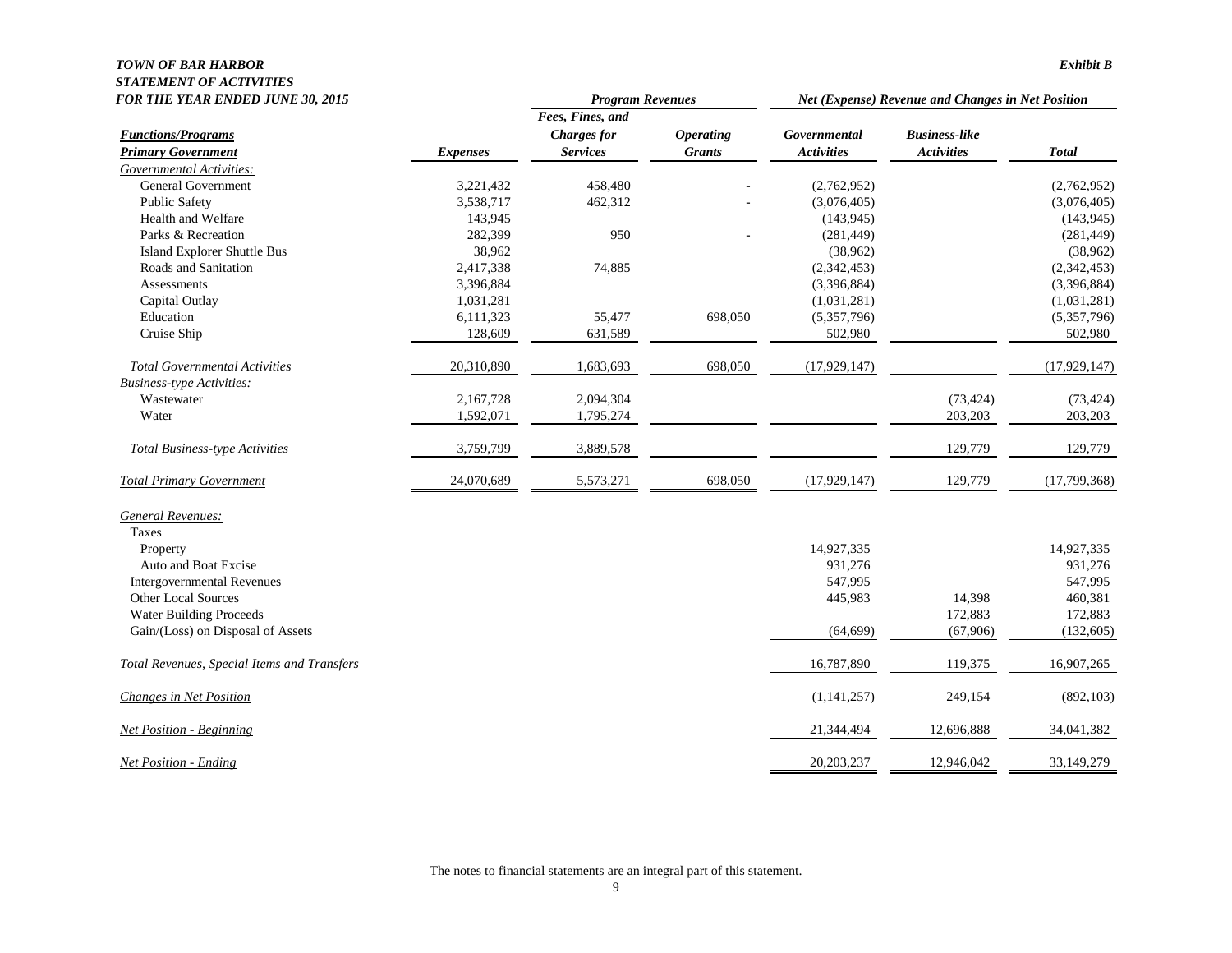***TOWN OF BAR HARBOR***
***STATEMENT OF ACTIVITIES***
***FOR THE YEAR ENDED JUNE 30, 2015***

***Exhibit B***

| ***Functions/Programs*** | | ***Program Revenues*** | | ***Net (Expense) Revenue and Changes in Net Position*** | | |
|---|---|---|---|---|---|---|
| ***Primary Government*** | ***Expenses*** | ***Fees, Fines, and Charges for Services*** | ***Operating Grants*** | ***Governmental Activities*** | ***Business-like Activities*** | ***Total*** |
| *Governmental Activities:* | | | | | | |
| General Government | 3,221,432 | 458,480 | - | (2,762,952) | | (2,762,952) |
| Public Safety | 3,538,717 | 462,312 | - | (3,076,405) | | (3,076,405) |
| Health and Welfare | 143,945 | | | (143,945) | | (143,945) |
| Parks & Recreation | 282,399 | 950 | - | (281,449) | | (281,449) |
| Island Explorer Shuttle Bus | 38,962 | | | (38,962) | | (38,962) |
| Roads and Sanitation | 2,417,338 | 74,885 | | (2,342,453) | | (2,342,453) |
| Assessments | 3,396,884 | | | (3,396,884) | | (3,396,884) |
| Capital Outlay | 1,031,281 | | | (1,031,281) | | (1,031,281) |
| Education | 6,111,323 | 55,477 | 698,050 | (5,357,796) | | (5,357,796) |
| Cruise Ship | 128,609 | 631,589 | | 502,980 | | 502,980 |
| *Total Governmental Activities* | 20,310,890 | 1,683,693 | 698,050 | (17,929,147) | | (17,929,147) |
| *Business-type Activities:* | | | | | | |
| Wastewater | 2,167,728 | 2,094,304 | | | (73,424) | (73,424) |
| Water | 1,592,071 | 1,795,274 | | | 203,203 | 203,203 |
| *Total Business-type Activities* | 3,759,799 | 3,889,578 | | | 129,779 | 129,779 |
| *Total Primary Government* | 24,070,689 | 5,573,271 | 698,050 | (17,929,147) | 129,779 | (17,799,368) |
| *General Revenues:* | | | | | | |
| Taxes | | | | | | |
| Property | | | | 14,927,335 | | 14,927,335 |
| Auto and Boat Excise | | | | 931,276 | | 931,276 |
| Intergovernmental Revenues | | | | 547,995 | | 547,995 |
| Other Local Sources | | | | 445,983 | 14,398 | 460,381 |
| Water Building Proceeds | | | | | 172,883 | 172,883 |
| Gain/(Loss) on Disposal of Assets | | | | (64,699) | (67,906) | (132,605) |
| *Total Revenues, Special Items and Transfers* | | | | 16,787,890 | 119,375 | 16,907,265 |
| *Changes in Net Position* | | | | (1,141,257) | 249,154 | (892,103) |
| *Net Position - Beginning* | | | | 21,344,494 | 12,696,888 | 34,041,382 |
| *Net Position - Ending* | | | | 20,203,237 | 12,946,042 | 33,149,279 |

The notes to financial statements are an integral part of this statement.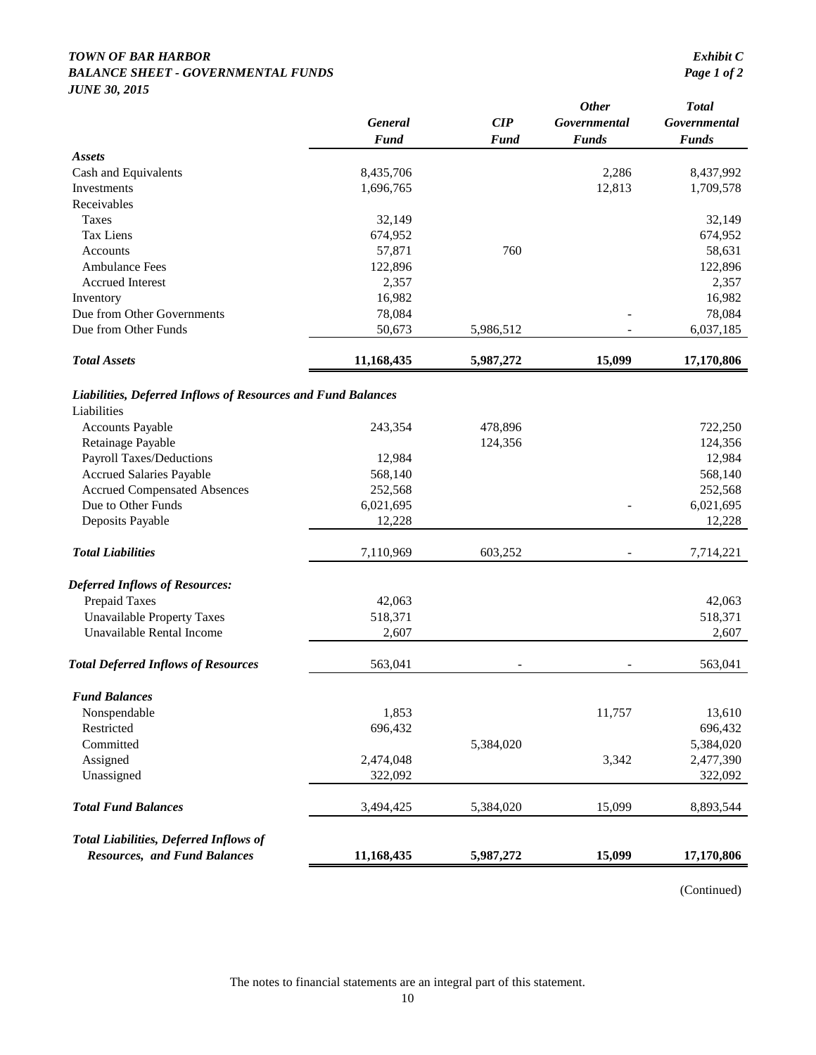**TOWN OF BAR HARBOR**
**BALANCE SHEET - GOVERNMENTAL FUNDS**
**JUNE 30, 2015**

**Exhibit C**
**Page 1 of 2**

| | *General Fund* | *CIP Fund* | *Other Governmental Funds* | *Total Governmental Funds* |
|---|---|---|---|---|
| ***Assets*** | | | | |
| Cash and Equivalents | 8,435,706 | | 2,286 | 8,437,992 |
| Investments | 1,696,765 | | 12,813 | 1,709,578 |
| Receivables | | | | |
| Taxes | 32,149 | | | 32,149 |
| Tax Liens | 674,952 | | | 674,952 |
| Accounts | 57,871 | 760 | | 58,631 |
| Ambulance Fees | 122,896 | | | 122,896 |
| Accrued Interest | 2,357 | | | 2,357 |
| Inventory | 16,982 | | | 16,982 |
| Due from Other Governments | 78,084 | | - | 78,084 |
| Due from Other Funds | 50,673 | 5,986,512 | - | 6,037,185 |
| ***Total Assets*** | **11,168,435** | **5,987,272** | **15,099** | **17,170,806** |
| ***Liabilities, Deferred Inflows of Resources and Fund Balances*** | | | | |
| Liabilities | | | | |
| Accounts Payable | 243,354 | 478,896 | | 722,250 |
| Retainage Payable | | 124,356 | | 124,356 |
| Payroll Taxes/Deductions | 12,984 | | | 12,984 |
| Accrued Salaries Payable | 568,140 | | | 568,140 |
| Accrued Compensated Absences | 252,568 | | | 252,568 |
| Due to Other Funds | 6,021,695 | | - | 6,021,695 |
| Deposits Payable | 12,228 | | | 12,228 |
| ***Total Liabilities*** | 7,110,969 | 603,252 | - | 7,714,221 |
| ***Deferred Inflows of Resources:*** | | | | |
| Prepaid Taxes | 42,063 | | | 42,063 |
| Unavailable Property Taxes | 518,371 | | | 518,371 |
| Unavailable Rental Income | 2,607 | | | 2,607 |
| ***Total Deferred Inflows of Resources*** | 563,041 | - | - | 563,041 |
| ***Fund Balances*** | | | | |
| Nonspendable | 1,853 | | 11,757 | 13,610 |
| Restricted | 696,432 | | | 696,432 |
| Committed | | 5,384,020 | | 5,384,020 |
| Assigned | 2,474,048 | | 3,342 | 2,477,390 |
| Unassigned | 322,092 | | | 322,092 |
| ***Total Fund Balances*** | 3,494,425 | 5,384,020 | 15,099 | 8,893,544 |
| ***Total Liabilities, Deferred Inflows of Resources, and Fund Balances*** | **11,168,435** | **5,987,272** | **15,099** | **17,170,806** |

(Continued)

The notes to financial statements are an integral part of this statement.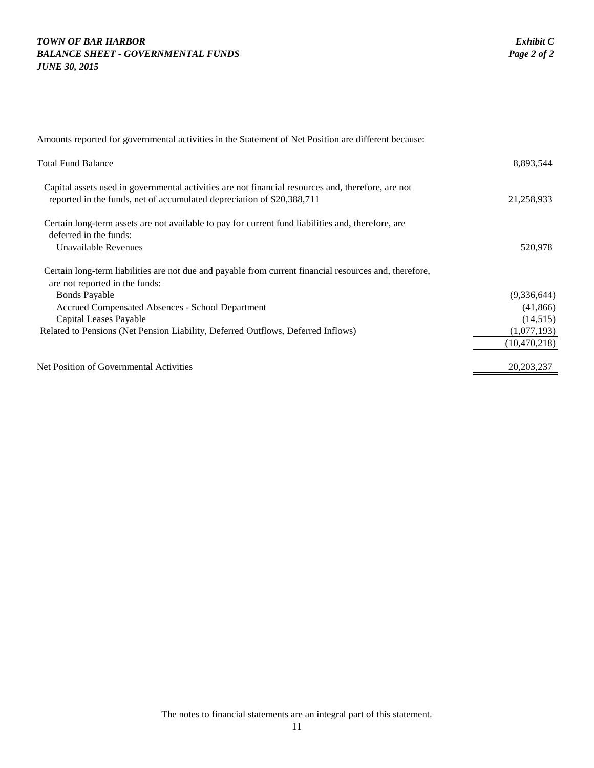***TOWN OF BAR HARBOR***
***BALANCE SHEET - GOVERNMENTAL FUNDS***
***JUNE 30, 2015***

***Exhibit C***
***Page 2 of 2***

Amounts reported for governmental activities in the Statement of Net Position are different because:

| | |
|---|---|
| Total Fund Balance | 8,893,544 |
| Capital assets used in governmental activities are not financial resources and, therefore, are not reported in the funds, net of accumulated depreciation of $20,388,711 | 21,258,933 |
| Certain long-term assets are not available to pay for current fund liabilities and, therefore, are deferred in the funds: | |
| Unavailable Revenues | 520,978 |
| Certain long-term liabilities are not due and payable from current financial resources and, therefore, are not reported in the funds: | |
| Bonds Payable | (9,336,644) |
| Accrued Compensated Absences - School Department | (41,866) |
| Capital Leases Payable | (14,515) |
| Related to Pensions (Net Pension Liability, Deferred Outflows, Deferred Inflows) | (1,077,193) |
| | (10,470,218) |
| Net Position of Governmental Activities | 20,203,237 |

The notes to financial statements are an integral part of this statement.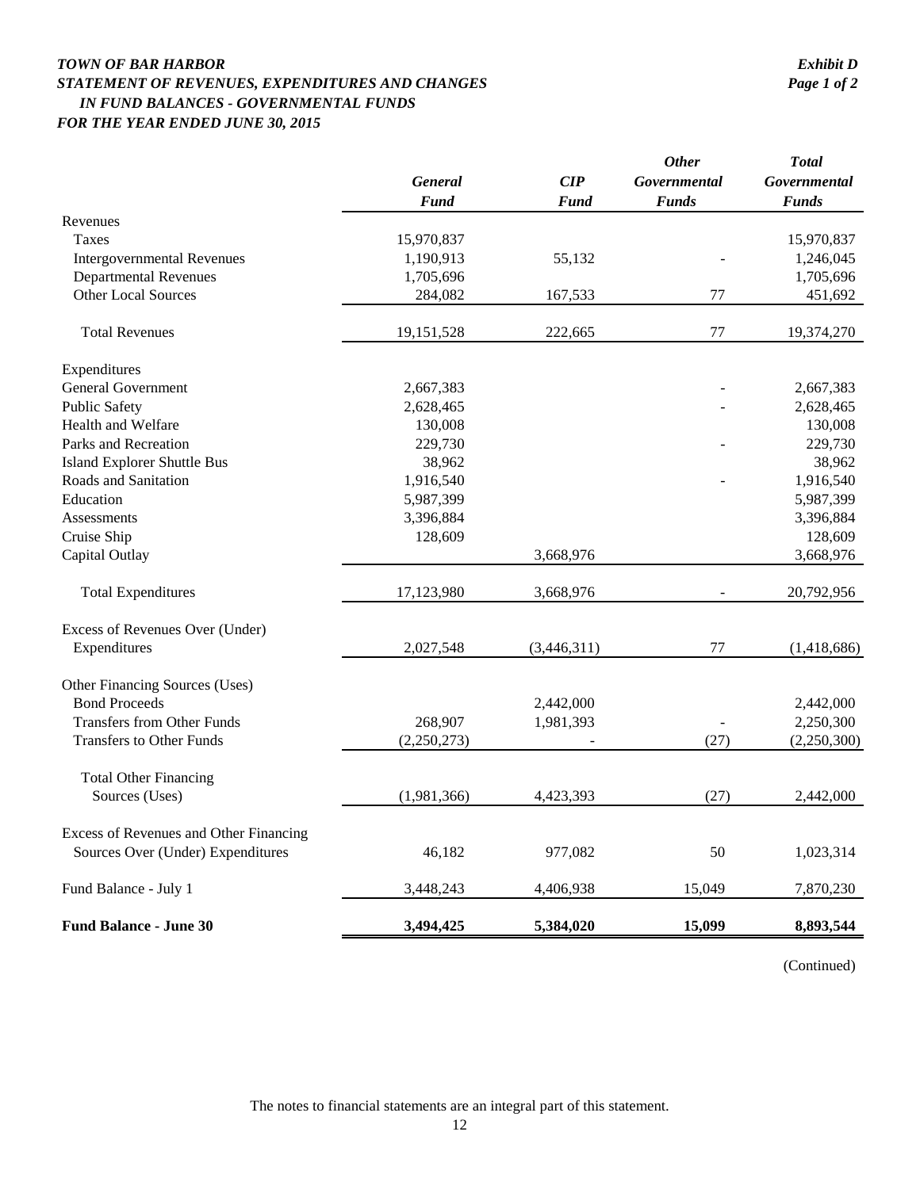# *TOWN OF BAR HARBOR*
## *STATEMENT OF REVENUES, EXPENDITURES AND CHANGES IN FUND BALANCES - GOVERNMENTAL FUNDS*
### *FOR THE YEAR ENDED JUNE 30, 2015*

*Exhibit D*
*Page 1 of 2*

| | *General Fund* | *CIP Fund* | *Other Governmental Funds* | *Total Governmental Funds* |
|---|---|---|---|---|
| Revenues | | | | |
| Taxes | 15,970,837 | | | 15,970,837 |
| Intergovernmental Revenues | 1,190,913 | 55,132 | - | 1,246,045 |
| Departmental Revenues | 1,705,696 | | | 1,705,696 |
| Other Local Sources | 284,082 | 167,533 | 77 | 451,692 |
| Total Revenues | 19,151,528 | 222,665 | 77 | 19,374,270 |
| Expenditures | | | | |
| General Government | 2,667,383 | | - | 2,667,383 |
| Public Safety | 2,628,465 | | - | 2,628,465 |
| Health and Welfare | 130,008 | | | 130,008 |
| Parks and Recreation | 229,730 | | - | 229,730 |
| Island Explorer Shuttle Bus | 38,962 | | | 38,962 |
| Roads and Sanitation | 1,916,540 | | - | 1,916,540 |
| Education | 5,987,399 | | | 5,987,399 |
| Assessments | 3,396,884 | | | 3,396,884 |
| Cruise Ship | 128,609 | | | 128,609 |
| Capital Outlay | | 3,668,976 | | 3,668,976 |
| Total Expenditures | 17,123,980 | 3,668,976 | - | 20,792,956 |
| Excess of Revenues Over (Under) Expenditures | 2,027,548 | (3,446,311) | 77 | (1,418,686) |
| Other Financing Sources (Uses) | | | | |
| Bond Proceeds | | 2,442,000 | | 2,442,000 |
| Transfers from Other Funds | 268,907 | 1,981,393 | - | 2,250,300 |
| Transfers to Other Funds | (2,250,273) | - | (27) | (2,250,300) |
| Total Other Financing Sources (Uses) | (1,981,366) | 4,423,393 | (27) | 2,442,000 |
| Excess of Revenues and Other Financing Sources Over (Under) Expenditures | 46,182 | 977,082 | 50 | 1,023,314 |
| Fund Balance - July 1 | 3,448,243 | 4,406,938 | 15,049 | 7,870,230 |
| **Fund Balance - June 30** | **3,494,425** | **5,384,020** | **15,099** | **8,893,544** |

(Continued)

The notes to financial statements are an integral part of this statement.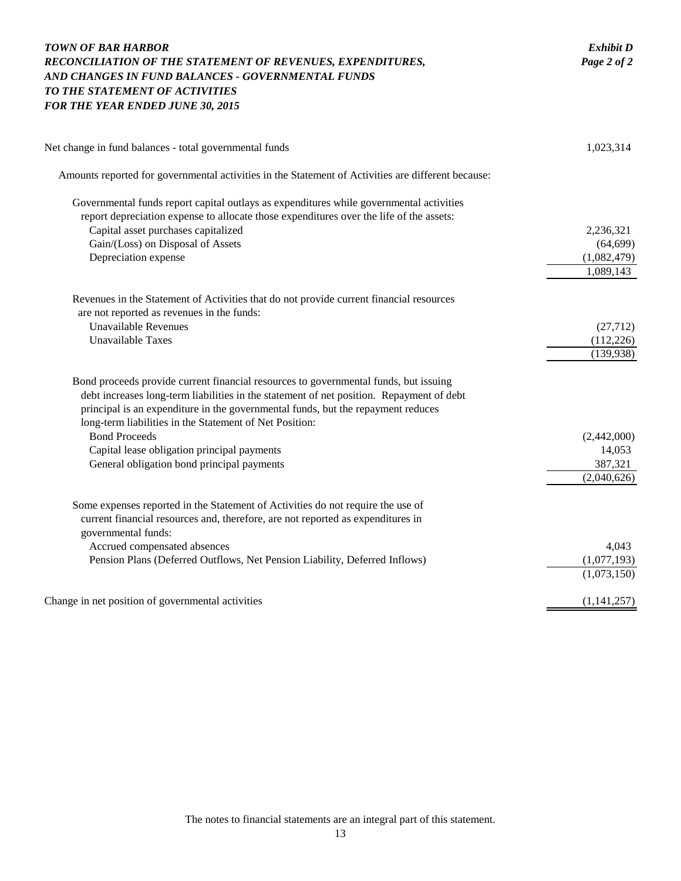***TOWN OF BAR HARBOR***
***RECONCILIATION OF THE STATEMENT OF REVENUES, EXPENDITURES, AND CHANGES IN FUND BALANCES - GOVERNMENTAL FUNDS TO THE STATEMENT OF ACTIVITIES***
***FOR THE YEAR ENDED JUNE 30, 2015***

***Exhibit D***
***Page 2 of 2***

| | |
|---|---|
| Net change in fund balances - total governmental funds | 1,023,314 |
| Amounts reported for governmental activities in the Statement of Activities are different because: | |
| Governmental funds report capital outlays as expenditures while governmental activities report depreciation expense to allocate those expenditures over the life of the assets: | |
| Capital asset purchases capitalized | 2,236,321 |
| Gain/(Loss) on Disposal of Assets | (64,699) |
| Depreciation expense | (1,082,479) |
| | 1,089,143 |
| Revenues in the Statement of Activities that do not provide current financial resources are not reported as revenues in the funds: | |
| Unavailable Revenues | (27,712) |
| Unavailable Taxes | (112,226) |
| | (139,938) |
| Bond proceeds provide current financial resources to governmental funds, but issuing debt increases long-term liabilities in the statement of net position. Repayment of debt principal is an expenditure in the governmental funds, but the repayment reduces long-term liabilities in the Statement of Net Position: | |
| Bond Proceeds | (2,442,000) |
| Capital lease obligation principal payments | 14,053 |
| General obligation bond principal payments | 387,321 |
| | (2,040,626) |
| Some expenses reported in the Statement of Activities do not require the use of current financial resources and, therefore, are not reported as expenditures in governmental funds: | |
| Accrued compensated absences | 4,043 |
| Pension Plans (Deferred Outflows, Net Pension Liability, Deferred Inflows) | (1,077,193) |
| | (1,073,150) |
| Change in net position of governmental activities | (1,141,257) |

The notes to financial statements are an integral part of this statement.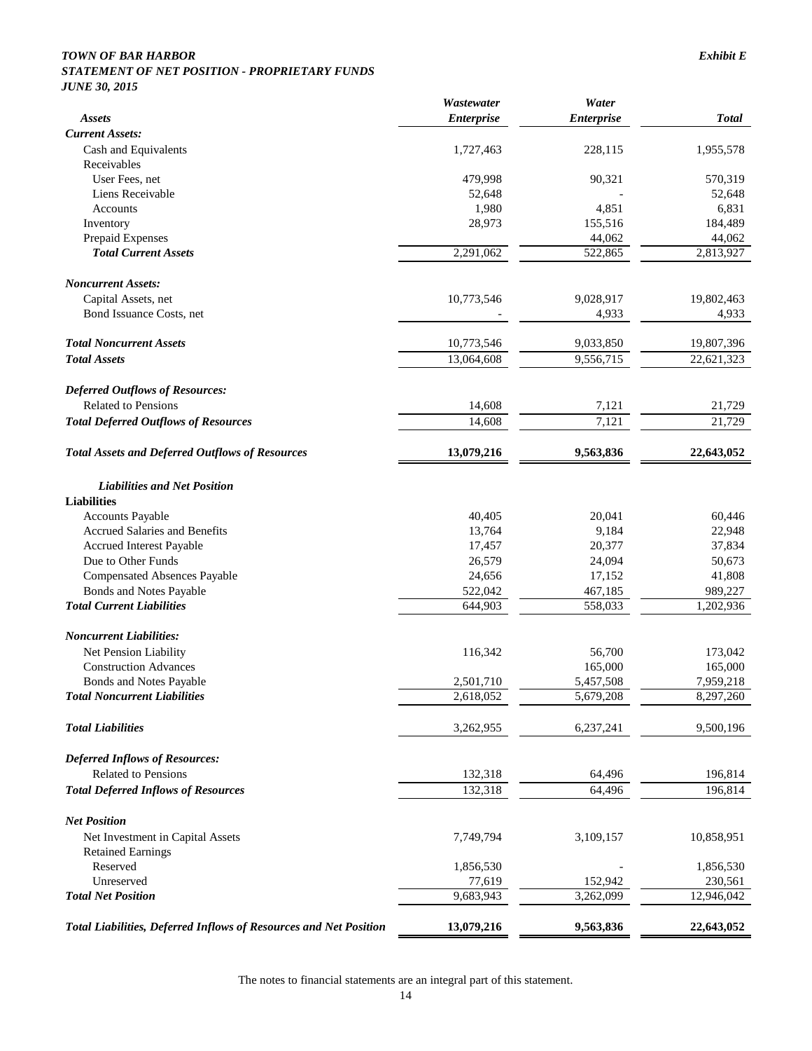***TOWN OF BAR HARBOR*** ***Exhibit E***
***STATEMENT OF NET POSITION - PROPRIETARY FUNDS***
***JUNE 30, 2015***

| ***Assets*** | ***Wastewater Enterprise*** | ***Water Enterprise*** | ***Total*** |
|---|---|---|---|
| ***Current Assets:*** | | | |
| Cash and Equivalents | 1,727,463 | 228,115 | 1,955,578 |
| Receivables | | | |
| User Fees, net | 479,998 | 90,321 | 570,319 |
| Liens Receivable | 52,648 | - | 52,648 |
| Accounts | 1,980 | 4,851 | 6,831 |
| Inventory | 28,973 | 155,516 | 184,489 |
| Prepaid Expenses | | 44,062 | 44,062 |
| ***Total Current Assets*** | 2,291,062 | 522,865 | 2,813,927 |
| ***Noncurrent Assets:*** | | | |
| Capital Assets, net | 10,773,546 | 9,028,917 | 19,802,463 |
| Bond Issuance Costs, net | - | 4,933 | 4,933 |
| ***Total Noncurrent Assets*** | 10,773,546 | 9,033,850 | 19,807,396 |
| ***Total Assets*** | 13,064,608 | 9,556,715 | 22,621,323 |
| ***Deferred Outflows of Resources:*** | | | |
| Related to Pensions | 14,608 | 7,121 | 21,729 |
| ***Total Deferred Outflows of Resources*** | 14,608 | 7,121 | 21,729 |
| ***Total Assets and Deferred Outflows of Resources*** | **13,079,216** | **9,563,836** | **22,643,052** |
| ***Liabilities and Net Position*** | | | |
| **Liabilities** | | | |
| Accounts Payable | 40,405 | 20,041 | 60,446 |
| Accrued Salaries and Benefits | 13,764 | 9,184 | 22,948 |
| Accrued Interest Payable | 17,457 | 20,377 | 37,834 |
| Due to Other Funds | 26,579 | 24,094 | 50,673 |
| Compensated Absences Payable | 24,656 | 17,152 | 41,808 |
| Bonds and Notes Payable | 522,042 | 467,185 | 989,227 |
| ***Total Current Liabilities*** | 644,903 | 558,033 | 1,202,936 |
| ***Noncurrent Liabilities:*** | | | |
| Net Pension Liability | 116,342 | 56,700 | 173,042 |
| Construction Advances | | 165,000 | 165,000 |
| Bonds and Notes Payable | 2,501,710 | 5,457,508 | 7,959,218 |
| ***Total Noncurrent Liabilities*** | 2,618,052 | 5,679,208 | 8,297,260 |
| ***Total Liabilities*** | 3,262,955 | 6,237,241 | 9,500,196 |
| ***Deferred Inflows of Resources:*** | | | |
| Related to Pensions | 132,318 | 64,496 | 196,814 |
| ***Total Deferred Inflows of Resources*** | 132,318 | 64,496 | 196,814 |
| ***Net Position*** | | | |
| Net Investment in Capital Assets | 7,749,794 | 3,109,157 | 10,858,951 |
| Retained Earnings | | | |
| Reserved | 1,856,530 | - | 1,856,530 |
| Unreserved | 77,619 | 152,942 | 230,561 |
| ***Total Net Position*** | 9,683,943 | 3,262,099 | 12,946,042 |
| ***Total Liabilities, Deferred Inflows of Resources and Net Position*** | **13,079,216** | **9,563,836** | **22,643,052** |

The notes to financial statements are an integral part of this statement.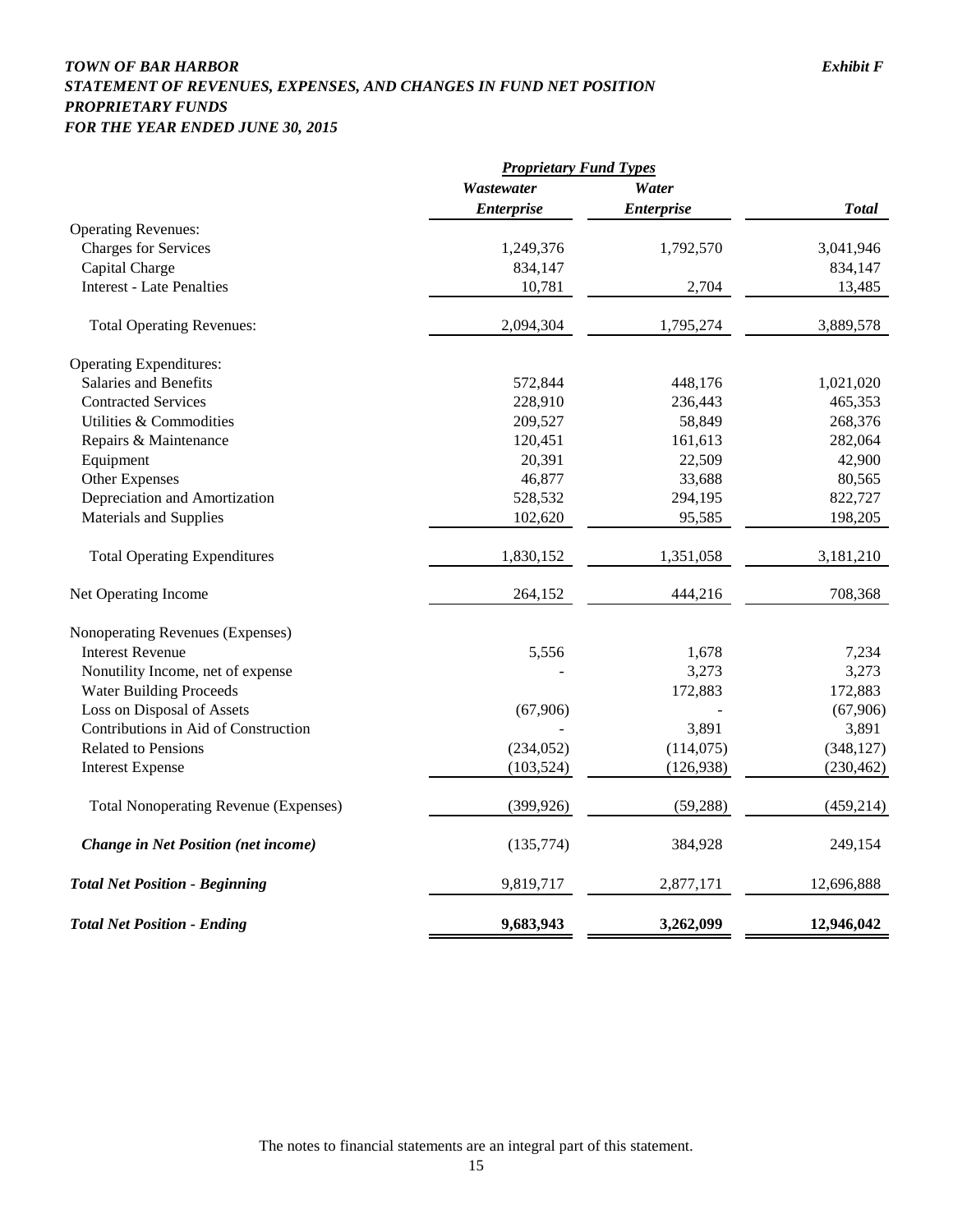***TOWN OF BAR HARBOR*** ***Exhibit F***

***STATEMENT OF REVENUES, EXPENSES, AND CHANGES IN FUND NET POSITION***

***PROPRIETARY FUNDS***

***FOR THE YEAR ENDED JUNE 30, 2015***

| | ***Proprietary Fund Types*** | | |
|---|---|---|---|
| | ***Wastewater Enterprise*** | ***Water Enterprise*** | ***Total*** |
| Operating Revenues: | | | |
| Charges for Services | 1,249,376 | 1,792,570 | 3,041,946 |
| Capital Charge | 834,147 | | 834,147 |
| Interest - Late Penalties | 10,781 | 2,704 | 13,485 |
| Total Operating Revenues: | 2,094,304 | 1,795,274 | 3,889,578 |
| Operating Expenditures: | | | |
| Salaries and Benefits | 572,844 | 448,176 | 1,021,020 |
| Contracted Services | 228,910 | 236,443 | 465,353 |
| Utilities & Commodities | 209,527 | 58,849 | 268,376 |
| Repairs & Maintenance | 120,451 | 161,613 | 282,064 |
| Equipment | 20,391 | 22,509 | 42,900 |
| Other Expenses | 46,877 | 33,688 | 80,565 |
| Depreciation and Amortization | 528,532 | 294,195 | 822,727 |
| Materials and Supplies | 102,620 | 95,585 | 198,205 |
| Total Operating Expenditures | 1,830,152 | 1,351,058 | 3,181,210 |
| Net Operating Income | 264,152 | 444,216 | 708,368 |
| Nonoperating Revenues (Expenses) | | | |
| Interest Revenue | 5,556 | 1,678 | 7,234 |
| Nonutility Income, net of expense | - | 3,273 | 3,273 |
| Water Building Proceeds | | 172,883 | 172,883 |
| Loss on Disposal of Assets | (67,906) | - | (67,906) |
| Contributions in Aid of Construction | - | 3,891 | 3,891 |
| Related to Pensions | (234,052) | (114,075) | (348,127) |
| Interest Expense | (103,524) | (126,938) | (230,462) |
| Total Nonoperating Revenue (Expenses) | (399,926) | (59,288) | (459,214) |
| ***Change in Net Position (net income)*** | (135,774) | 384,928 | 249,154 |
| ***Total Net Position - Beginning*** | 9,819,717 | 2,877,171 | 12,696,888 |
| ***Total Net Position - Ending*** | **9,683,943** | **3,262,099** | **12,946,042** |

The notes to financial statements are an integral part of this statement.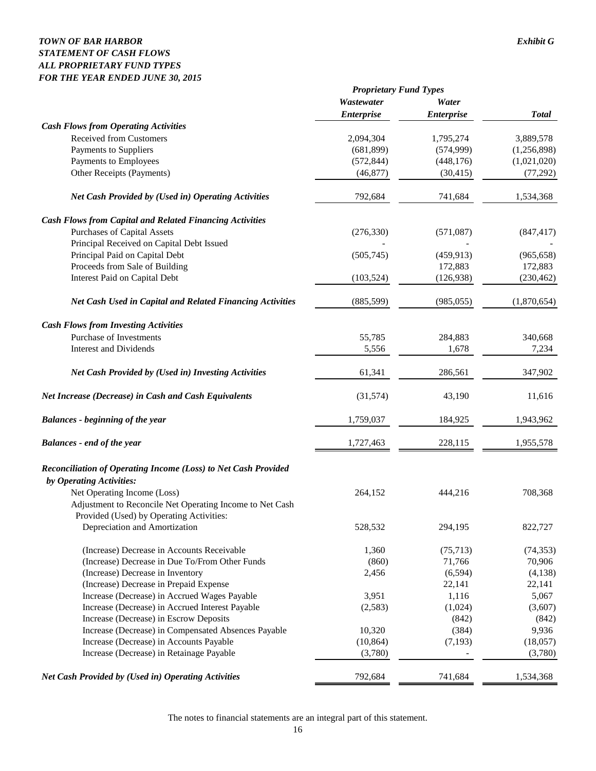***TOWN OF BAR HARBOR*** | ***Exhibit G***

***STATEMENT OF CASH FLOWS***
***ALL PROPRIETARY FUND TYPES***
***FOR THE YEAR ENDED JUNE 30, 2015***

| | ***Proprietary Fund Types*** | | |
|---|---|---|---|
| | ***Wastewater Enterprise*** | ***Water Enterprise*** | ***Total*** |
| ***Cash Flows from Operating Activities*** | | | |
| Received from Customers | 2,094,304 | 1,795,274 | 3,889,578 |
| Payments to Suppliers | (681,899) | (574,999) | (1,256,898) |
| Payments to Employees | (572,844) | (448,176) | (1,021,020) |
| Other Receipts (Payments) | (46,877) | (30,415) | (77,292) |
| ***Net Cash Provided by (Used in) Operating Activities*** | 792,684 | 741,684 | 1,534,368 |
| ***Cash Flows from Capital and Related Financing Activities*** | | | |
| Purchases of Capital Assets | (276,330) | (571,087) | (847,417) |
| Principal Received on Capital Debt Issued | - | - | - |
| Principal Paid on Capital Debt | (505,745) | (459,913) | (965,658) |
| Proceeds from Sale of Building | | 172,883 | 172,883 |
| Interest Paid on Capital Debt | (103,524) | (126,938) | (230,462) |
| ***Net Cash Used in Capital and Related Financing Activities*** | (885,599) | (985,055) | (1,870,654) |
| ***Cash Flows from Investing Activities*** | | | |
| Purchase of Investments | 55,785 | 284,883 | 340,668 |
| Interest and Dividends | 5,556 | 1,678 | 7,234 |
| ***Net Cash Provided by (Used in) Investing Activities*** | 61,341 | 286,561 | 347,902 |
| ***Net Increase (Decrease) in Cash and Cash Equivalents*** | (31,574) | 43,190 | 11,616 |
| ***Balances - beginning of the year*** | 1,759,037 | 184,925 | 1,943,962 |
| ***Balances - end of the year*** | 1,727,463 | 228,115 | 1,955,578 |
| ***Reconciliation of Operating Income (Loss) to Net Cash Provided by Operating Activities:*** | | | |
| Net Operating Income (Loss) | 264,152 | 444,216 | 708,368 |
| Adjustment to Reconcile Net Operating Income to Net Cash Provided (Used) by Operating Activities: | | | |
| Depreciation and Amortization | 528,532 | 294,195 | 822,727 |
| (Increase) Decrease in Accounts Receivable | 1,360 | (75,713) | (74,353) |
| (Increase) Decrease in Due To/From Other Funds | (860) | 71,766 | 70,906 |
| (Increase) Decrease in Inventory | 2,456 | (6,594) | (4,138) |
| (Increase) Decrease in Prepaid Expense | | 22,141 | 22,141 |
| Increase (Decrease) in Accrued Wages Payable | 3,951 | 1,116 | 5,067 |
| Increase (Decrease) in Accrued Interest Payable | (2,583) | (1,024) | (3,607) |
| Increase (Decrease) in Escrow Deposits | | (842) | (842) |
| Increase (Decrease) in Compensated Absences Payable | 10,320 | (384) | 9,936 |
| Increase (Decrease) in Accounts Payable | (10,864) | (7,193) | (18,057) |
| Increase (Decrease) in Retainage Payable | (3,780) | - | (3,780) |
| ***Net Cash Provided by (Used in) Operating Activities*** | 792,684 | 741,684 | 1,534,368 |

The notes to financial statements are an integral part of this statement.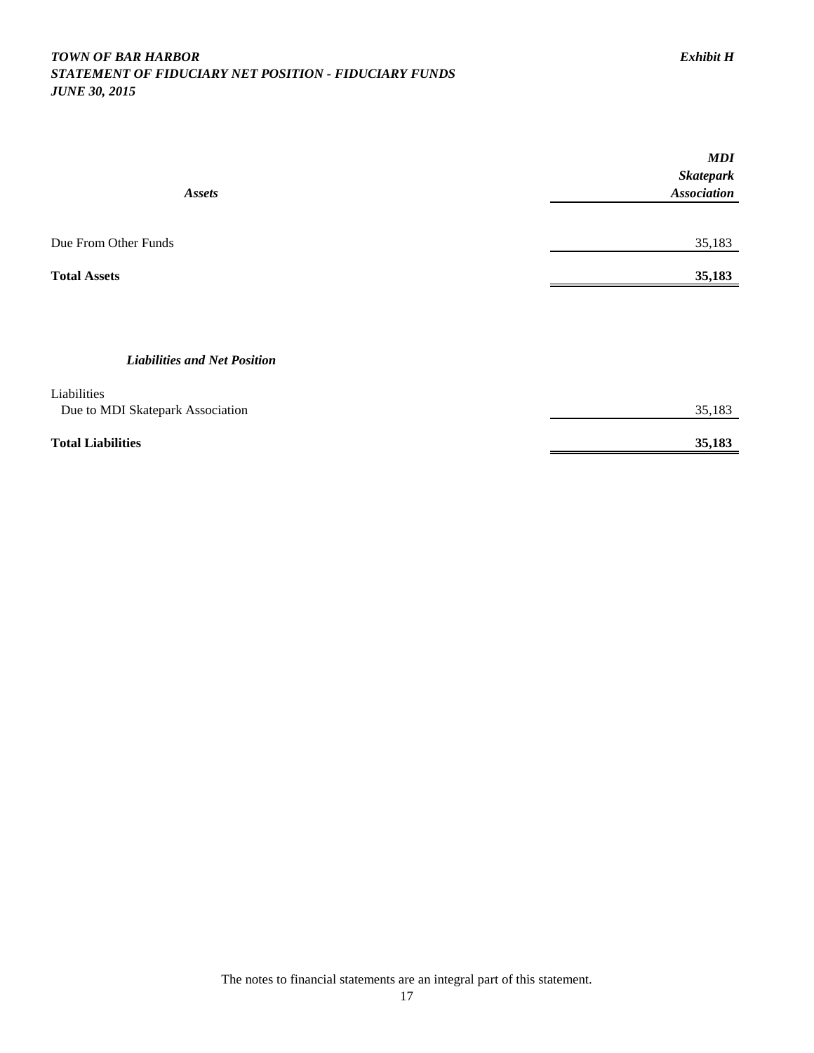***TOWN OF BAR HARBOR*** ***Exhibit H***

***STATEMENT OF FIDUCIARY NET POSITION - FIDUCIARY FUNDS***

***JUNE 30, 2015***

| ***Assets*** | ***MDI Skatepark Association*** |
|---|---|
| Due From Other Funds | 35,183 |
| **Total Assets** | **35,183** |
| | |
| ***Liabilities and Net Position*** | |
| Liabilities | |
| Due to MDI Skatepark Association | 35,183 |
| **Total Liabilities** | **35,183** |

The notes to financial statements are an integral part of this statement.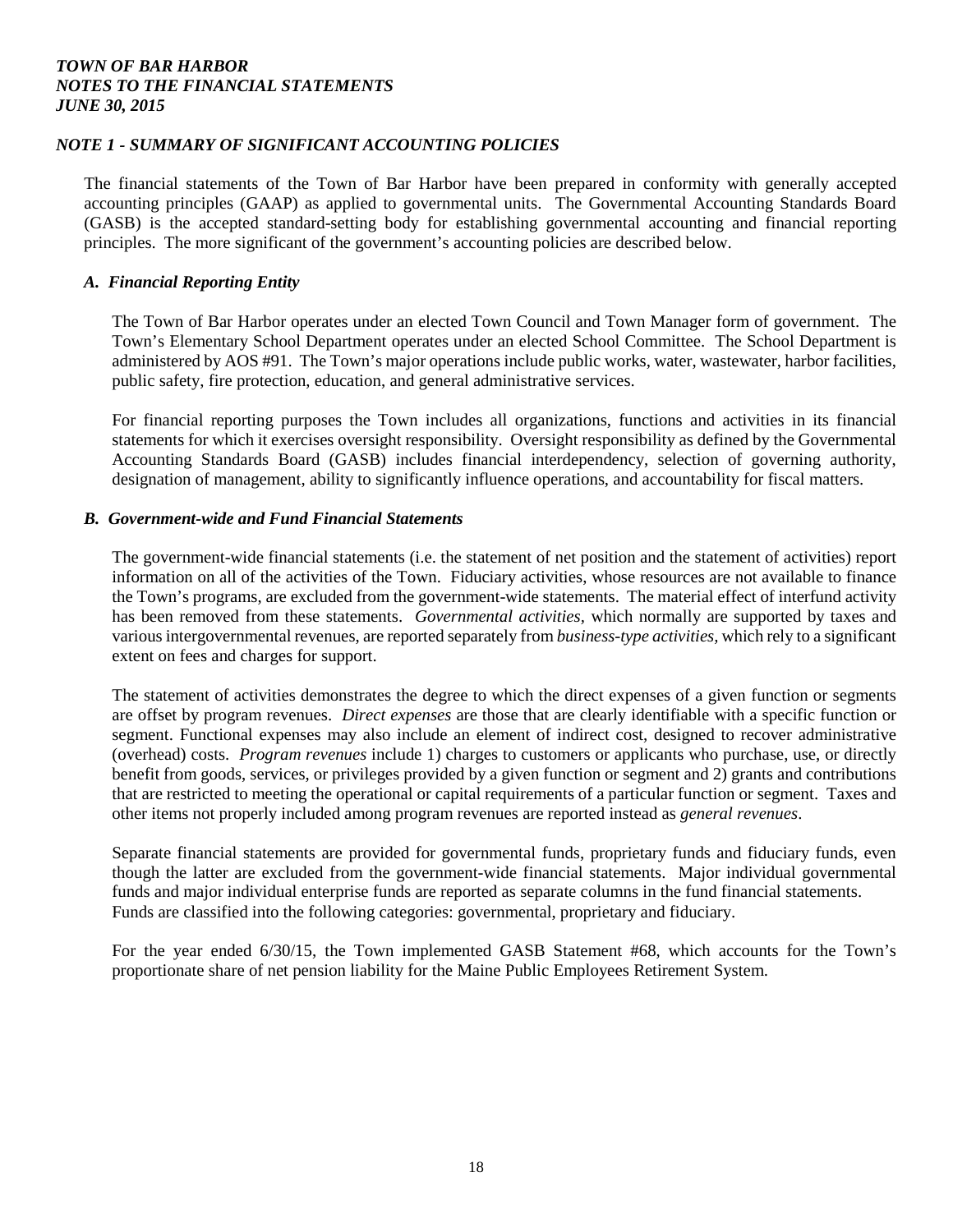## NOTE 1 - SUMMARY OF SIGNIFICANT ACCOUNTING POLICIES

The financial statements of the Town of Bar Harbor have been prepared in conformity with generally accepted accounting principles (GAAP) as applied to governmental units. The Governmental Accounting Standards Board (GASB) is the accepted standard-setting body for establishing governmental accounting and financial reporting principles. The more significant of the government's accounting policies are described below.

### *A. Financial Reporting Entity*

The Town of Bar Harbor operates under an elected Town Council and Town Manager form of government. The Town's Elementary School Department operates under an elected School Committee. The School Department is administered by AOS #91. The Town's major operations include public works, water, wastewater, harbor facilities, public safety, fire protection, education, and general administrative services.

For financial reporting purposes the Town includes all organizations, functions and activities in its financial statements for which it exercises oversight responsibility. Oversight responsibility as defined by the Governmental Accounting Standards Board (GASB) includes financial interdependency, selection of governing authority, designation of management, ability to significantly influence operations, and accountability for fiscal matters.

### *B. Government-wide and Fund Financial Statements*

The government-wide financial statements (i.e. the statement of net position and the statement of activities) report information on all of the activities of the Town. Fiduciary activities, whose resources are not available to finance the Town's programs, are excluded from the government-wide statements. The material effect of interfund activity has been removed from these statements. *Governmental activities*, which normally are supported by taxes and various intergovernmental revenues, are reported separately from *business-type activities*, which rely to a significant extent on fees and charges for support.

The statement of activities demonstrates the degree to which the direct expenses of a given function or segments are offset by program revenues. *Direct expenses* are those that are clearly identifiable with a specific function or segment. Functional expenses may also include an element of indirect cost, designed to recover administrative (overhead) costs. *Program revenues* include 1) charges to customers or applicants who purchase, use, or directly benefit from goods, services, or privileges provided by a given function or segment and 2) grants and contributions that are restricted to meeting the operational or capital requirements of a particular function or segment. Taxes and other items not properly included among program revenues are reported instead as *general revenues*.

Separate financial statements are provided for governmental funds, proprietary funds and fiduciary funds, even though the latter are excluded from the government-wide financial statements. Major individual governmental funds and major individual enterprise funds are reported as separate columns in the fund financial statements. Funds are classified into the following categories: governmental, proprietary and fiduciary.

For the year ended 6/30/15, the Town implemented GASB Statement #68, which accounts for the Town's proportionate share of net pension liability for the Maine Public Employees Retirement System.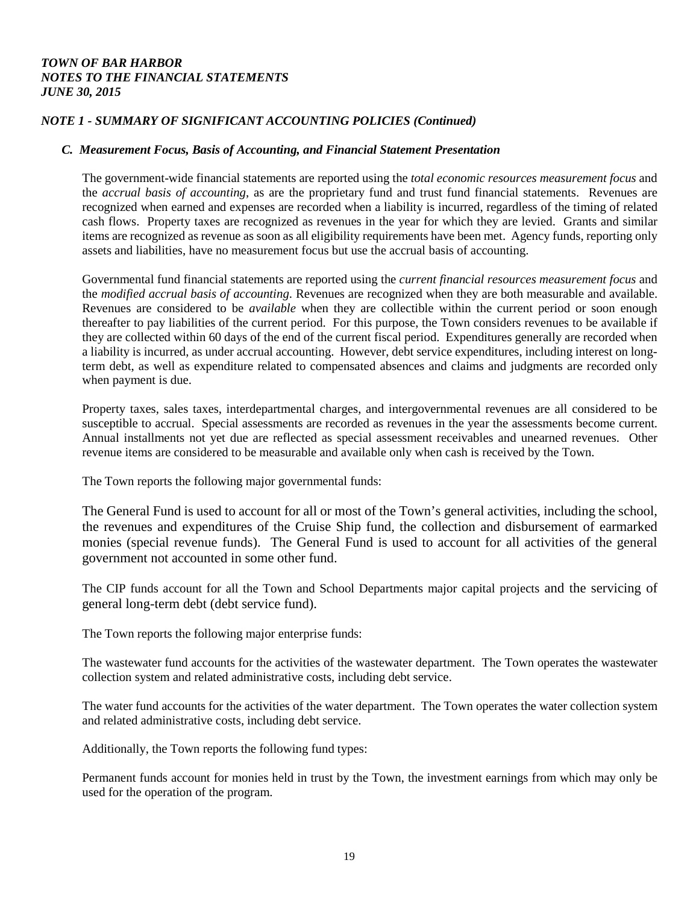*TOWN OF BAR HARBOR*
*NOTES TO THE FINANCIAL STATEMENTS*
*JUNE 30, 2015*

## *NOTE 1 - SUMMARY OF SIGNIFICANT ACCOUNTING POLICIES (Continued)*

### *C. Measurement Focus, Basis of Accounting, and Financial Statement Presentation*

The government-wide financial statements are reported using the *total economic resources measurement focus* and the *accrual basis of accounting*, as are the proprietary fund and trust fund financial statements. Revenues are recognized when earned and expenses are recorded when a liability is incurred, regardless of the timing of related cash flows. Property taxes are recognized as revenues in the year for which they are levied. Grants and similar items are recognized as revenue as soon as all eligibility requirements have been met. Agency funds, reporting only assets and liabilities, have no measurement focus but use the accrual basis of accounting.

Governmental fund financial statements are reported using the *current financial resources measurement focus* and the *modified accrual basis of accounting*. Revenues are recognized when they are both measurable and available. Revenues are considered to be *available* when they are collectible within the current period or soon enough thereafter to pay liabilities of the current period. For this purpose, the Town considers revenues to be available if they are collected within 60 days of the end of the current fiscal period. Expenditures generally are recorded when a liability is incurred, as under accrual accounting. However, debt service expenditures, including interest on long-term debt, as well as expenditure related to compensated absences and claims and judgments are recorded only when payment is due.

Property taxes, sales taxes, interdepartmental charges, and intergovernmental revenues are all considered to be susceptible to accrual. Special assessments are recorded as revenues in the year the assessments become current. Annual installments not yet due are reflected as special assessment receivables and unearned revenues. Other revenue items are considered to be measurable and available only when cash is received by the Town.

The Town reports the following major governmental funds:

The General Fund is used to account for all or most of the Town's general activities, including the school, the revenues and expenditures of the Cruise Ship fund, the collection and disbursement of earmarked monies (special revenue funds). The General Fund is used to account for all activities of the general government not accounted in some other fund.

The CIP funds account for all the Town and School Departments major capital projects and the servicing of general long-term debt (debt service fund).

The Town reports the following major enterprise funds:

The wastewater fund accounts for the activities of the wastewater department. The Town operates the wastewater collection system and related administrative costs, including debt service.

The water fund accounts for the activities of the water department. The Town operates the water collection system and related administrative costs, including debt service.

Additionally, the Town reports the following fund types:

Permanent funds account for monies held in trust by the Town, the investment earnings from which may only be used for the operation of the program.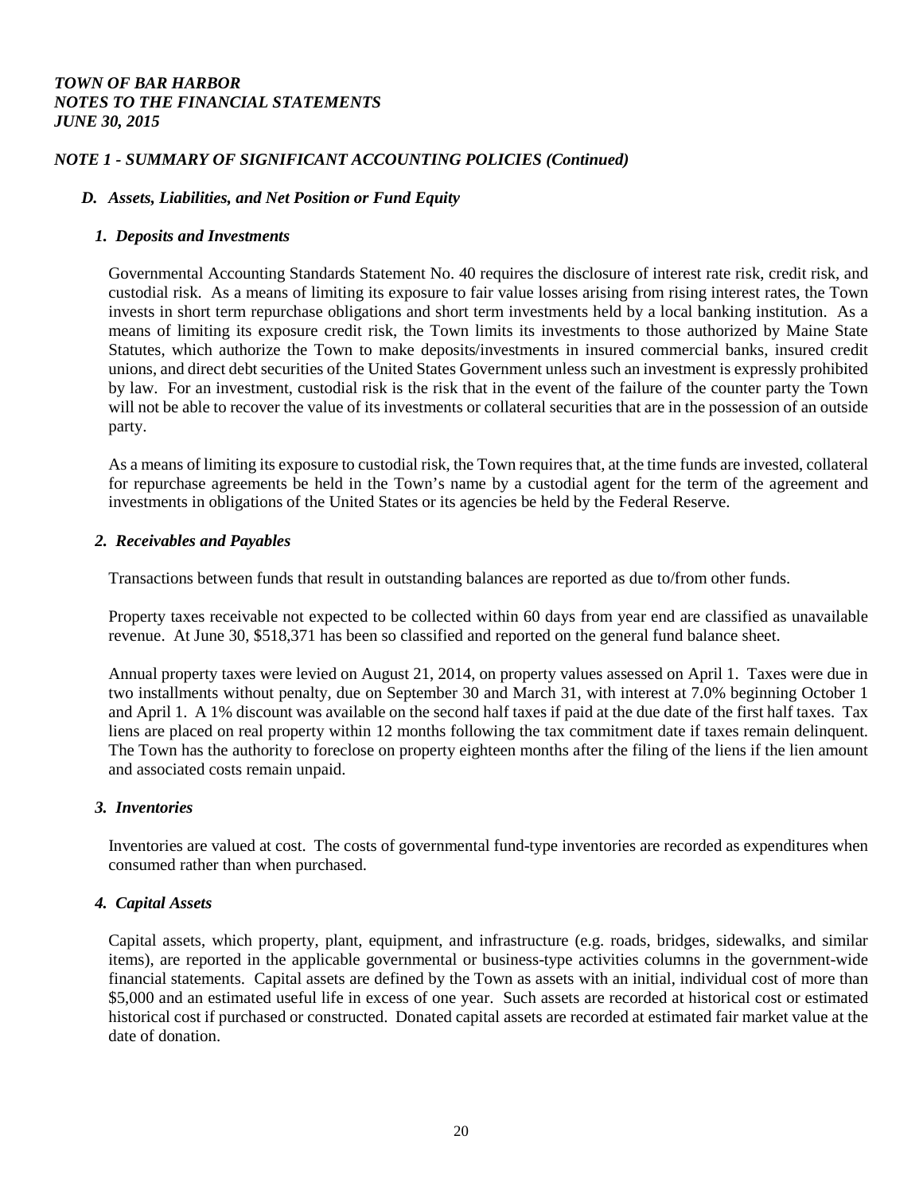*TOWN OF BAR HARBOR*
*NOTES TO THE FINANCIAL STATEMENTS*
*JUNE 30, 2015*

### *NOTE 1 - SUMMARY OF SIGNIFICANT ACCOUNTING POLICIES (Continued)*

#### *D. Assets, Liabilities, and Net Position or Fund Equity*

##### *1. Deposits and Investments*

Governmental Accounting Standards Statement No. 40 requires the disclosure of interest rate risk, credit risk, and custodial risk. As a means of limiting its exposure to fair value losses arising from rising interest rates, the Town invests in short term repurchase obligations and short term investments held by a local banking institution. As a means of limiting its exposure credit risk, the Town limits its investments to those authorized by Maine State Statutes, which authorize the Town to make deposits/investments in insured commercial banks, insured credit unions, and direct debt securities of the United States Government unless such an investment is expressly prohibited by law. For an investment, custodial risk is the risk that in the event of the failure of the counter party the Town will not be able to recover the value of its investments or collateral securities that are in the possession of an outside party.

As a means of limiting its exposure to custodial risk, the Town requires that, at the time funds are invested, collateral for repurchase agreements be held in the Town's name by a custodial agent for the term of the agreement and investments in obligations of the United States or its agencies be held by the Federal Reserve.

##### *2. Receivables and Payables*

Transactions between funds that result in outstanding balances are reported as due to/from other funds.

Property taxes receivable not expected to be collected within 60 days from year end are classified as unavailable revenue. At June 30, $518,371 has been so classified and reported on the general fund balance sheet.

Annual property taxes were levied on August 21, 2014, on property values assessed on April 1. Taxes were due in two installments without penalty, due on September 30 and March 31, with interest at 7.0% beginning October 1 and April 1. A 1% discount was available on the second half taxes if paid at the due date of the first half taxes. Tax liens are placed on real property within 12 months following the tax commitment date if taxes remain delinquent. The Town has the authority to foreclose on property eighteen months after the filing of the liens if the lien amount and associated costs remain unpaid.

##### *3. Inventories*

Inventories are valued at cost. The costs of governmental fund-type inventories are recorded as expenditures when consumed rather than when purchased.

##### *4. Capital Assets*

Capital assets, which property, plant, equipment, and infrastructure (e.g. roads, bridges, sidewalks, and similar items), are reported in the applicable governmental or business-type activities columns in the government-wide financial statements. Capital assets are defined by the Town as assets with an initial, individual cost of more than $5,000 and an estimated useful life in excess of one year. Such assets are recorded at historical cost or estimated historical cost if purchased or constructed. Donated capital assets are recorded at estimated fair market value at the date of donation.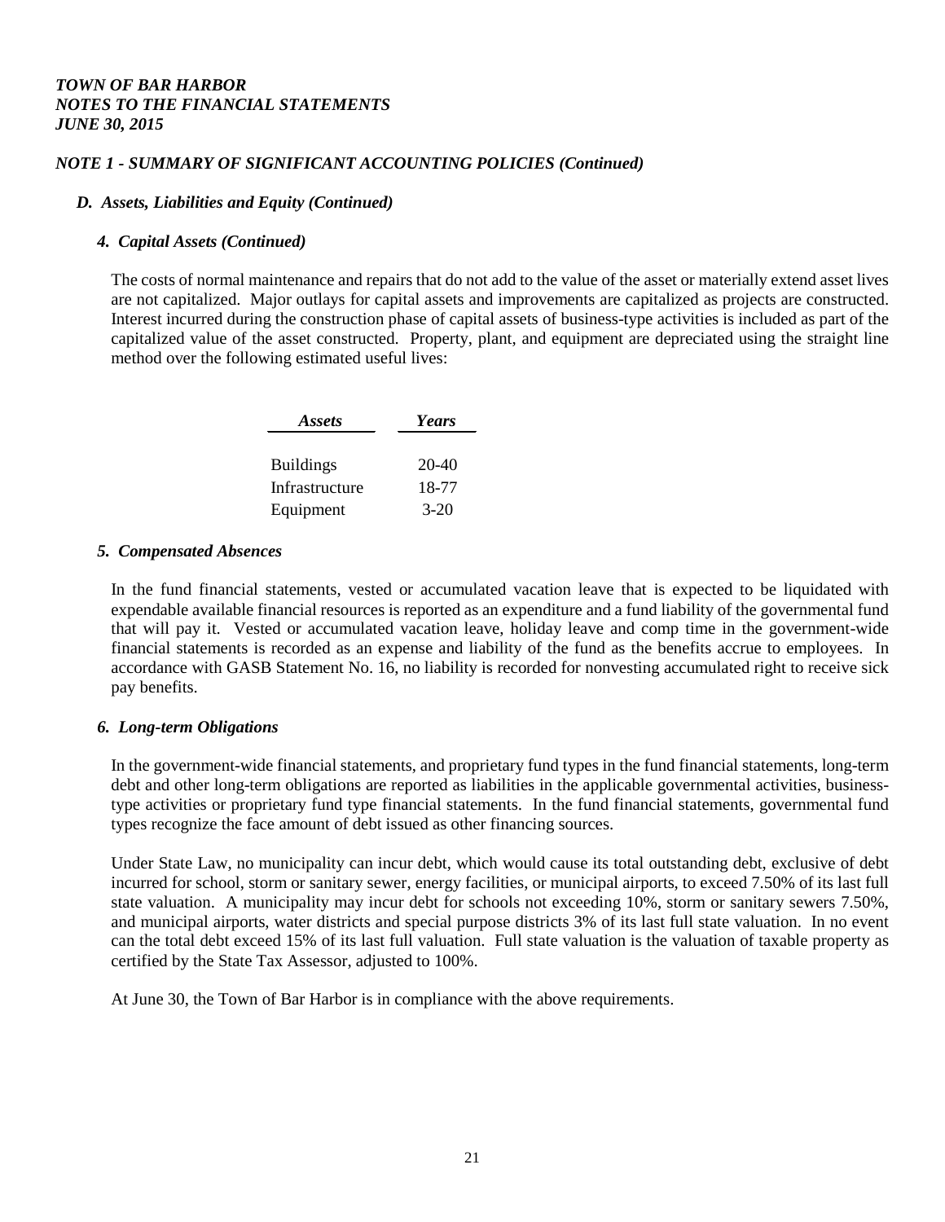# TOWN OF BAR HARBOR
# NOTES TO THE FINANCIAL STATEMENTS
# JUNE 30, 2015

## NOTE 1 - SUMMARY OF SIGNIFICANT ACCOUNTING POLICIES (Continued)

### D. Assets, Liabilities and Equity (Continued)

#### 4. Capital Assets (Continued)

The costs of normal maintenance and repairs that do not add to the value of the asset or materially extend asset lives are not capitalized. Major outlays for capital assets and improvements are capitalized as projects are constructed. Interest incurred during the construction phase of capital assets of business-type activities is included as part of the capitalized value of the asset constructed. Property, plant, and equipment are depreciated using the straight line method over the following estimated useful lives:

| *Assets* | *Years* |
|---|---|
| Buildings | 20-40 |
| Infrastructure | 18-77 |
| Equipment | 3-20 |

#### 5. Compensated Absences

In the fund financial statements, vested or accumulated vacation leave that is expected to be liquidated with expendable available financial resources is reported as an expenditure and a fund liability of the governmental fund that will pay it. Vested or accumulated vacation leave, holiday leave and comp time in the government-wide financial statements is recorded as an expense and liability of the fund as the benefits accrue to employees. In accordance with GASB Statement No. 16, no liability is recorded for nonvesting accumulated right to receive sick pay benefits.

#### 6. Long-term Obligations

In the government-wide financial statements, and proprietary fund types in the fund financial statements, long-term debt and other long-term obligations are reported as liabilities in the applicable governmental activities, business-type activities or proprietary fund type financial statements. In the fund financial statements, governmental fund types recognize the face amount of debt issued as other financing sources.

Under State Law, no municipality can incur debt, which would cause its total outstanding debt, exclusive of debt incurred for school, storm or sanitary sewer, energy facilities, or municipal airports, to exceed 7.50% of its last full state valuation. A municipality may incur debt for schools not exceeding 10%, storm or sanitary sewers 7.50%, and municipal airports, water districts and special purpose districts 3% of its last full state valuation. In no event can the total debt exceed 15% of its last full valuation. Full state valuation is the valuation of taxable property as certified by the State Tax Assessor, adjusted to 100%.

At June 30, the Town of Bar Harbor is in compliance with the above requirements.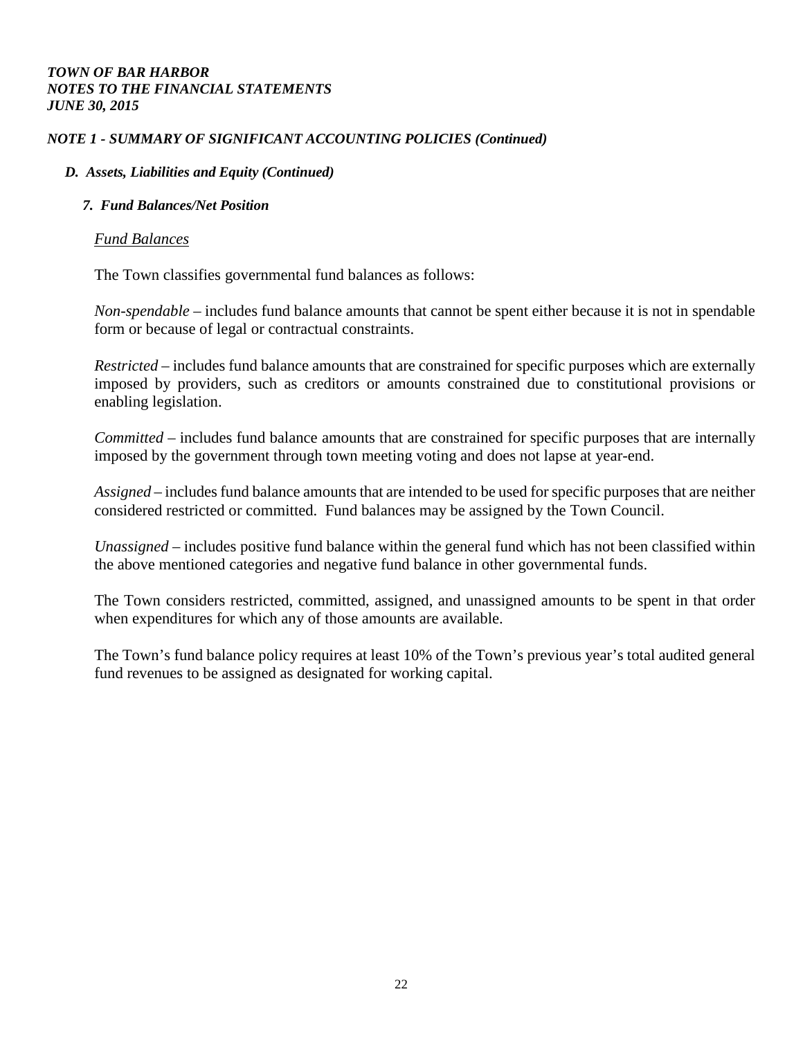*TOWN OF BAR HARBOR*
*NOTES TO THE FINANCIAL STATEMENTS*
*JUNE 30, 2015*

*NOTE 1 - SUMMARY OF SIGNIFICANT ACCOUNTING POLICIES (Continued)*

*D. Assets, Liabilities and Equity (Continued)*

*7. Fund Balances/Net Position*

Fund Balances

The Town classifies governmental fund balances as follows:

*Non-spendable* – includes fund balance amounts that cannot be spent either because it is not in spendable form or because of legal or contractual constraints.

*Restricted* – includes fund balance amounts that are constrained for specific purposes which are externally imposed by providers, such as creditors or amounts constrained due to constitutional provisions or enabling legislation.

*Committed* – includes fund balance amounts that are constrained for specific purposes that are internally imposed by the government through town meeting voting and does not lapse at year-end.

*Assigned* – includes fund balance amounts that are intended to be used for specific purposes that are neither considered restricted or committed. Fund balances may be assigned by the Town Council.

*Unassigned* – includes positive fund balance within the general fund which has not been classified within the above mentioned categories and negative fund balance in other governmental funds.

The Town considers restricted, committed, assigned, and unassigned amounts to be spent in that order when expenditures for which any of those amounts are available.

The Town's fund balance policy requires at least 10% of the Town's previous year's total audited general fund revenues to be assigned as designated for working capital.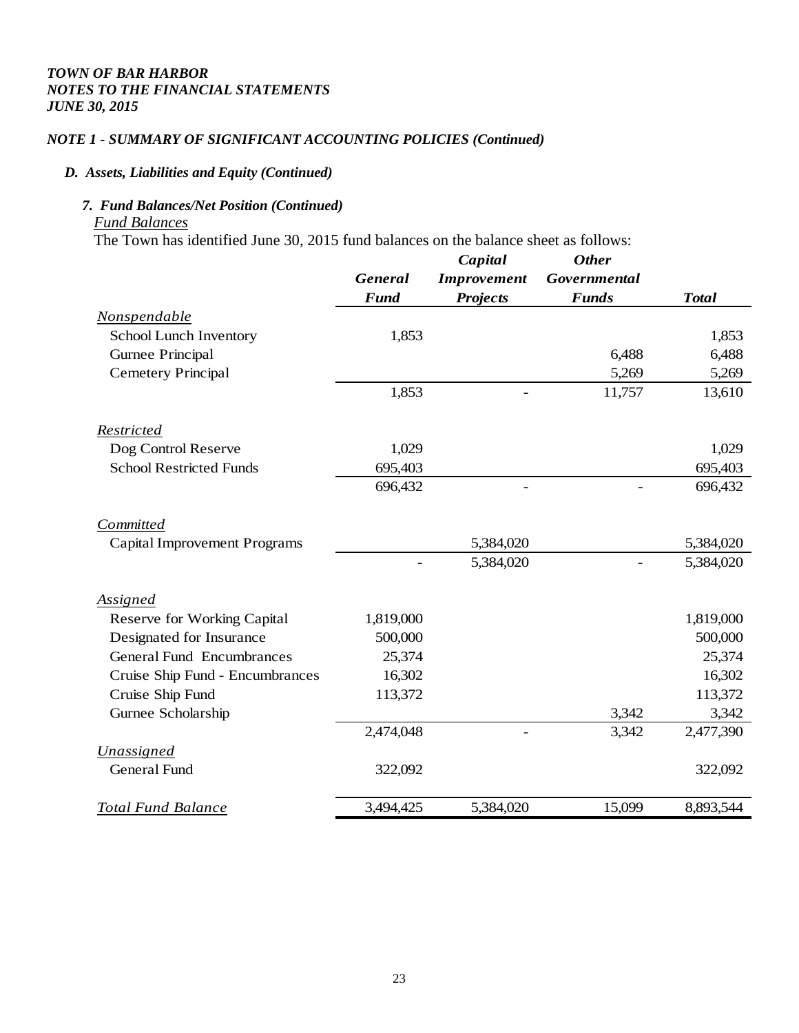*TOWN OF BAR HARBOR*
*NOTES TO THE FINANCIAL STATEMENTS*
*JUNE 30, 2015*

## *NOTE 1 - SUMMARY OF SIGNIFICANT ACCOUNTING POLICIES (Continued)*

### *D. Assets, Liabilities and Equity (Continued)*

#### *7. Fund Balances/Net Position (Continued)*

*Fund Balances*

The Town has identified June 30, 2015 fund balances on the balance sheet as follows:

| | General Fund | Capital Improvement Projects | Other Governmental Funds | Total |
|---|---|---|---|---|
| *Nonspendable* | | | | |
| School Lunch Inventory | 1,853 | | | 1,853 |
| Gurnee Principal | | | 6,488 | 6,488 |
| Cemetery Principal | | | 5,269 | 5,269 |
| | 1,853 | - | 11,757 | 13,610 |
| *Restricted* | | | | |
| Dog Control Reserve | 1,029 | | | 1,029 |
| School Restricted Funds | 695,403 | | | 695,403 |
| | 696,432 | - | - | 696,432 |
| *Committed* | | | | |
| Capital Improvement Programs | | 5,384,020 | | 5,384,020 |
| | - | 5,384,020 | - | 5,384,020 |
| *Assigned* | | | | |
| Reserve for Working Capital | 1,819,000 | | | 1,819,000 |
| Designated for Insurance | 500,000 | | | 500,000 |
| General Fund Encumbrances | 25,374 | | | 25,374 |
| Cruise Ship Fund - Encumbrances | 16,302 | | | 16,302 |
| Cruise Ship Fund | 113,372 | | | 113,372 |
| Gurnee Scholarship | | | 3,342 | 3,342 |
| | 2,474,048 | - | 3,342 | 2,477,390 |
| *Unassigned* | | | | |
| General Fund | 322,092 | | | 322,092 |
| *Total Fund Balance* | 3,494,425 | 5,384,020 | 15,099 | 8,893,544 |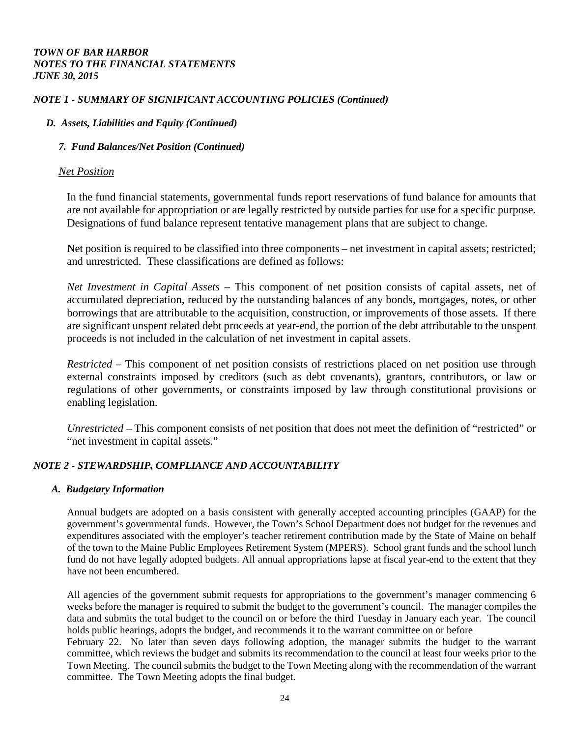***TOWN OF BAR HARBOR***
***NOTES TO THE FINANCIAL STATEMENTS***
***JUNE 30, 2015***

***NOTE 1 - SUMMARY OF SIGNIFICANT ACCOUNTING POLICIES (Continued)***

***D. Assets, Liabilities and Equity (Continued)***

***7. Fund Balances/Net Position (Continued)***

*Net Position*

In the fund financial statements, governmental funds report reservations of fund balance for amounts that are not available for appropriation or are legally restricted by outside parties for use for a specific purpose. Designations of fund balance represent tentative management plans that are subject to change.

Net position is required to be classified into three components – net investment in capital assets; restricted; and unrestricted. These classifications are defined as follows:

*Net Investment in Capital Assets* – This component of net position consists of capital assets, net of accumulated depreciation, reduced by the outstanding balances of any bonds, mortgages, notes, or other borrowings that are attributable to the acquisition, construction, or improvements of those assets. If there are significant unspent related debt proceeds at year-end, the portion of the debt attributable to the unspent proceeds is not included in the calculation of net investment in capital assets.

*Restricted* – This component of net position consists of restrictions placed on net position use through external constraints imposed by creditors (such as debt covenants), grantors, contributors, or law or regulations of other governments, or constraints imposed by law through constitutional provisions or enabling legislation.

*Unrestricted* – This component consists of net position that does not meet the definition of "restricted" or "net investment in capital assets."

***NOTE 2 - STEWARDSHIP, COMPLIANCE AND ACCOUNTABILITY***

***A. Budgetary Information***

Annual budgets are adopted on a basis consistent with generally accepted accounting principles (GAAP) for the government's governmental funds. However, the Town's School Department does not budget for the revenues and expenditures associated with the employer's teacher retirement contribution made by the State of Maine on behalf of the town to the Maine Public Employees Retirement System (MPERS). School grant funds and the school lunch fund do not have legally adopted budgets. All annual appropriations lapse at fiscal year-end to the extent that they have not been encumbered.

All agencies of the government submit requests for appropriations to the government's manager commencing 6 weeks before the manager is required to submit the budget to the government's council. The manager compiles the data and submits the total budget to the council on or before the third Tuesday in January each year. The council holds public hearings, adopts the budget, and recommends it to the warrant committee on or before February 22. No later than seven days following adoption, the manager submits the budget to the warrant committee, which reviews the budget and submits its recommendation to the council at least four weeks prior to the Town Meeting. The council submits the budget to the Town Meeting along with the recommendation of the warrant committee. The Town Meeting adopts the final budget.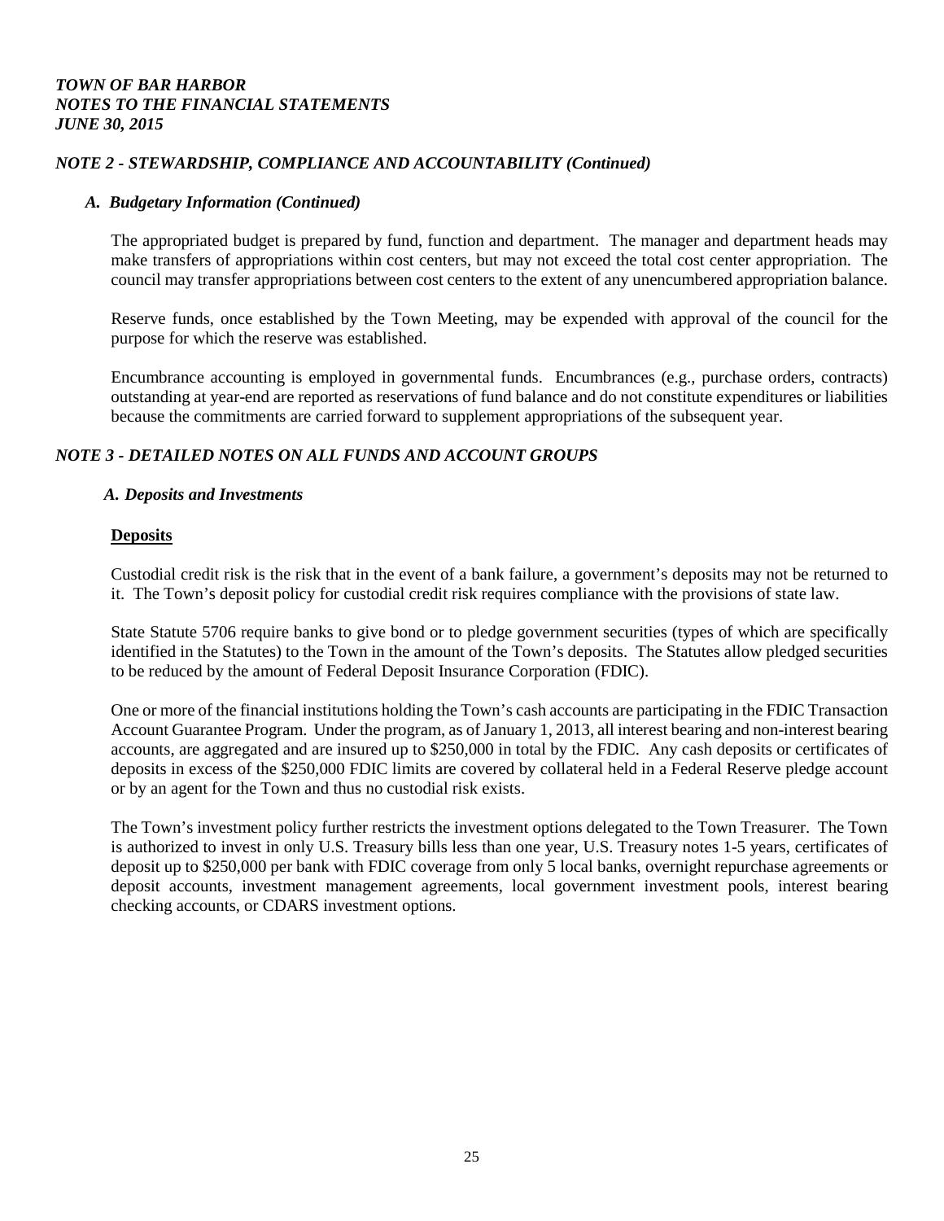### *NOTE 2 - STEWARDSHIP, COMPLIANCE AND ACCOUNTABILITY (Continued)*

#### *A. Budgetary Information (Continued)*

The appropriated budget is prepared by fund, function and department. The manager and department heads may make transfers of appropriations within cost centers, but may not exceed the total cost center appropriation. The council may transfer appropriations between cost centers to the extent of any unencumbered appropriation balance.

Reserve funds, once established by the Town Meeting, may be expended with approval of the council for the purpose for which the reserve was established.

Encumbrance accounting is employed in governmental funds. Encumbrances (e.g., purchase orders, contracts) outstanding at year-end are reported as reservations of fund balance and do not constitute expenditures or liabilities because the commitments are carried forward to supplement appropriations of the subsequent year.

### *NOTE 3 - DETAILED NOTES ON ALL FUNDS AND ACCOUNT GROUPS*

#### *A. Deposits and Investments*

**Deposits**

Custodial credit risk is the risk that in the event of a bank failure, a government's deposits may not be returned to it. The Town's deposit policy for custodial credit risk requires compliance with the provisions of state law.

State Statute 5706 require banks to give bond or to pledge government securities (types of which are specifically identified in the Statutes) to the Town in the amount of the Town's deposits. The Statutes allow pledged securities to be reduced by the amount of Federal Deposit Insurance Corporation (FDIC).

One or more of the financial institutions holding the Town's cash accounts are participating in the FDIC Transaction Account Guarantee Program. Under the program, as of January 1, 2013, all interest bearing and non-interest bearing accounts, are aggregated and are insured up to \$250,000 in total by the FDIC. Any cash deposits or certificates of deposits in excess of the \$250,000 FDIC limits are covered by collateral held in a Federal Reserve pledge account or by an agent for the Town and thus no custodial risk exists.

The Town's investment policy further restricts the investment options delegated to the Town Treasurer. The Town is authorized to invest in only U.S. Treasury bills less than one year, U.S. Treasury notes 1-5 years, certificates of deposit up to \$250,000 per bank with FDIC coverage from only 5 local banks, overnight repurchase agreements or deposit accounts, investment management agreements, local government investment pools, interest bearing checking accounts, or CDARS investment options.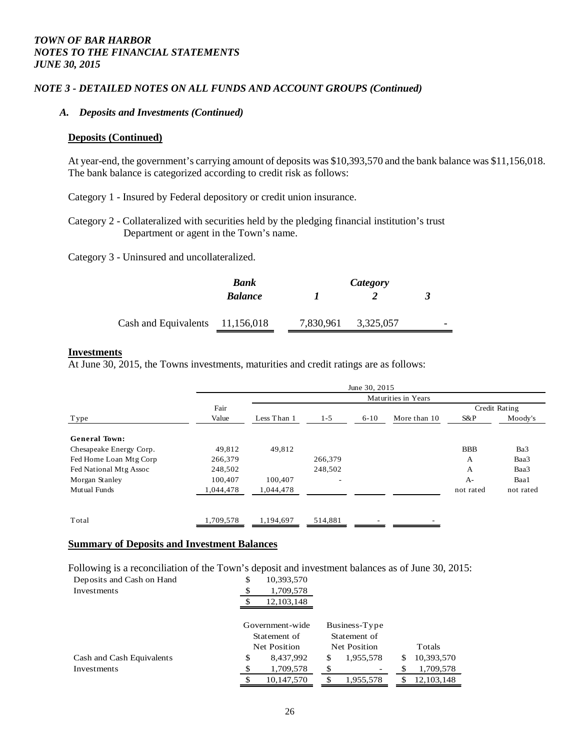*TOWN OF BAR HARBOR*
*NOTES TO THE FINANCIAL STATEMENTS*
*JUNE 30, 2015*

## *NOTE 3 - DETAILED NOTES ON ALL FUNDS AND ACCOUNT GROUPS (Continued)*

### *A. Deposits and Investments (Continued)*

**Deposits (Continued)**

At year-end, the government's carrying amount of deposits was $10,393,570 and the bank balance was $11,156,018. The bank balance is categorized according to credit risk as follows:

Category 1 - Insured by Federal depository or credit union insurance.

Category 2 - Collateralized with securities held by the pledging financial institution's trust Department or agent in the Town's name.

Category 3 - Uninsured and uncollateralized.

| | *Bank Balance* | *Category 1* | *Category 2* | *Category 3* |
|---|---|---|---|---|
| Cash and Equivalents | 11,156,018 | 7,830,961 | 3,325,057 | - |

**Investments**

At June 30, 2015, the Towns investments, maturities and credit ratings are as follows:

| | June 30, 2015 | | | | | | |
|---|---|---|---|---|---|---|---|
| | | Maturities in Years | | | | | |
| | Fair | | | | | Credit Rating | |
| Type | Value | Less Than 1 | 1-5 | 6-10 | More than 10 | S&P | Moody's |
| **General Town:** | | | | | | | |
| Chesapeake Energy Corp. | 49,812 | 49,812 | | | | BBB | Ba3 |
| Fed Home Loan Mtg Corp | 266,379 | | 266,379 | | | A | Baa3 |
| Fed National Mtg Assoc | 248,502 | | 248,502 | | | A | Baa3 |
| Morgan Stanley | 100,407 | 100,407 | - | | | A- | Baa1 |
| Mutual Funds | 1,044,478 | 1,044,478 | | | | not rated | not rated |
| Total | 1,709,578 | 1,194,697 | 514,881 | - | - | | |

**Summary of Deposits and Investment Balances**

Following is a reconciliation of the Town's deposit and investment balances as of June 30, 2015:

| | |
|---|---|
| Deposits and Cash on Hand | $ 10,393,570 |
| Investments | $ 1,709,578 |
| | $ 12,103,148 |

| | Government-wide Statement of Net Position | Business-Type Statement of Net Position | Totals |
|---|---|---|---|
| Cash and Cash Equivalents | $ 8,437,992 | $ 1,955,578 | $ 10,393,570 |
| Investments | $ 1,709,578 | $ - | $ 1,709,578 |
| | $ 10,147,570 | $ 1,955,578 | $ 12,103,148 |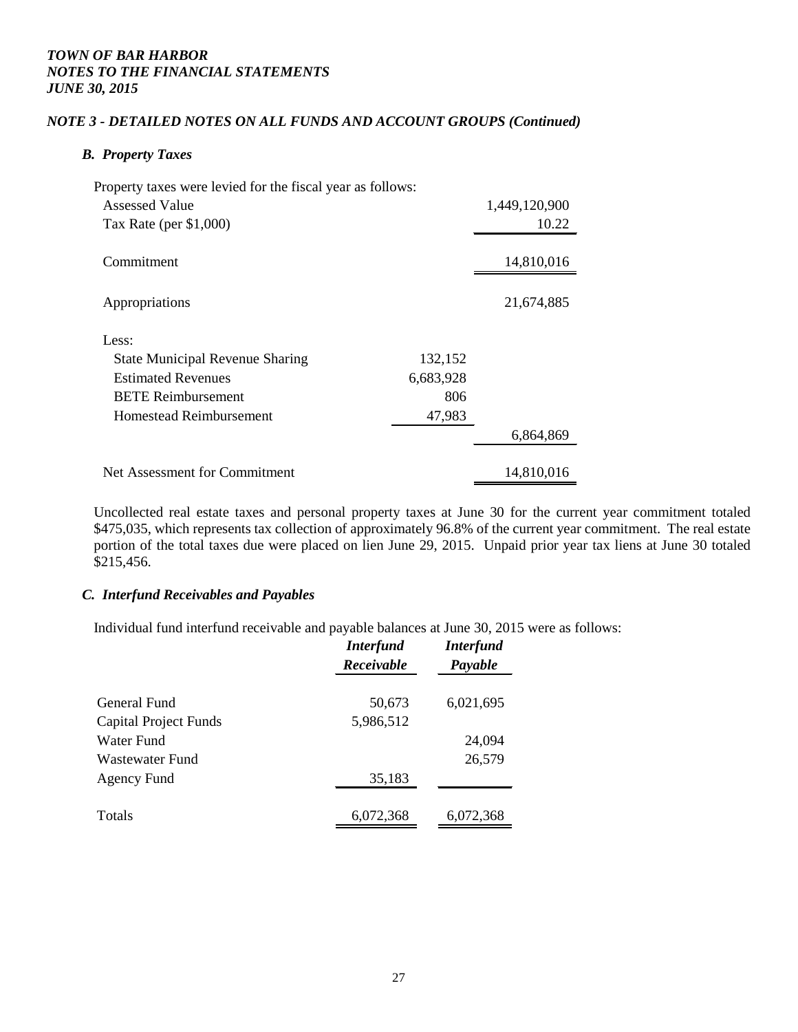***TOWN OF BAR HARBOR***
***NOTES TO THE FINANCIAL STATEMENTS***
***JUNE 30, 2015***

## *NOTE 3 - DETAILED NOTES ON ALL FUNDS AND ACCOUNT GROUPS (Continued)*

### *B. Property Taxes*

Property taxes were levied for the fiscal year as follows:

| | | |
|---|---|---|
| Assessed Value | | 1,449,120,900 |
| Tax Rate (per $1,000) | | 10.22 |
| Commitment | | 14,810,016 |
| Appropriations | | 21,674,885 |
| Less: | | |
| State Municipal Revenue Sharing | 132,152 | |
| Estimated Revenues | 6,683,928 | |
| BETE Reimbursement | 806 | |
| Homestead Reimbursement | 47,983 | |
| | | 6,864,869 |
| Net Assessment for Commitment | | 14,810,016 |

Uncollected real estate taxes and personal property taxes at June 30 for the current year commitment totaled $475,035, which represents tax collection of approximately 96.8% of the current year commitment. The real estate portion of the total taxes due were placed on lien June 29, 2015. Unpaid prior year tax liens at June 30 totaled $215,456.

### *C. Interfund Receivables and Payables*

Individual fund interfund receivable and payable balances at June 30, 2015 were as follows:

| | *Interfund Receivable* | *Interfund Payable* |
|---|---|---|
| General Fund | 50,673 | 6,021,695 |
| Capital Project Funds | 5,986,512 | |
| Water Fund | | 24,094 |
| Wastewater Fund | | 26,579 |
| Agency Fund | 35,183 | |
| Totals | 6,072,368 | 6,072,368 |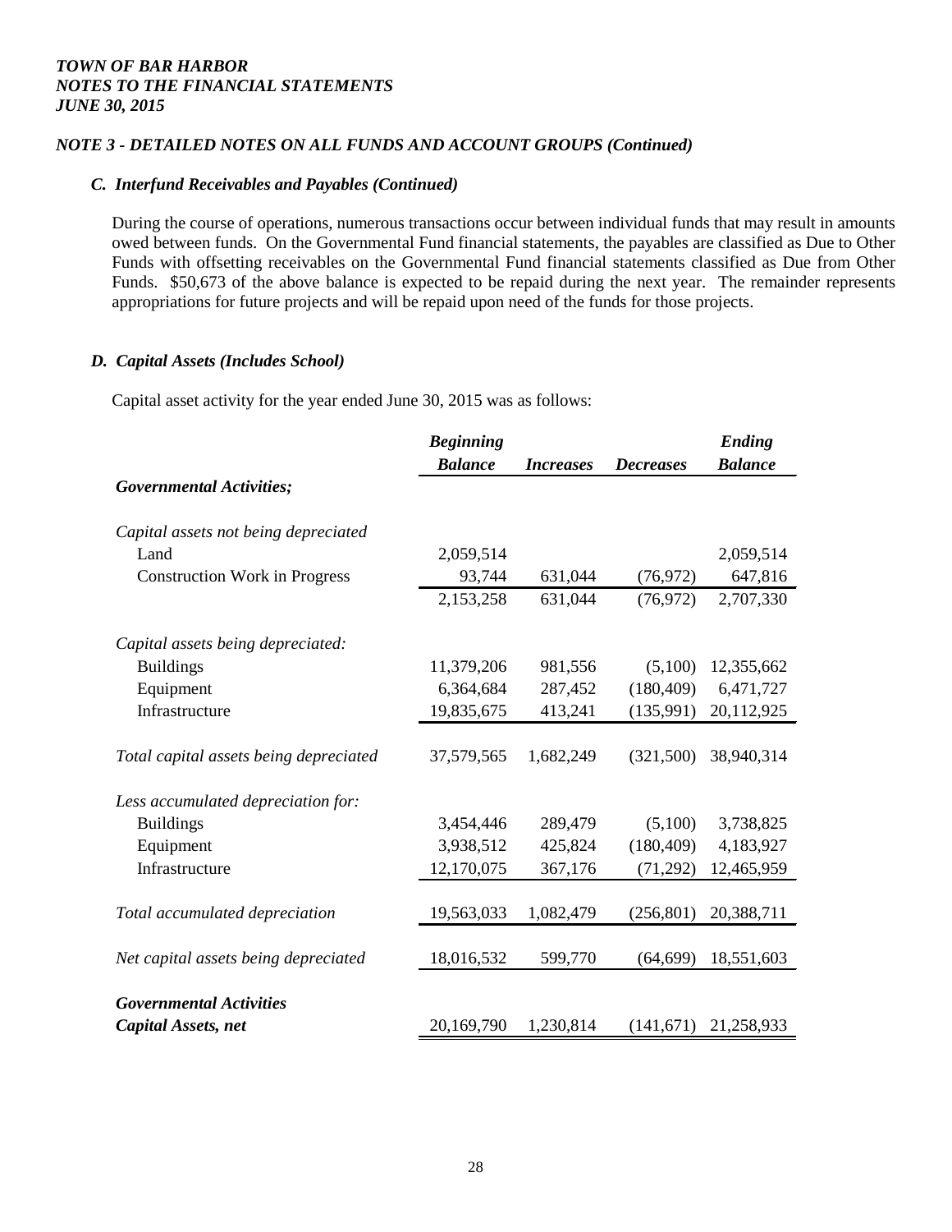*TOWN OF BAR HARBOR*
*NOTES TO THE FINANCIAL STATEMENTS*
*JUNE 30, 2015*

### *NOTE 3 - DETAILED NOTES ON ALL FUNDS AND ACCOUNT GROUPS (Continued)*

#### *C. Interfund Receivables and Payables (Continued)*

During the course of operations, numerous transactions occur between individual funds that may result in amounts owed between funds. On the Governmental Fund financial statements, the payables are classified as Due to Other Funds with offsetting receivables on the Governmental Fund financial statements classified as Due from Other Funds. $50,673 of the above balance is expected to be repaid during the next year. The remainder represents appropriations for future projects and will be repaid upon need of the funds for those projects.

#### *D. Capital Assets (Includes School)*

Capital asset activity for the year ended June 30, 2015 was as follows:

| | *Beginning Balance* | *Increases* | *Decreases* | *Ending Balance* |
|---|---|---|---|---|
| ***Governmental Activities;*** | | | | |
| *Capital assets not being depreciated* | | | | |
| Land | 2,059,514 | | | 2,059,514 |
| Construction Work in Progress | 93,744 | 631,044 | (76,972) | 647,816 |
| | 2,153,258 | 631,044 | (76,972) | 2,707,330 |
| *Capital assets being depreciated:* | | | | |
| Buildings | 11,379,206 | 981,556 | (5,100) | 12,355,662 |
| Equipment | 6,364,684 | 287,452 | (180,409) | 6,471,727 |
| Infrastructure | 19,835,675 | 413,241 | (135,991) | 20,112,925 |
| *Total capital assets being depreciated* | 37,579,565 | 1,682,249 | (321,500) | 38,940,314 |
| *Less accumulated depreciation for:* | | | | |
| Buildings | 3,454,446 | 289,479 | (5,100) | 3,738,825 |
| Equipment | 3,938,512 | 425,824 | (180,409) | 4,183,927 |
| Infrastructure | 12,170,075 | 367,176 | (71,292) | 12,465,959 |
| *Total accumulated depreciation* | 19,563,033 | 1,082,479 | (256,801) | 20,388,711 |
| *Net capital assets being depreciated* | 18,016,532 | 599,770 | (64,699) | 18,551,603 |
| ***Governmental Activities Capital Assets, net*** | 20,169,790 | 1,230,814 | (141,671) | 21,258,933 |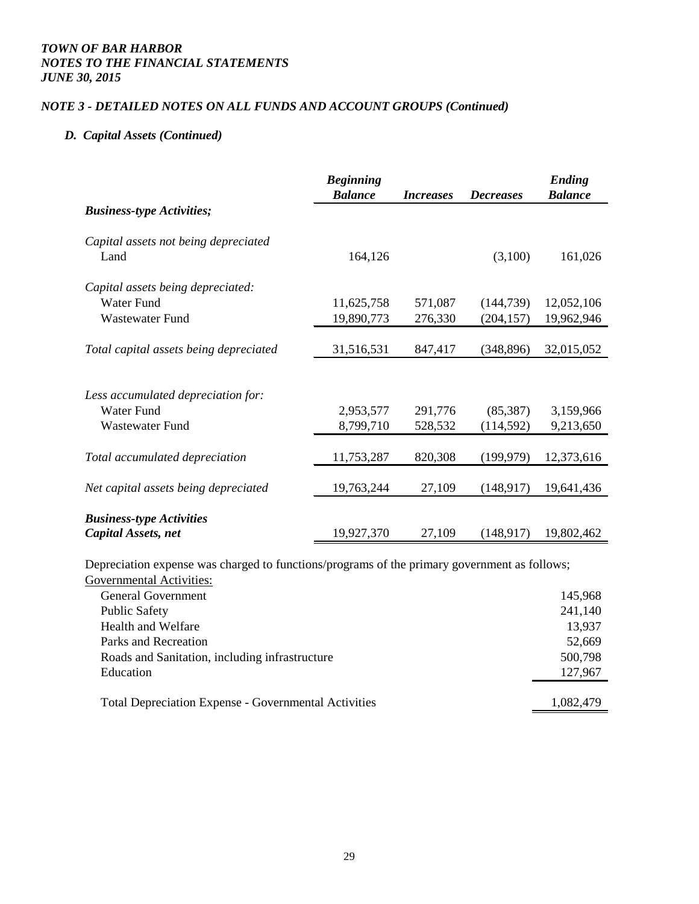*TOWN OF BAR HARBOR*
*NOTES TO THE FINANCIAL STATEMENTS*
*JUNE 30, 2015*

### *NOTE 3 - DETAILED NOTES ON ALL FUNDS AND ACCOUNT GROUPS (Continued)*

#### *D. Capital Assets (Continued)*

| | *Beginning Balance* | *Increases* | *Decreases* | *Ending Balance* |
|---|---|---|---|---|
| ***Business-type Activities;*** | | | | |
| *Capital assets not being depreciated* | | | | |
| Land | 164,126 | | (3,100) | 161,026 |
| *Capital assets being depreciated:* | | | | |
| Water Fund | 11,625,758 | 571,087 | (144,739) | 12,052,106 |
| Wastewater Fund | 19,890,773 | 276,330 | (204,157) | 19,962,946 |
| *Total capital assets being depreciated* | 31,516,531 | 847,417 | (348,896) | 32,015,052 |
| *Less accumulated depreciation for:* | | | | |
| Water Fund | 2,953,577 | 291,776 | (85,387) | 3,159,966 |
| Wastewater Fund | 8,799,710 | 528,532 | (114,592) | 9,213,650 |
| *Total accumulated depreciation* | 11,753,287 | 820,308 | (199,979) | 12,373,616 |
| *Net capital assets being depreciated* | 19,763,244 | 27,109 | (148,917) | 19,641,436 |
| ***Business-type Activities Capital Assets, net*** | 19,927,370 | 27,109 | (148,917) | 19,802,462 |

Depreciation expense was charged to functions/programs of the primary government as follows;

| Governmental Activities: | |
|---|---|
| General Government | 145,968 |
| Public Safety | 241,140 |
| Health and Welfare | 13,937 |
| Parks and Recreation | 52,669 |
| Roads and Sanitation, including infrastructure | 500,798 |
| Education | 127,967 |
| Total Depreciation Expense - Governmental Activities | 1,082,479 |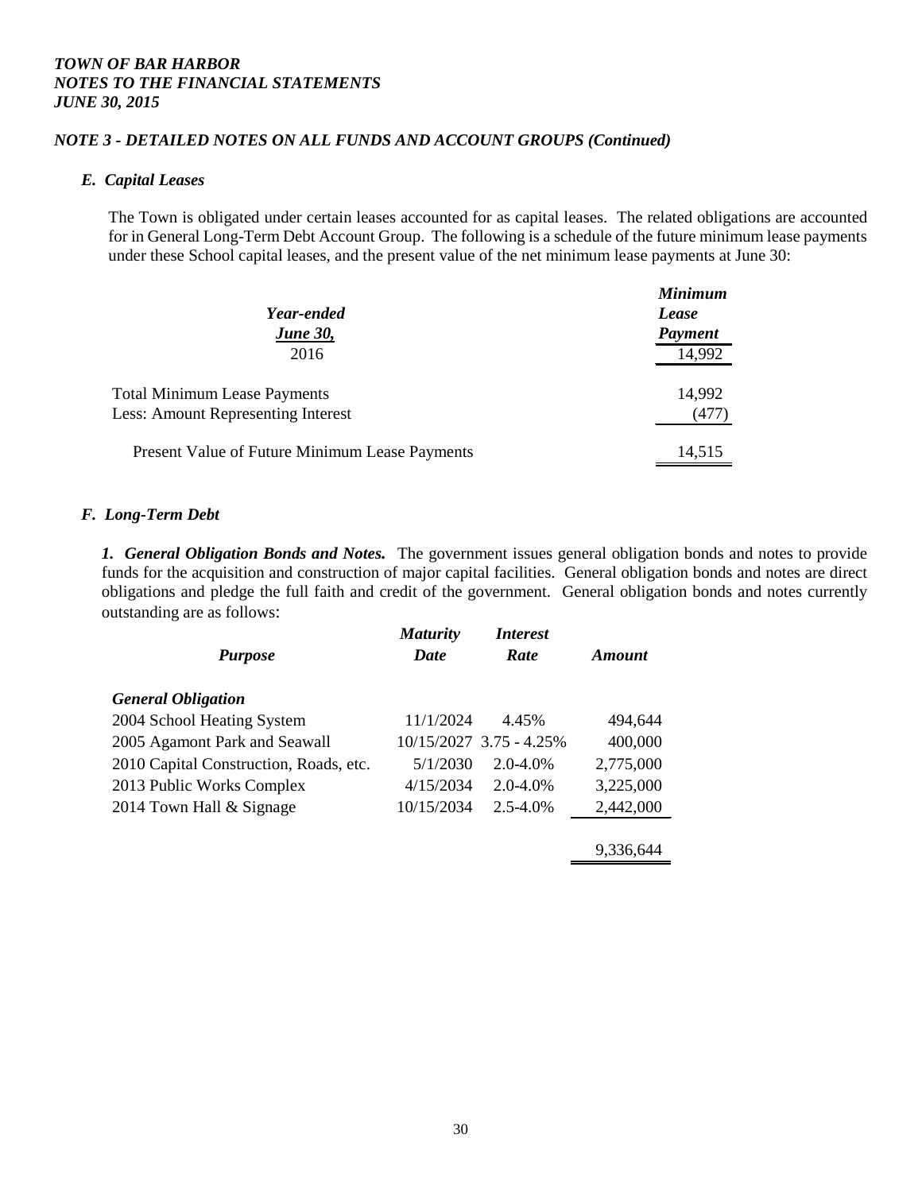***TOWN OF BAR HARBOR***
***NOTES TO THE FINANCIAL STATEMENTS***
***JUNE 30, 2015***

### *NOTE 3 - DETAILED NOTES ON ALL FUNDS AND ACCOUNT GROUPS (Continued)*

#### *E. Capital Leases*

The Town is obligated under certain leases accounted for as capital leases. The related obligations are accounted for in General Long-Term Debt Account Group. The following is a schedule of the future minimum lease payments under these School capital leases, and the present value of the net minimum lease payments at June 30:

| ***Year-ended June 30,*** | ***Minimum Lease Payment*** |
|---|---|
| 2016 | 14,992 |
| Total Minimum Lease Payments | 14,992 |
| Less: Amount Representing Interest | (477) |
| Present Value of Future Minimum Lease Payments | 14,515 |

#### *F. Long-Term Debt*

***1. General Obligation Bonds and Notes.*** The government issues general obligation bonds and notes to provide funds for the acquisition and construction of major capital facilities. General obligation bonds and notes are direct obligations and pledge the full faith and credit of the government. General obligation bonds and notes currently outstanding are as follows:

| ***Purpose*** | ***Maturity Date*** | ***Interest Rate*** | ***Amount*** |
|---|---|---|---|
| ***General Obligation*** | | | |
| 2004 School Heating System | 11/1/2024 | 4.45% | 494,644 |
| 2005 Agamont Park and Seawall | 10/15/2027 | 3.75 - 4.25% | 400,000 |
| 2010 Capital Construction, Roads, etc. | 5/1/2030 | 2.0-4.0% | 2,775,000 |
| 2013 Public Works Complex | 4/15/2034 | 2.0-4.0% | 3,225,000 |
| 2014 Town Hall & Signage | 10/15/2034 | 2.5-4.0% | 2,442,000 |
| | | | 9,336,644 |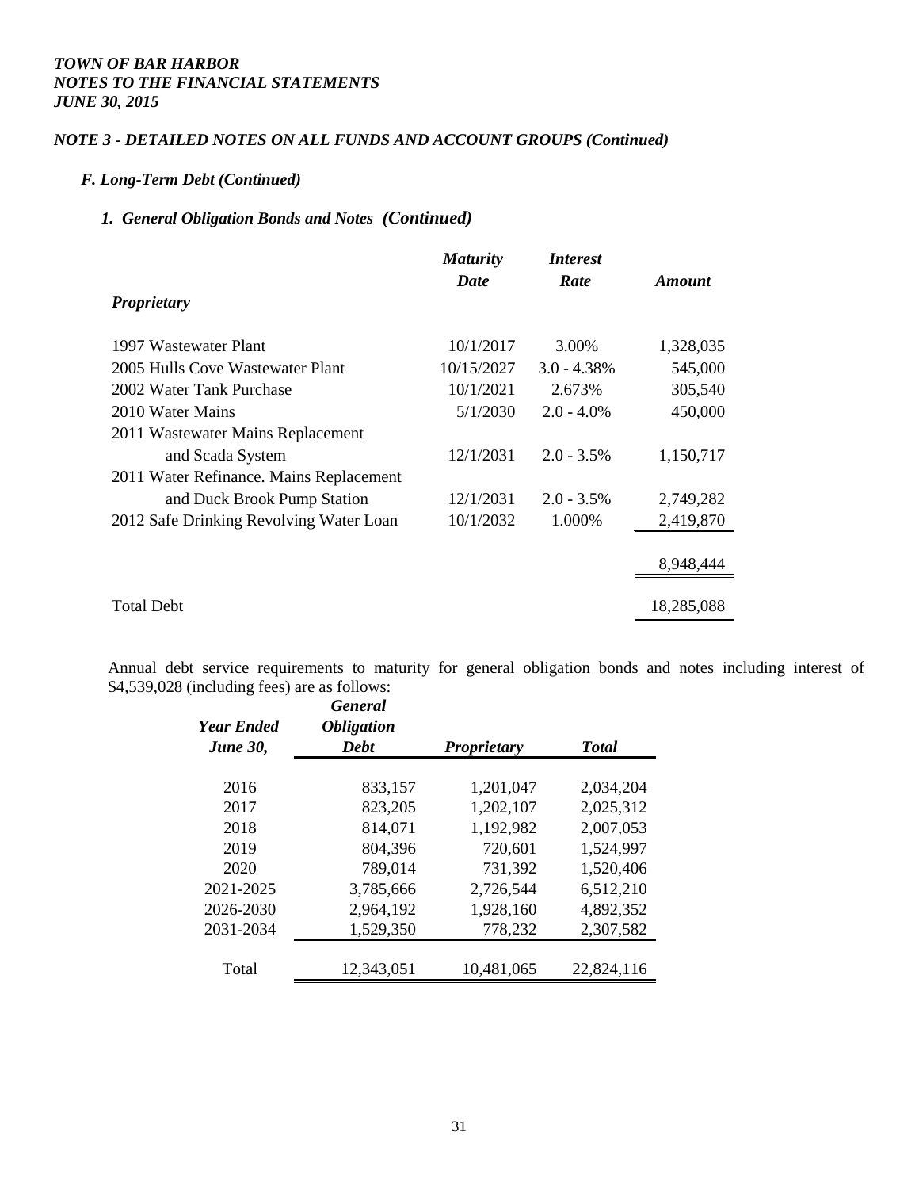*TOWN OF BAR HARBOR*
*NOTES TO THE FINANCIAL STATEMENTS*
*JUNE 30, 2015*

## NOTE 3 - DETAILED NOTES ON ALL FUNDS AND ACCOUNT GROUPS (Continued)

### F. Long-Term Debt (Continued)

#### 1. General Obligation Bonds and Notes (Continued)

| *Proprietary* | *Maturity Date* | *Interest Rate* | *Amount* |
|---|---|---|---|
| 1997 Wastewater Plant | 10/1/2017 | 3.00% | 1,328,035 |
| 2005 Hulls Cove Wastewater Plant | 10/15/2027 | 3.0 - 4.38% | 545,000 |
| 2002 Water Tank Purchase | 10/1/2021 | 2.673% | 305,540 |
| 2010 Water Mains | 5/1/2030 | 2.0 - 4.0% | 450,000 |
| 2011 Wastewater Mains Replacement and Scada System | 12/1/2031 | 2.0 - 3.5% | 1,150,717 |
| 2011 Water Refinance. Mains Replacement and Duck Brook Pump Station | 12/1/2031 | 2.0 - 3.5% | 2,749,282 |
| 2012 Safe Drinking Revolving Water Loan | 10/1/2032 | 1.000% | 2,419,870 |
| | | | 8,948,444 |
| Total Debt | | | 18,285,088 |

Annual debt service requirements to maturity for general obligation bonds and notes including interest of $4,539,028 (including fees) are as follows:

| *Year Ended June 30,* | *General Obligation Debt* | *Proprietary* | *Total* |
|---|---|---|---|
| 2016 | 833,157 | 1,201,047 | 2,034,204 |
| 2017 | 823,205 | 1,202,107 | 2,025,312 |
| 2018 | 814,071 | 1,192,982 | 2,007,053 |
| 2019 | 804,396 | 720,601 | 1,524,997 |
| 2020 | 789,014 | 731,392 | 1,520,406 |
| 2021-2025 | 3,785,666 | 2,726,544 | 6,512,210 |
| 2026-2030 | 2,964,192 | 1,928,160 | 4,892,352 |
| 2031-2034 | 1,529,350 | 778,232 | 2,307,582 |
| Total | 12,343,051 | 10,481,065 | 22,824,116 |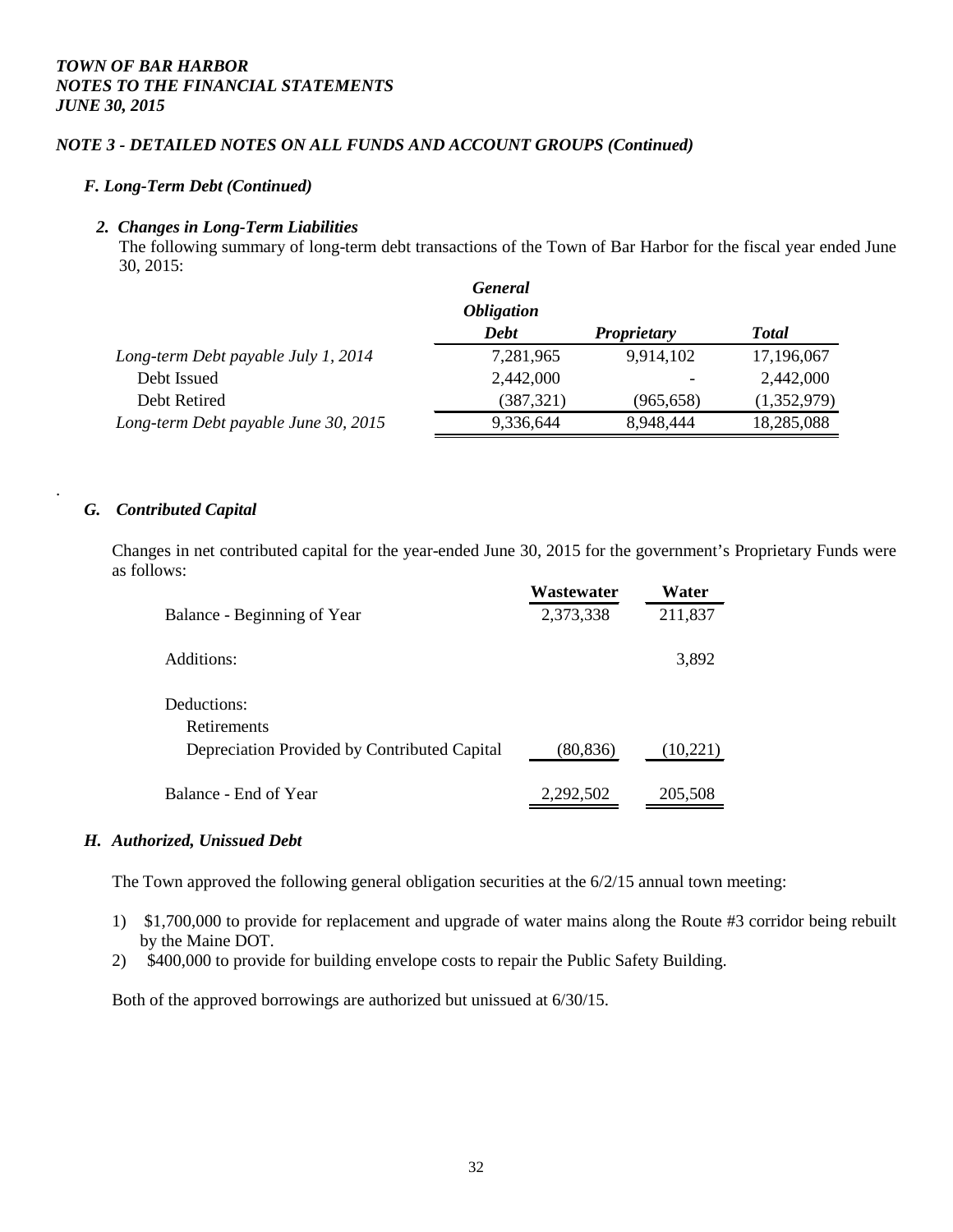# NOTE 3 - DETAILED NOTES ON ALL FUNDS AND ACCOUNT GROUPS (Continued)

## F. Long-Term Debt (Continued)

### 2. Changes in Long-Term Liabilities

The following summary of long-term debt transactions of the Town of Bar Harbor for the fiscal year ended June 30, 2015:

| | General Obligation Debt | Proprietary | Total |
|---|---|---|---|
| *Long-term Debt payable July 1, 2014* | 7,281,965 | 9,914,102 | 17,196,067 |
| Debt Issued | 2,442,000 | - | 2,442,000 |
| Debt Retired | (387,321) | (965,658) | (1,352,979) |
| *Long-term Debt payable June 30, 2015* | 9,336,644 | 8,948,444 | 18,285,088 |

## G. Contributed Capital

Changes in net contributed capital for the year-ended June 30, 2015 for the government's Proprietary Funds were as follows:

| | Wastewater | Water |
|---|---|---|
| Balance - Beginning of Year | 2,373,338 | 211,837 |
| Additions: | | 3,892 |
| Deductions: | | |
| Retirements | | |
| Depreciation Provided by Contributed Capital | (80,836) | (10,221) |
| Balance - End of Year | 2,292,502 | 205,508 |

## H. Authorized, Unissued Debt

The Town approved the following general obligation securities at the 6/2/15 annual town meeting:

1) $1,700,000 to provide for replacement and upgrade of water mains along the Route #3 corridor being rebuilt by the Maine DOT.
2) $400,000 to provide for building envelope costs to repair the Public Safety Building.

Both of the approved borrowings are authorized but unissued at 6/30/15.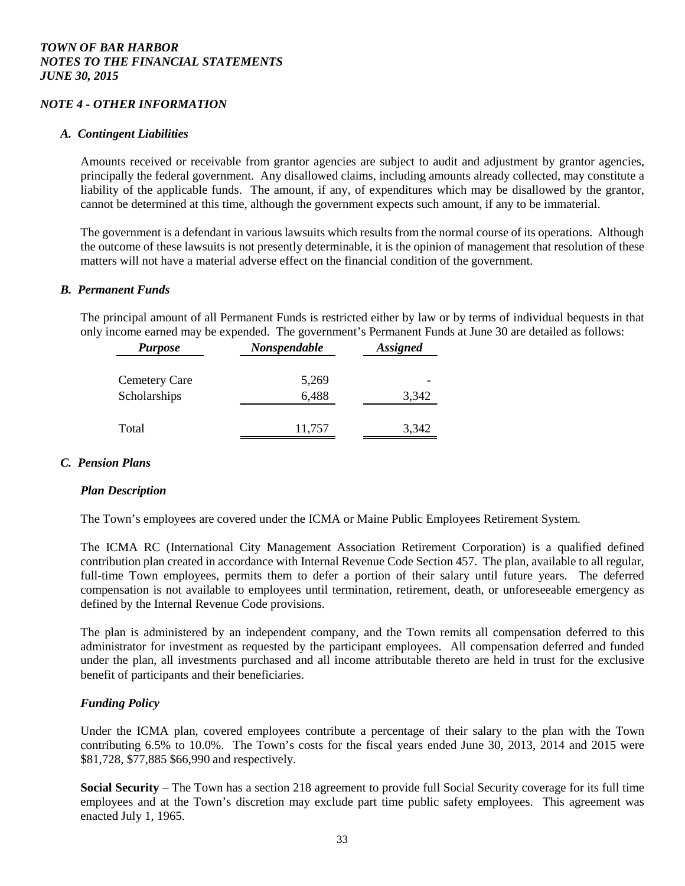# *TOWN OF BAR HARBOR*
# *NOTES TO THE FINANCIAL STATEMENTS*
# *JUNE 30, 2015*

## *NOTE 4 - OTHER INFORMATION*

### *A. Contingent Liabilities*

Amounts received or receivable from grantor agencies are subject to audit and adjustment by grantor agencies, principally the federal government. Any disallowed claims, including amounts already collected, may constitute a liability of the applicable funds. The amount, if any, of expenditures which may be disallowed by the grantor, cannot be determined at this time, although the government expects such amount, if any to be immaterial.

The government is a defendant in various lawsuits which results from the normal course of its operations. Although the outcome of these lawsuits is not presently determinable, it is the opinion of management that resolution of these matters will not have a material adverse effect on the financial condition of the government.

### *B. Permanent Funds*

The principal amount of all Permanent Funds is restricted either by law or by terms of individual bequests in that only income earned may be expended. The government's Permanent Funds at June 30 are detailed as follows:

| *Purpose* | *Nonspendable* | *Assigned* |
|---|---|---|
| Cemetery Care | 5,269 | - |
| Scholarships | 6,488 | 3,342 |
| Total | 11,757 | 3,342 |

### *C. Pension Plans*

#### *Plan Description*

The Town's employees are covered under the ICMA or Maine Public Employees Retirement System.

The ICMA RC (International City Management Association Retirement Corporation) is a qualified defined contribution plan created in accordance with Internal Revenue Code Section 457. The plan, available to all regular, full-time Town employees, permits them to defer a portion of their salary until future years. The deferred compensation is not available to employees until termination, retirement, death, or unforeseeable emergency as defined by the Internal Revenue Code provisions.

The plan is administered by an independent company, and the Town remits all compensation deferred to this administrator for investment as requested by the participant employees. All compensation deferred and funded under the plan, all investments purchased and all income attributable thereto are held in trust for the exclusive benefit of participants and their beneficiaries.

#### *Funding Policy*

Under the ICMA plan, covered employees contribute a percentage of their salary to the plan with the Town contributing 6.5% to 10.0%. The Town's costs for the fiscal years ended June 30, 2013, 2014 and 2015 were \$81,728, \$77,885 \$66,990 and respectively.

**Social Security** – The Town has a section 218 agreement to provide full Social Security coverage for its full time employees and at the Town's discretion may exclude part time public safety employees. This agreement was enacted July 1, 1965.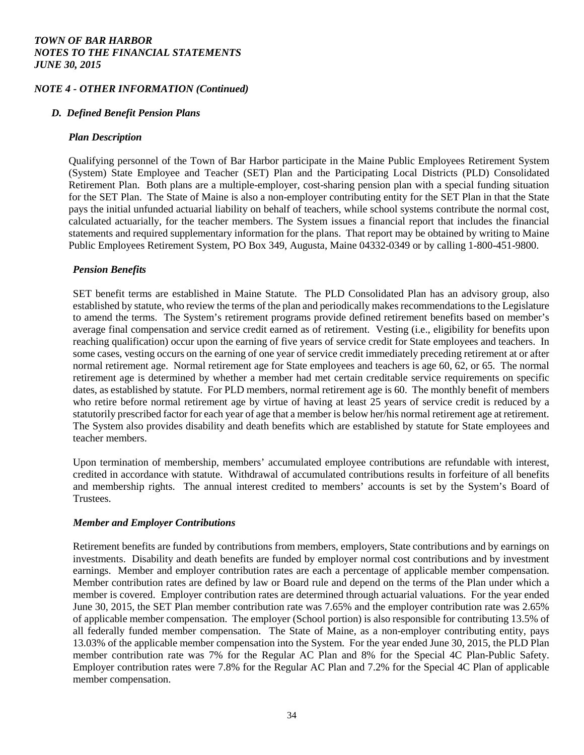*TOWN OF BAR HARBOR*
*NOTES TO THE FINANCIAL STATEMENTS*
*JUNE 30, 2015*

## *NOTE 4 - OTHER INFORMATION (Continued)*

### *D. Defined Benefit Pension Plans*

#### *Plan Description*

Qualifying personnel of the Town of Bar Harbor participate in the Maine Public Employees Retirement System (System) State Employee and Teacher (SET) Plan and the Participating Local Districts (PLD) Consolidated Retirement Plan. Both plans are a multiple-employer, cost-sharing pension plan with a special funding situation for the SET Plan. The State of Maine is also a non-employer contributing entity for the SET Plan in that the State pays the initial unfunded actuarial liability on behalf of teachers, while school systems contribute the normal cost, calculated actuarially, for the teacher members. The System issues a financial report that includes the financial statements and required supplementary information for the plans. That report may be obtained by writing to Maine Public Employees Retirement System, PO Box 349, Augusta, Maine 04332-0349 or by calling 1-800-451-9800.

#### *Pension Benefits*

SET benefit terms are established in Maine Statute. The PLD Consolidated Plan has an advisory group, also established by statute, who review the terms of the plan and periodically makes recommendations to the Legislature to amend the terms. The System's retirement programs provide defined retirement benefits based on member's average final compensation and service credit earned as of retirement. Vesting (i.e., eligibility for benefits upon reaching qualification) occur upon the earning of five years of service credit for State employees and teachers. In some cases, vesting occurs on the earning of one year of service credit immediately preceding retirement at or after normal retirement age. Normal retirement age for State employees and teachers is age 60, 62, or 65. The normal retirement age is determined by whether a member had met certain creditable service requirements on specific dates, as established by statute. For PLD members, normal retirement age is 60. The monthly benefit of members who retire before normal retirement age by virtue of having at least 25 years of service credit is reduced by a statutorily prescribed factor for each year of age that a member is below her/his normal retirement age at retirement. The System also provides disability and death benefits which are established by statute for State employees and teacher members.

Upon termination of membership, members' accumulated employee contributions are refundable with interest, credited in accordance with statute. Withdrawal of accumulated contributions results in forfeiture of all benefits and membership rights. The annual interest credited to members' accounts is set by the System's Board of Trustees.

#### *Member and Employer Contributions*

Retirement benefits are funded by contributions from members, employers, State contributions and by earnings on investments. Disability and death benefits are funded by employer normal cost contributions and by investment earnings. Member and employer contribution rates are each a percentage of applicable member compensation. Member contribution rates are defined by law or Board rule and depend on the terms of the Plan under which a member is covered. Employer contribution rates are determined through actuarial valuations. For the year ended June 30, 2015, the SET Plan member contribution rate was 7.65% and the employer contribution rate was 2.65% of applicable member compensation. The employer (School portion) is also responsible for contributing 13.5% of all federally funded member compensation. The State of Maine, as a non-employer contributing entity, pays 13.03% of the applicable member compensation into the System. For the year ended June 30, 2015, the PLD Plan member contribution rate was 7% for the Regular AC Plan and 8% for the Special 4C Plan-Public Safety. Employer contribution rates were 7.8% for the Regular AC Plan and 7.2% for the Special 4C Plan of applicable member compensation.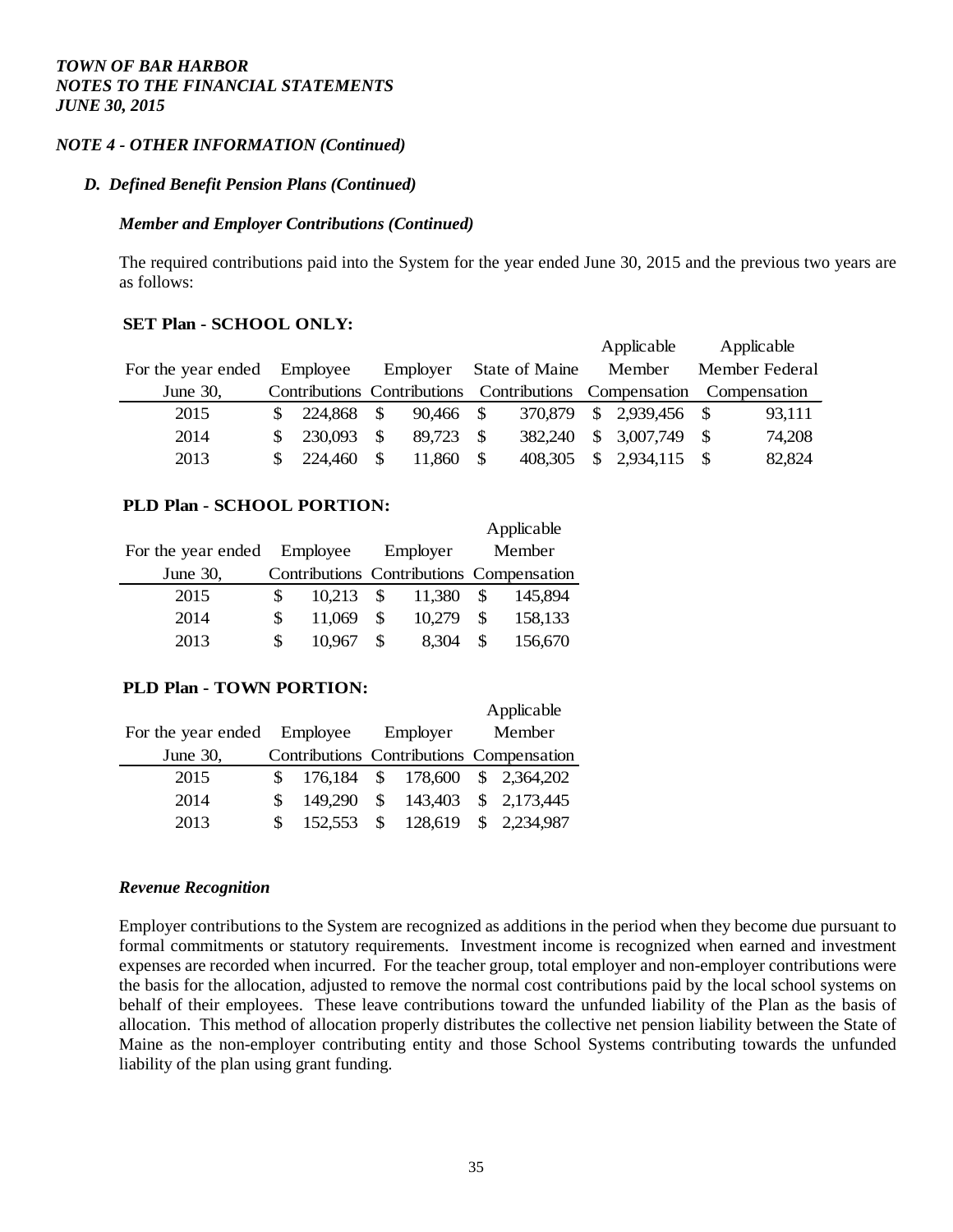*TOWN OF BAR HARBOR*
*NOTES TO THE FINANCIAL STATEMENTS*
*JUNE 30, 2015*

***NOTE 4 - OTHER INFORMATION (Continued)***

***D. Defined Benefit Pension Plans (Continued)***

***Member and Employer Contributions (Continued)***

The required contributions paid into the System for the year ended June 30, 2015 and the previous two years are as follows:

**SET Plan - SCHOOL ONLY:**

| For the year ended June 30, | Employee Contributions | Employer Contributions | State of Maine Contributions | Applicable Member Compensation | Applicable Member Federal Compensation |
|---|---|---|---|---|---|
| 2015 | $ 224,868 | $ 90,466 | $ 370,879 | $ 2,939,456 | $ 93,111 |
| 2014 | $ 230,093 | $ 89,723 | $ 382,240 | $ 3,007,749 | $ 74,208 |
| 2013 | $ 224,460 | $ 11,860 | $ 408,305 | $ 2,934,115 | $ 82,824 |

**PLD Plan - SCHOOL PORTION:**

| For the year ended June 30, | Employee Contributions | Employer Contributions | Applicable Member Compensation |
|---|---|---|---|
| 2015 | $ 10,213 | $ 11,380 | $ 145,894 |
| 2014 | $ 11,069 | $ 10,279 | $ 158,133 |
| 2013 | $ 10,967 | $ 8,304 | $ 156,670 |

**PLD Plan - TOWN PORTION:**

| For the year ended June 30, | Employee Contributions | Employer Contributions | Applicable Member Compensation |
|---|---|---|---|
| 2015 | $ 176,184 | $ 178,600 | $ 2,364,202 |
| 2014 | $ 149,290 | $ 143,403 | $ 2,173,445 |
| 2013 | $ 152,553 | $ 128,619 | $ 2,234,987 |

***Revenue Recognition***

Employer contributions to the System are recognized as additions in the period when they become due pursuant to formal commitments or statutory requirements. Investment income is recognized when earned and investment expenses are recorded when incurred. For the teacher group, total employer and non-employer contributions were the basis for the allocation, adjusted to remove the normal cost contributions paid by the local school systems on behalf of their employees. These leave contributions toward the unfunded liability of the Plan as the basis of allocation. This method of allocation properly distributes the collective net pension liability between the State of Maine as the non-employer contributing entity and those School Systems contributing towards the unfunded liability of the plan using grant funding.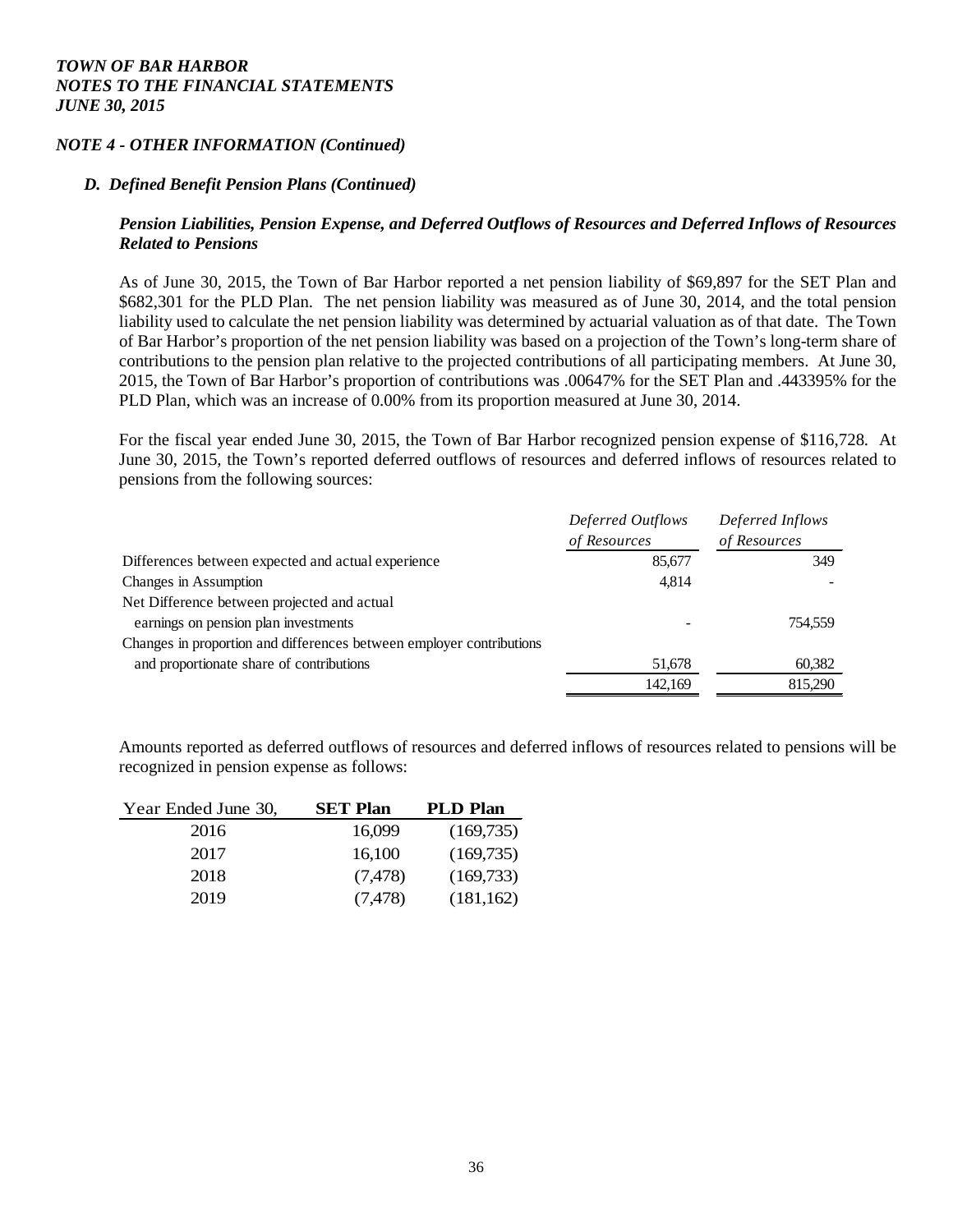# TOWN OF BAR HARBOR
# NOTES TO THE FINANCIAL STATEMENTS
# JUNE 30, 2015

## NOTE 4 - OTHER INFORMATION (Continued)

### D. Defined Benefit Pension Plans (Continued)

#### *Pension Liabilities, Pension Expense, and Deferred Outflows of Resources and Deferred Inflows of Resources Related to Pensions*

As of June 30, 2015, the Town of Bar Harbor reported a net pension liability of $69,897 for the SET Plan and $682,301 for the PLD Plan. The net pension liability was measured as of June 30, 2014, and the total pension liability used to calculate the net pension liability was determined by actuarial valuation as of that date. The Town of Bar Harbor's proportion of the net pension liability was based on a projection of the Town's long-term share of contributions to the pension plan relative to the projected contributions of all participating members. At June 30, 2015, the Town of Bar Harbor's proportion of contributions was .00647% for the SET Plan and .443395% for the PLD Plan, which was an increase of 0.00% from its proportion measured at June 30, 2014.

For the fiscal year ended June 30, 2015, the Town of Bar Harbor recognized pension expense of $116,728. At June 30, 2015, the Town's reported deferred outflows of resources and deferred inflows of resources related to pensions from the following sources:

| | *Deferred Outflows of Resources* | *Deferred Inflows of Resources* |
|---|---|---|
| Differences between expected and actual experience | 85,677 | 349 |
| Changes in Assumption | 4,814 | - |
| Net Difference between projected and actual earnings on pension plan investments | - | 754,559 |
| Changes in proportion and differences between employer contributions and proportionate share of contributions | 51,678 | 60,382 |
| | 142,169 | 815,290 |

Amounts reported as deferred outflows of resources and deferred inflows of resources related to pensions will be recognized in pension expense as follows:

| Year Ended June 30, | SET Plan | PLD Plan |
|---|---|---|
| 2016 | 16,099 | (169,735) |
| 2017 | 16,100 | (169,735) |
| 2018 | (7,478) | (169,733) |
| 2019 | (7,478) | (181,162) |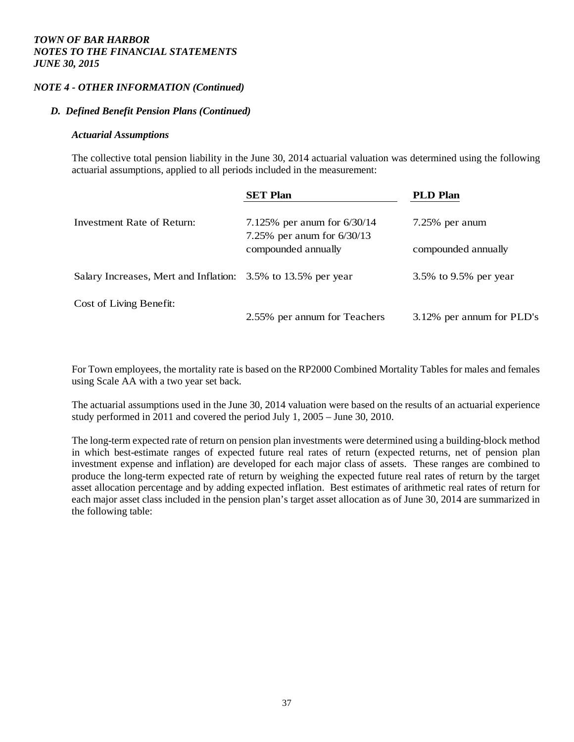*TOWN OF BAR HARBOR*
*NOTES TO THE FINANCIAL STATEMENTS*
*JUNE 30, 2015*

*NOTE 4 - OTHER INFORMATION (Continued)*

***D. Defined Benefit Pension Plans (Continued)***

***Actuarial Assumptions***

The collective total pension liability in the June 30, 2014 actuarial valuation was determined using the following actuarial assumptions, applied to all periods included in the measurement:

| | **SET Plan** | **PLD Plan** |
|---|---|---|
| Investment Rate of Return: | 7.125% per anum for 6/30/14<br>7.25% per anum for 6/30/13<br>compounded annually | 7.25% per anum<br><br>compounded annually |
| Salary Increases, Mert and Inflation: | 3.5% to 13.5% per year | 3.5% to 9.5% per year |
| Cost of Living Benefit: | 2.55% per annum for Teachers | 3.12% per annum for PLD's |

For Town employees, the mortality rate is based on the RP2000 Combined Mortality Tables for males and females using Scale AA with a two year set back.

The actuarial assumptions used in the June 30, 2014 valuation were based on the results of an actuarial experience study performed in 2011 and covered the period July 1, 2005 – June 30, 2010.

The long-term expected rate of return on pension plan investments were determined using a building-block method in which best-estimate ranges of expected future real rates of return (expected returns, net of pension plan investment expense and inflation) are developed for each major class of assets. These ranges are combined to produce the long-term expected rate of return by weighing the expected future real rates of return by the target asset allocation percentage and by adding expected inflation. Best estimates of arithmetic real rates of return for each major asset class included in the pension plan's target asset allocation as of June 30, 2014 are summarized in the following table: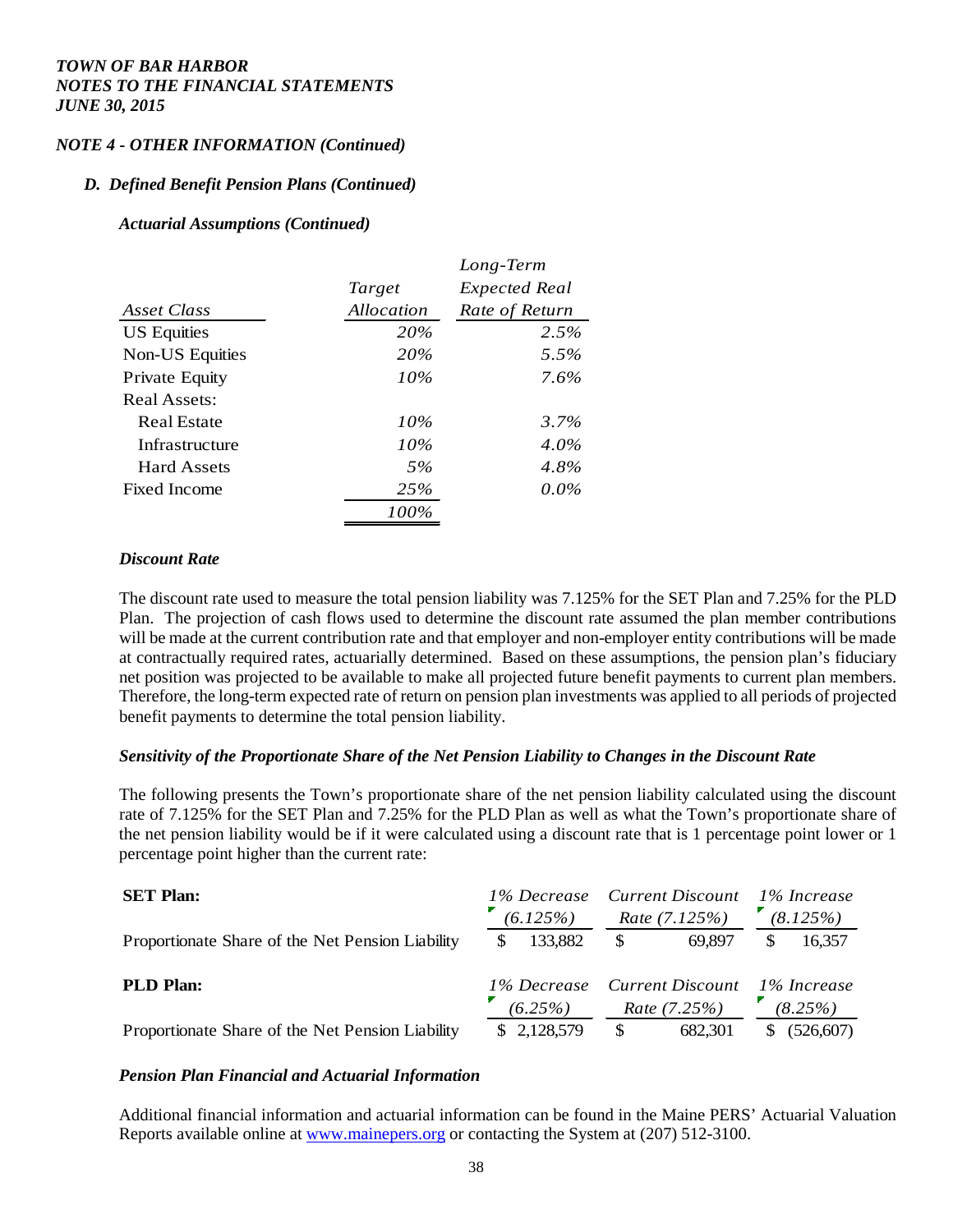*NOTE 4 - OTHER INFORMATION (Continued)*

### *D. Defined Benefit Pension Plans (Continued)*

#### *Actuarial Assumptions (Continued)*

| *Asset Class* | *Target Allocation* | *Long-Term Expected Real Rate of Return* |
|---|---|---|
| US Equities | *20%* | *2.5%* |
| Non-US Equities | *20%* | *5.5%* |
| Private Equity | *10%* | *7.6%* |
| Real Assets: | | |
| Real Estate | *10%* | *3.7%* |
| Infrastructure | *10%* | *4.0%* |
| Hard Assets | *5%* | *4.8%* |
| Fixed Income | *25%* | *0.0%* |
| | *100%* | |

#### *Discount Rate*

The discount rate used to measure the total pension liability was 7.125% for the SET Plan and 7.25% for the PLD Plan. The projection of cash flows used to determine the discount rate assumed the plan member contributions will be made at the current contribution rate and that employer and non-employer entity contributions will be made at contractually required rates, actuarially determined. Based on these assumptions, the pension plan's fiduciary net position was projected to be available to make all projected future benefit payments to current plan members. Therefore, the long-term expected rate of return on pension plan investments was applied to all periods of projected benefit payments to determine the total pension liability.

#### *Sensitivity of the Proportionate Share of the Net Pension Liability to Changes in the Discount Rate*

The following presents the Town's proportionate share of the net pension liability calculated using the discount rate of 7.125% for the SET Plan and 7.25% for the PLD Plan as well as what the Town's proportionate share of the net pension liability would be if it were calculated using a discount rate that is 1 percentage point lower or 1 percentage point higher than the current rate:

| **SET Plan:** | *1% Decrease (6.125%)* | *Current Discount Rate (7.125%)* | *1% Increase (8.125%)* |
|---|---|---|---|
| Proportionate Share of the Net Pension Liability | $ 133,882 | $ 69,897 | $ 16,357 |

| **PLD Plan:** | *1% Decrease (6.25%)* | *Current Discount Rate (7.25%)* | *1% Increase (8.25%)* |
|---|---|---|---|
| Proportionate Share of the Net Pension Liability | $ 2,128,579 | $ 682,301 | $ (526,607) |

#### *Pension Plan Financial and Actuarial Information*

Additional financial information and actuarial information can be found in the Maine PERS' Actuarial Valuation Reports available online at www.mainepers.org or contacting the System at (207) 512-3100.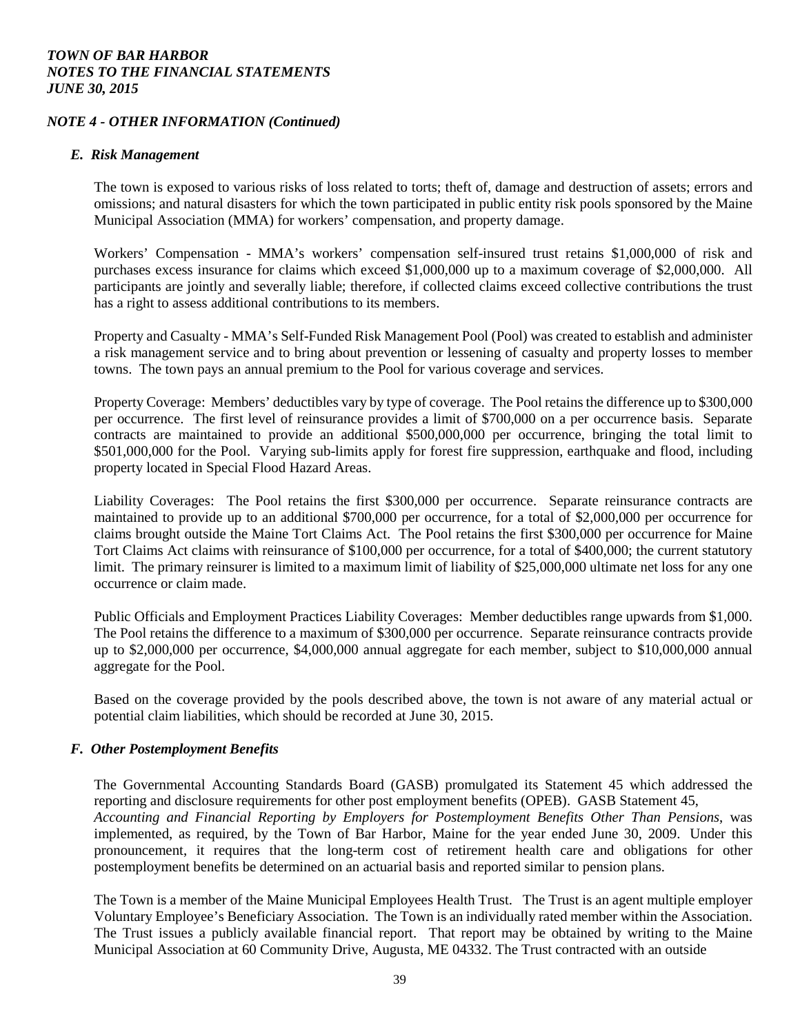*TOWN OF BAR HARBOR*
*NOTES TO THE FINANCIAL STATEMENTS*
*JUNE 30, 2015*

### *NOTE 4 - OTHER INFORMATION (Continued)*

#### *E. Risk Management*

The town is exposed to various risks of loss related to torts; theft of, damage and destruction of assets; errors and omissions; and natural disasters for which the town participated in public entity risk pools sponsored by the Maine Municipal Association (MMA) for workers' compensation, and property damage.

Workers' Compensation - MMA's workers' compensation self-insured trust retains $1,000,000 of risk and purchases excess insurance for claims which exceed $1,000,000 up to a maximum coverage of $2,000,000. All participants are jointly and severally liable; therefore, if collected claims exceed collective contributions the trust has a right to assess additional contributions to its members.

Property and Casualty - MMA's Self-Funded Risk Management Pool (Pool) was created to establish and administer a risk management service and to bring about prevention or lessening of casualty and property losses to member towns. The town pays an annual premium to the Pool for various coverage and services.

Property Coverage: Members' deductibles vary by type of coverage. The Pool retains the difference up to $300,000 per occurrence. The first level of reinsurance provides a limit of $700,000 on a per occurrence basis. Separate contracts are maintained to provide an additional $500,000,000 per occurrence, bringing the total limit to $501,000,000 for the Pool. Varying sub-limits apply for forest fire suppression, earthquake and flood, including property located in Special Flood Hazard Areas.

Liability Coverages: The Pool retains the first $300,000 per occurrence. Separate reinsurance contracts are maintained to provide up to an additional $700,000 per occurrence, for a total of $2,000,000 per occurrence for claims brought outside the Maine Tort Claims Act. The Pool retains the first $300,000 per occurrence for Maine Tort Claims Act claims with reinsurance of $100,000 per occurrence, for a total of $400,000; the current statutory limit. The primary reinsurer is limited to a maximum limit of liability of $25,000,000 ultimate net loss for any one occurrence or claim made.

Public Officials and Employment Practices Liability Coverages: Member deductibles range upwards from $1,000. The Pool retains the difference to a maximum of $300,000 per occurrence. Separate reinsurance contracts provide up to $2,000,000 per occurrence, $4,000,000 annual aggregate for each member, subject to $10,000,000 annual aggregate for the Pool.

Based on the coverage provided by the pools described above, the town is not aware of any material actual or potential claim liabilities, which should be recorded at June 30, 2015.

#### *F. Other Postemployment Benefits*

The Governmental Accounting Standards Board (GASB) promulgated its Statement 45 which addressed the reporting and disclosure requirements for other post employment benefits (OPEB). GASB Statement 45, *Accounting and Financial Reporting by Employers for Postemployment Benefits Other Than Pensions*, was implemented, as required, by the Town of Bar Harbor, Maine for the year ended June 30, 2009. Under this pronouncement, it requires that the long-term cost of retirement health care and obligations for other postemployment benefits be determined on an actuarial basis and reported similar to pension plans.

The Town is a member of the Maine Municipal Employees Health Trust. The Trust is an agent multiple employer Voluntary Employee's Beneficiary Association. The Town is an individually rated member within the Association. The Trust issues a publicly available financial report. That report may be obtained by writing to the Maine Municipal Association at 60 Community Drive, Augusta, ME 04332. The Trust contracted with an outside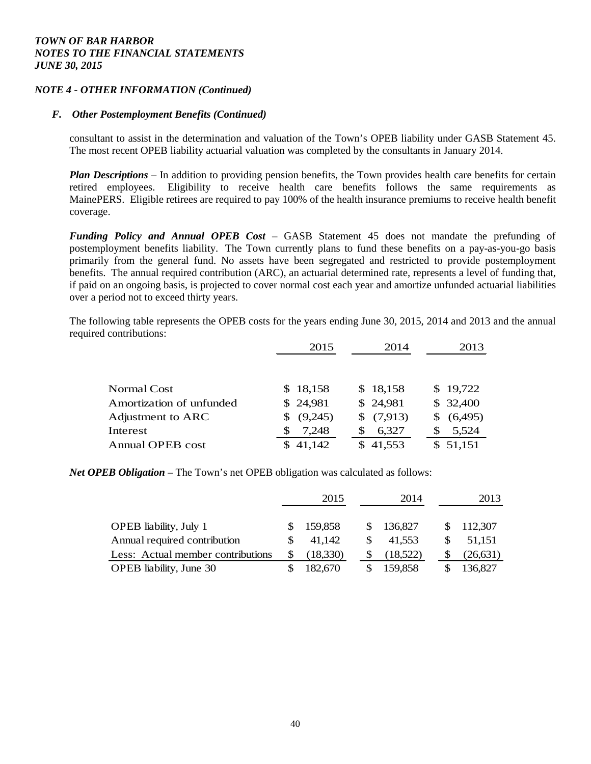*TOWN OF BAR HARBOR*
*NOTES TO THE FINANCIAL STATEMENTS*
*JUNE 30, 2015*

*NOTE 4 - OTHER INFORMATION (Continued)*

### *F. Other Postemployment Benefits (Continued)*

consultant to assist in the determination and valuation of the Town's OPEB liability under GASB Statement 45. The most recent OPEB liability actuarial valuation was completed by the consultants in January 2014.

***Plan Descriptions*** – In addition to providing pension benefits, the Town provides health care benefits for certain retired employees. Eligibility to receive health care benefits follows the same requirements as MainePERS. Eligible retirees are required to pay 100% of the health insurance premiums to receive health benefit coverage.

***Funding Policy and Annual OPEB Cost*** – GASB Statement 45 does not mandate the prefunding of postemployment benefits liability. The Town currently plans to fund these benefits on a pay-as-you-go basis primarily from the general fund. No assets have been segregated and restricted to provide postemployment benefits. The annual required contribution (ARC), an actuarial determined rate, represents a level of funding that, if paid on an ongoing basis, is projected to cover normal cost each year and amortize unfunded actuarial liabilities over a period not to exceed thirty years.

The following table represents the OPEB costs for the years ending June 30, 2015, 2014 and 2013 and the annual required contributions:

| | 2015 | 2014 | 2013 |
|---|---|---|---|
| Normal Cost | $ 18,158 | $ 18,158 | $ 19,722 |
| Amortization of unfunded | $ 24,981 | $ 24,981 | $ 32,400 |
| Adjustment to ARC | $ (9,245) | $ (7,913) | $ (6,495) |
| Interest | $ 7,248 | $ 6,327 | $ 5,524 |
| Annual OPEB cost | $ 41,142 | $ 41,553 | $ 51,151 |

***Net OPEB Obligation*** – The Town's net OPEB obligation was calculated as follows:

| | 2015 | 2014 | 2013 |
|---|---|---|---|
| OPEB liability, July 1 | $ 159,858 | $ 136,827 | $ 112,307 |
| Annual required contribution | $ 41,142 | $ 41,553 | $ 51,151 |
| Less: Actual member contributions | $ (18,330) | $ (18,522) | $ (26,631) |
| OPEB liability, June 30 | $ 182,670 | $ 159,858 | $ 136,827 |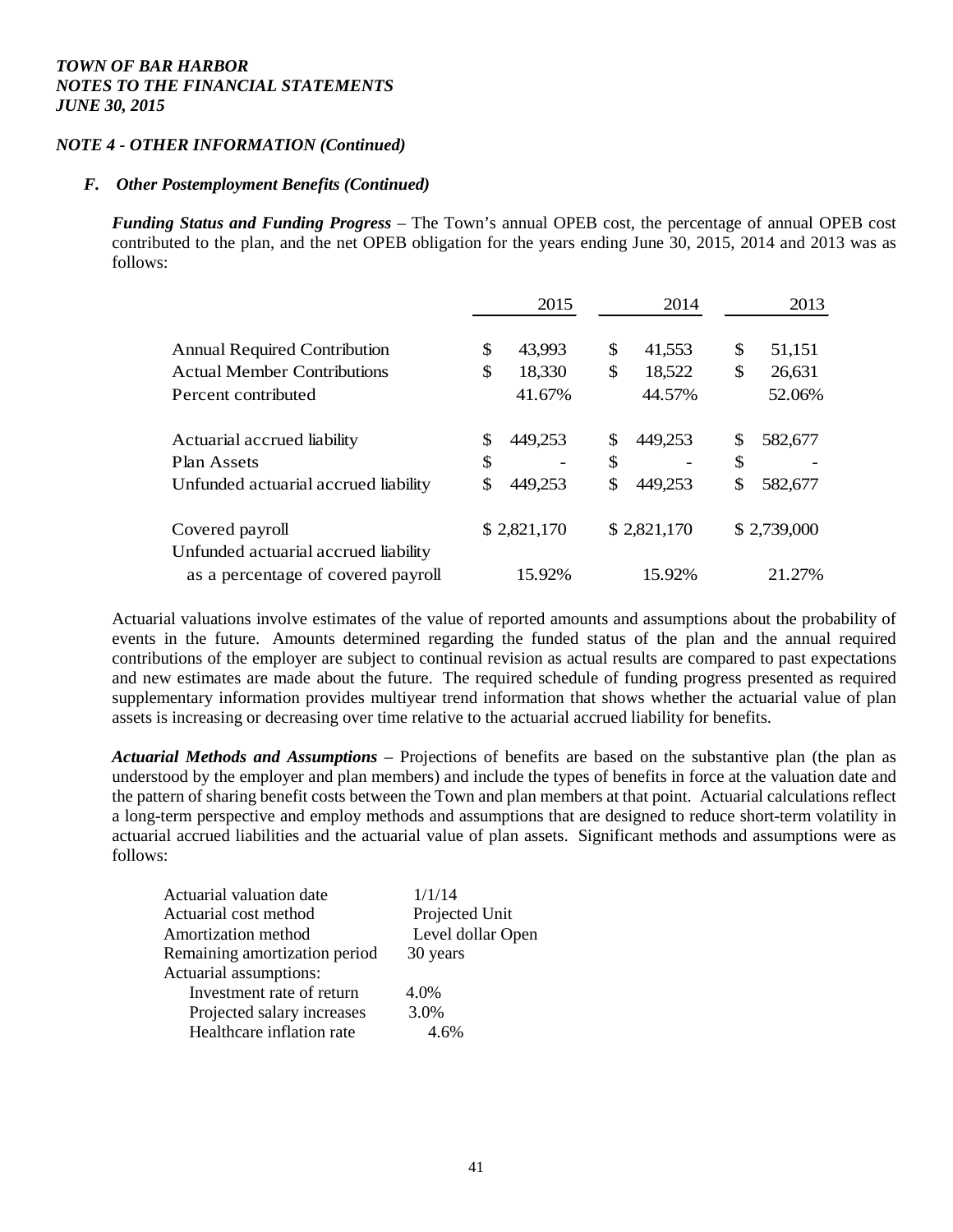*TOWN OF BAR HARBOR*
*NOTES TO THE FINANCIAL STATEMENTS*
*JUNE 30, 2015*

*NOTE 4 - OTHER INFORMATION (Continued)*

***F. Other Postemployment Benefits (Continued)***

***Funding Status and Funding Progress*** – The Town's annual OPEB cost, the percentage of annual OPEB cost contributed to the plan, and the net OPEB obligation for the years ending June 30, 2015, 2014 and 2013 was as follows:

| | 2015 | 2014 | 2013 |
|---|---|---|---|
| Annual Required Contribution | $ 43,993 | $ 41,553 | $ 51,151 |
| Actual Member Contributions | $ 18,330 | $ 18,522 | $ 26,631 |
| Percent contributed | 41.67% | 44.57% | 52.06% |
| Actuarial accrued liability | $ 449,253 | $ 449,253 | $ 582,677 |
| Plan Assets | $ - | $ - | $ - |
| Unfunded actuarial accrued liability | $ 449,253 | $ 449,253 | $ 582,677 |
| Covered payroll | $ 2,821,170 | $ 2,821,170 | $ 2,739,000 |
| Unfunded actuarial accrued liability as a percentage of covered payroll | 15.92% | 15.92% | 21.27% |

Actuarial valuations involve estimates of the value of reported amounts and assumptions about the probability of events in the future. Amounts determined regarding the funded status of the plan and the annual required contributions of the employer are subject to continual revision as actual results are compared to past expectations and new estimates are made about the future. The required schedule of funding progress presented as required supplementary information provides multiyear trend information that shows whether the actuarial value of plan assets is increasing or decreasing over time relative to the actuarial accrued liability for benefits.

***Actuarial Methods and Assumptions*** – Projections of benefits are based on the substantive plan (the plan as understood by the employer and plan members) and include the types of benefits in force at the valuation date and the pattern of sharing benefit costs between the Town and plan members at that point. Actuarial calculations reflect a long-term perspective and employ methods and assumptions that are designed to reduce short-term volatility in actuarial accrued liabilities and the actuarial value of plan assets. Significant methods and assumptions were as follows:

| | |
|---|---|
| Actuarial valuation date | 1/1/14 |
| Actuarial cost method | Projected Unit |
| Amortization method | Level dollar Open |
| Remaining amortization period | 30 years |
| Actuarial assumptions: | |
| Investment rate of return | 4.0% |
| Projected salary increases | 3.0% |
| Healthcare inflation rate | 4.6% |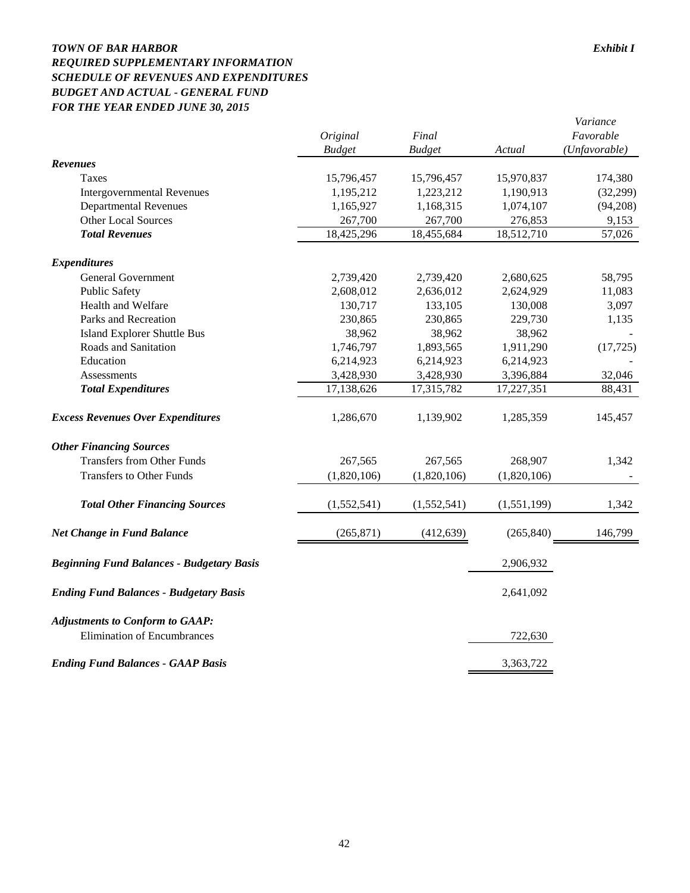***TOWN OF BAR HARBOR*** — ***Exhibit I***

***REQUIRED SUPPLEMENTARY INFORMATION***

***SCHEDULE OF REVENUES AND EXPENDITURES***

***BUDGET AND ACTUAL - GENERAL FUND***

***FOR THE YEAR ENDED JUNE 30, 2015***

| | *Original Budget* | *Final Budget* | *Actual* | *Variance Favorable (Unfavorable)* |
|---|---|---|---|---|
| ***Revenues*** | | | | |
| Taxes | 15,796,457 | 15,796,457 | 15,970,837 | 174,380 |
| Intergovernmental Revenues | 1,195,212 | 1,223,212 | 1,190,913 | (32,299) |
| Departmental Revenues | 1,165,927 | 1,168,315 | 1,074,107 | (94,208) |
| Other Local Sources | 267,700 | 267,700 | 276,853 | 9,153 |
| ***Total Revenues*** | 18,425,296 | 18,455,684 | 18,512,710 | 57,026 |
| ***Expenditures*** | | | | |
| General Government | 2,739,420 | 2,739,420 | 2,680,625 | 58,795 |
| Public Safety | 2,608,012 | 2,636,012 | 2,624,929 | 11,083 |
| Health and Welfare | 130,717 | 133,105 | 130,008 | 3,097 |
| Parks and Recreation | 230,865 | 230,865 | 229,730 | 1,135 |
| Island Explorer Shuttle Bus | 38,962 | 38,962 | 38,962 | - |
| Roads and Sanitation | 1,746,797 | 1,893,565 | 1,911,290 | (17,725) |
| Education | 6,214,923 | 6,214,923 | 6,214,923 | - |
| Assessments | 3,428,930 | 3,428,930 | 3,396,884 | 32,046 |
| ***Total Expenditures*** | 17,138,626 | 17,315,782 | 17,227,351 | 88,431 |
| ***Excess Revenues Over Expenditures*** | 1,286,670 | 1,139,902 | 1,285,359 | 145,457 |
| ***Other Financing Sources*** | | | | |
| Transfers from Other Funds | 267,565 | 267,565 | 268,907 | 1,342 |
| Transfers to Other Funds | (1,820,106) | (1,820,106) | (1,820,106) | - |
| ***Total Other Financing Sources*** | (1,552,541) | (1,552,541) | (1,551,199) | 1,342 |
| ***Net Change in Fund Balance*** | (265,871) | (412,639) | (265,840) | 146,799 |
| ***Beginning Fund Balances - Budgetary Basis*** | | | 2,906,932 | |
| ***Ending Fund Balances - Budgetary Basis*** | | | 2,641,092 | |
| ***Adjustments to Conform to GAAP:*** | | | | |
| Elimination of Encumbrances | | | 722,630 | |
| ***Ending Fund Balances - GAAP Basis*** | | | 3,363,722 | |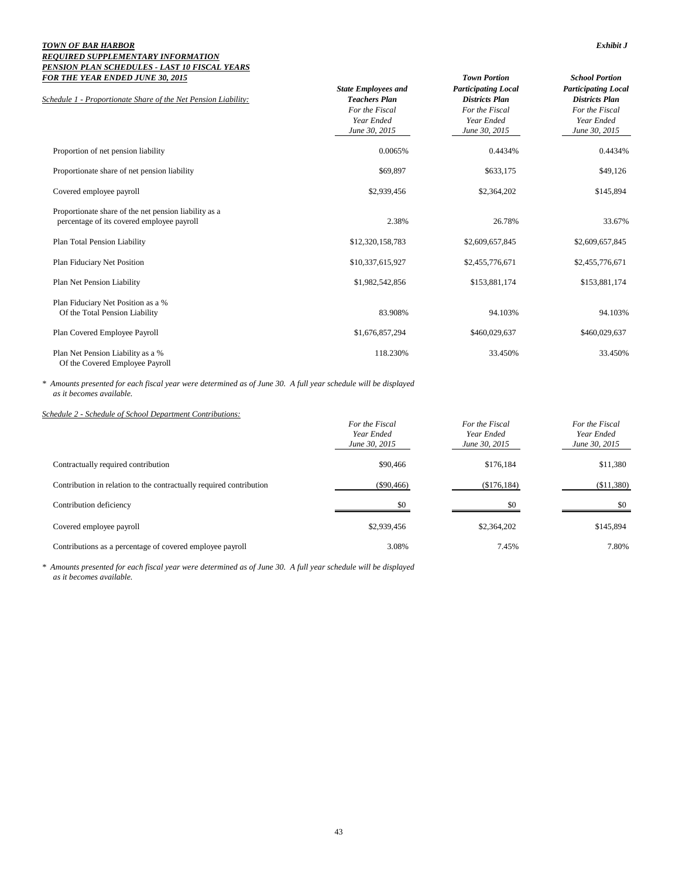***TOWN OF BAR HARBOR***
***REQUIRED SUPPLEMENTARY INFORMATION***
***PENSION PLAN SCHEDULES - LAST 10 FISCAL YEARS***
***FOR THE YEAR ENDED JUNE 30, 2015***

***Exhibit J***

| *Schedule 1 - Proportionate Share of the Net Pension Liability:* | ***State Employees and Teachers Plan*** *For the Fiscal Year Ended June 30, 2015* | ***Town Portion Participating Local Districts Plan*** *For the Fiscal Year Ended June 30, 2015* | ***School Portion Participating Local Districts Plan*** *For the Fiscal Year Ended June 30, 2015* |
|---|---|---|---|
| Proportion of net pension liability | 0.0065% | 0.4434% | 0.4434% |
| Proportionate share of net pension liability | $69,897 | $633,175 | $49,126 |
| Covered employee payroll | $2,939,456 | $2,364,202 | $145,894 |
| Proportionate share of the net pension liability as a percentage of its covered employee payroll | 2.38% | 26.78% | 33.67% |
| Plan Total Pension Liability | $12,320,158,783 | $2,609,657,845 | $2,609,657,845 |
| Plan Fiduciary Net Position | $10,337,615,927 | $2,455,776,671 | $2,455,776,671 |
| Plan Net Pension Liability | $1,982,542,856 | $153,881,174 | $153,881,174 |
| Plan Fiduciary Net Position as a % Of the Total Pension Liability | 83.908% | 94.103% | 94.103% |
| Plan Covered Employee Payroll | $1,676,857,294 | $460,029,637 | $460,029,637 |
| Plan Net Pension Liability as a % Of the Covered Employee Payroll | 118.230% | 33.450% | 33.450% |

\* *Amounts presented for each fiscal year were determined as of June 30. A full year schedule will be displayed as it becomes available.*

| *Schedule 2 - Schedule of School Department Contributions:* | *For the Fiscal Year Ended June 30, 2015* | *For the Fiscal Year Ended June 30, 2015* | *For the Fiscal Year Ended June 30, 2015* |
|---|---|---|---|
| Contractually required contribution | $90,466 | $176,184 | $11,380 |
| Contribution in relation to the contractually required contribution | ($90,466) | ($176,184) | ($11,380) |
| Contribution deficiency | $0 | $0 | $0 |
| Covered employee payroll | $2,939,456 | $2,364,202 | $145,894 |
| Contributions as a percentage of covered employee payroll | 3.08% | 7.45% | 7.80% |

\* *Amounts presented for each fiscal year were determined as of June 30. A full year schedule will be displayed as it becomes available.*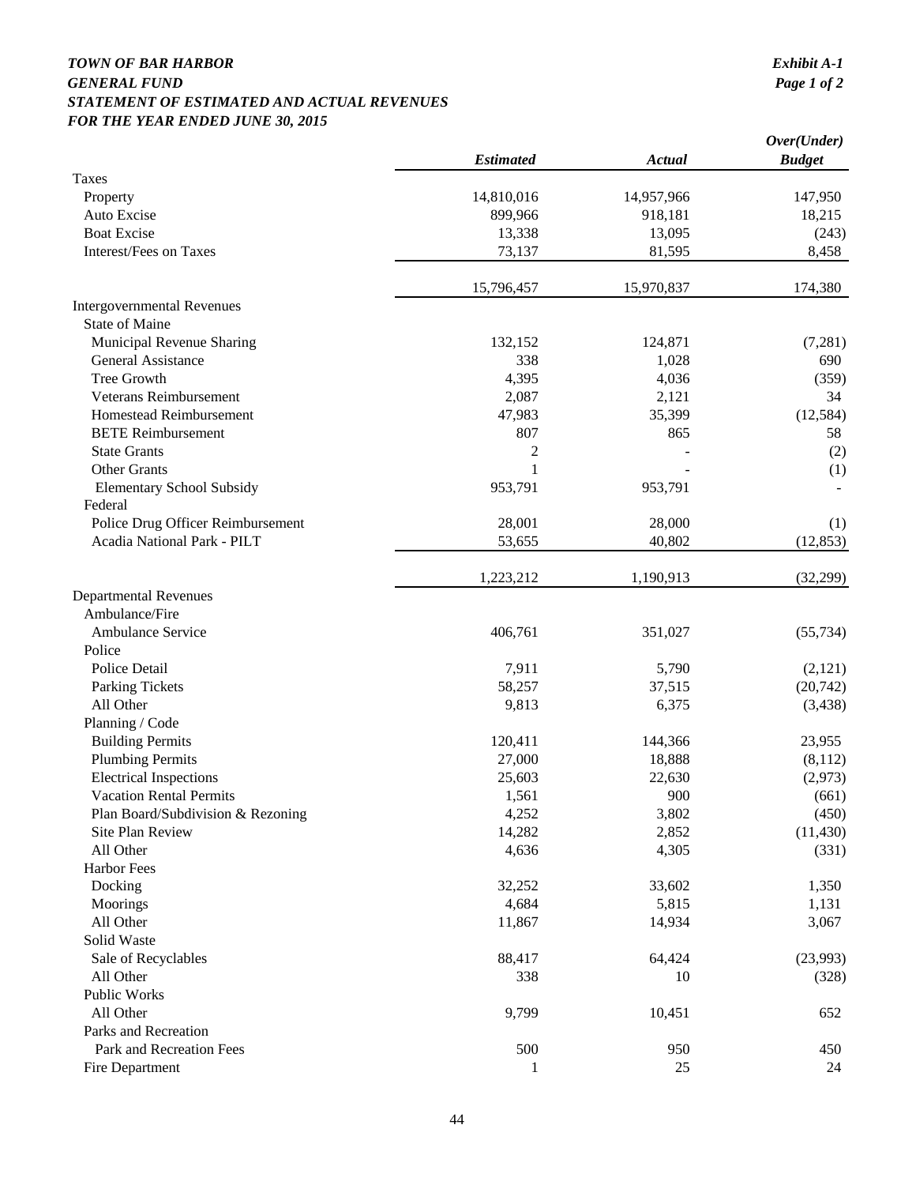***TOWN OF BAR HARBOR***
***GENERAL FUND***
***STATEMENT OF ESTIMATED AND ACTUAL REVENUES***
***FOR THE YEAR ENDED JUNE 30, 2015***

*Exhibit A-1*
*Page 1 of 2*

| | *Estimated* | *Actual* | *Over(Under) Budget* |
|---|---|---|---|
| Taxes | | | |
| Property | 14,810,016 | 14,957,966 | 147,950 |
| Auto Excise | 899,966 | 918,181 | 18,215 |
| Boat Excise | 13,338 | 13,095 | (243) |
| Interest/Fees on Taxes | 73,137 | 81,595 | 8,458 |
| | 15,796,457 | 15,970,837 | 174,380 |
| Intergovernmental Revenues | | | |
| State of Maine | | | |
| Municipal Revenue Sharing | 132,152 | 124,871 | (7,281) |
| General Assistance | 338 | 1,028 | 690 |
| Tree Growth | 4,395 | 4,036 | (359) |
| Veterans Reimbursement | 2,087 | 2,121 | 34 |
| Homestead Reimbursement | 47,983 | 35,399 | (12,584) |
| BETE Reimbursement | 807 | 865 | 58 |
| State Grants | 2 | - | (2) |
| Other Grants | 1 | - | (1) |
| Elementary School Subsidy | 953,791 | 953,791 | - |
| Federal | | | |
| Police Drug Officer Reimbursement | 28,001 | 28,000 | (1) |
| Acadia National Park - PILT | 53,655 | 40,802 | (12,853) |
| | 1,223,212 | 1,190,913 | (32,299) |
| Departmental Revenues | | | |
| Ambulance/Fire | | | |
| Ambulance Service | 406,761 | 351,027 | (55,734) |
| Police | | | |
| Police Detail | 7,911 | 5,790 | (2,121) |
| Parking Tickets | 58,257 | 37,515 | (20,742) |
| All Other | 9,813 | 6,375 | (3,438) |
| Planning / Code | | | |
| Building Permits | 120,411 | 144,366 | 23,955 |
| Plumbing Permits | 27,000 | 18,888 | (8,112) |
| Electrical Inspections | 25,603 | 22,630 | (2,973) |
| Vacation Rental Permits | 1,561 | 900 | (661) |
| Plan Board/Subdivision & Rezoning | 4,252 | 3,802 | (450) |
| Site Plan Review | 14,282 | 2,852 | (11,430) |
| All Other | 4,636 | 4,305 | (331) |
| Harbor Fees | | | |
| Docking | 32,252 | 33,602 | 1,350 |
| Moorings | 4,684 | 5,815 | 1,131 |
| All Other | 11,867 | 14,934 | 3,067 |
| Solid Waste | | | |
| Sale of Recyclables | 88,417 | 64,424 | (23,993) |
| All Other | 338 | 10 | (328) |
| Public Works | | | |
| All Other | 9,799 | 10,451 | 652 |
| Parks and Recreation | | | |
| Park and Recreation Fees | 500 | 950 | 450 |
| Fire Department | 1 | 25 | 24 |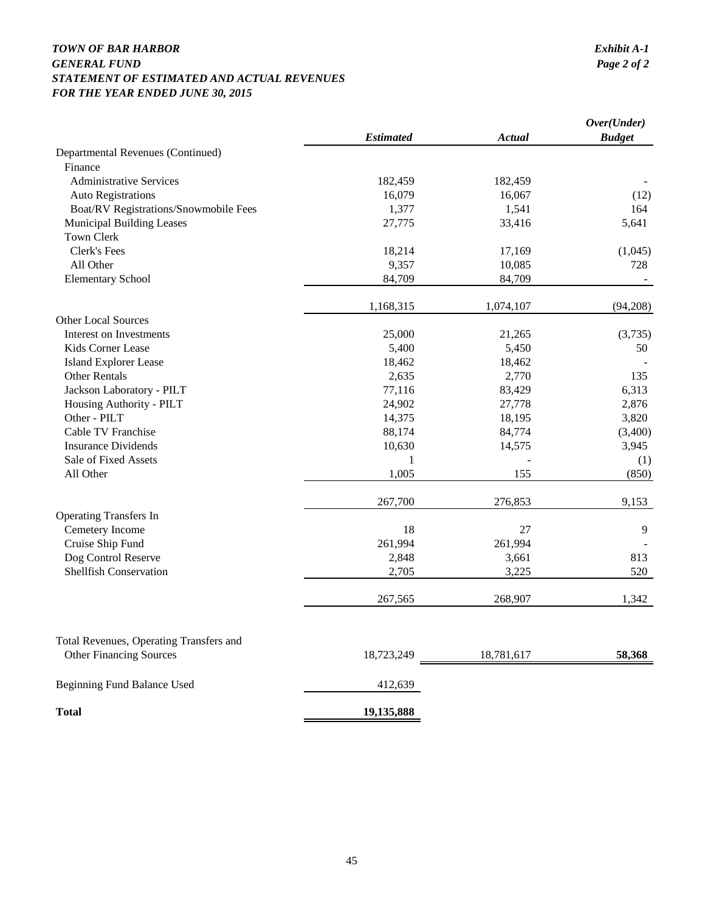***TOWN OF BAR HARBOR***
***GENERAL FUND***
***STATEMENT OF ESTIMATED AND ACTUAL REVENUES***
***FOR THE YEAR ENDED JUNE 30, 2015***

***Exhibit A-1***
***Page 2 of 2***

| | *Estimated* | *Actual* | *Over(Under) Budget* |
|---|---|---|---|
| Departmental Revenues (Continued) | | | |
| Finance | | | |
| Administrative Services | 182,459 | 182,459 | - |
| Auto Registrations | 16,079 | 16,067 | (12) |
| Boat/RV Registrations/Snowmobile Fees | 1,377 | 1,541 | 164 |
| Municipal Building Leases | 27,775 | 33,416 | 5,641 |
| Town Clerk | | | |
| Clerk's Fees | 18,214 | 17,169 | (1,045) |
| All Other | 9,357 | 10,085 | 728 |
| Elementary School | 84,709 | 84,709 | - |
| | 1,168,315 | 1,074,107 | (94,208) |
| Other Local Sources | | | |
| Interest on Investments | 25,000 | 21,265 | (3,735) |
| Kids Corner Lease | 5,400 | 5,450 | 50 |
| Island Explorer Lease | 18,462 | 18,462 | - |
| Other Rentals | 2,635 | 2,770 | 135 |
| Jackson Laboratory - PILT | 77,116 | 83,429 | 6,313 |
| Housing Authority - PILT | 24,902 | 27,778 | 2,876 |
| Other - PILT | 14,375 | 18,195 | 3,820 |
| Cable TV Franchise | 88,174 | 84,774 | (3,400) |
| Insurance Dividends | 10,630 | 14,575 | 3,945 |
| Sale of Fixed Assets | 1 | - | (1) |
| All Other | 1,005 | 155 | (850) |
| | 267,700 | 276,853 | 9,153 |
| Operating Transfers In | | | |
| Cemetery Income | 18 | 27 | 9 |
| Cruise Ship Fund | 261,994 | 261,994 | - |
| Dog Control Reserve | 2,848 | 3,661 | 813 |
| Shellfish Conservation | 2,705 | 3,225 | 520 |
| | 267,565 | 268,907 | 1,342 |
| Total Revenues, Operating Transfers and Other Financing Sources | 18,723,249 | 18,781,617 | **58,368** |
| Beginning Fund Balance Used | 412,639 | | |
| **Total** | **19,135,888** | | |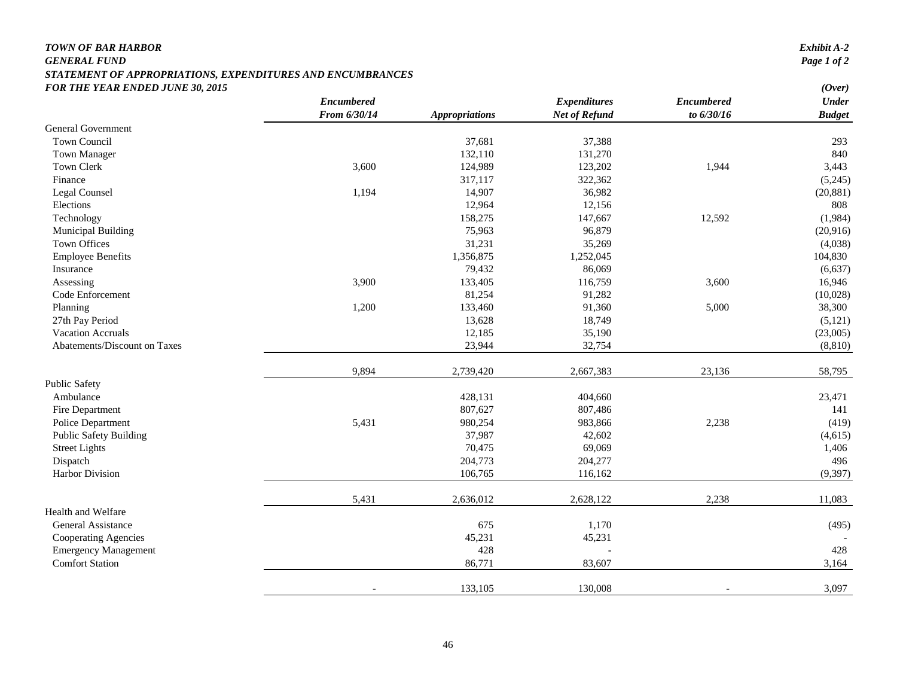***TOWN OF BAR HARBOR***
***GENERAL FUND***
***STATEMENT OF APPROPRIATIONS, EXPENDITURES AND ENCUMBRANCES***
***FOR THE YEAR ENDED JUNE 30, 2015***

***Exhibit A-2***
***Page 1 of 2***

| | *Encumbered From 6/30/14* | *Appropriations* | *Expenditures Net of Refund* | *Encumbered to 6/30/16* | *(Over) Under Budget* |
|---|---|---|---|---|---|
| General Government | | | | | |
| Town Council | | 37,681 | 37,388 | | 293 |
| Town Manager | | 132,110 | 131,270 | | 840 |
| Town Clerk | 3,600 | 124,989 | 123,202 | 1,944 | 3,443 |
| Finance | | 317,117 | 322,362 | | (5,245) |
| Legal Counsel | 1,194 | 14,907 | 36,982 | | (20,881) |
| Elections | | 12,964 | 12,156 | | 808 |
| Technology | | 158,275 | 147,667 | 12,592 | (1,984) |
| Municipal Building | | 75,963 | 96,879 | | (20,916) |
| Town Offices | | 31,231 | 35,269 | | (4,038) |
| Employee Benefits | | 1,356,875 | 1,252,045 | | 104,830 |
| Insurance | | 79,432 | 86,069 | | (6,637) |
| Assessing | 3,900 | 133,405 | 116,759 | 3,600 | 16,946 |
| Code Enforcement | | 81,254 | 91,282 | | (10,028) |
| Planning | 1,200 | 133,460 | 91,360 | 5,000 | 38,300 |
| 27th Pay Period | | 13,628 | 18,749 | | (5,121) |
| Vacation Accruals | | 12,185 | 35,190 | | (23,005) |
| Abatements/Discount on Taxes | | 23,944 | 32,754 | | (8,810) |
| | 9,894 | 2,739,420 | 2,667,383 | 23,136 | 58,795 |
| Public Safety | | | | | |
| Ambulance | | 428,131 | 404,660 | | 23,471 |
| Fire Department | | 807,627 | 807,486 | | 141 |
| Police Department | 5,431 | 980,254 | 983,866 | 2,238 | (419) |
| Public Safety Building | | 37,987 | 42,602 | | (4,615) |
| Street Lights | | 70,475 | 69,069 | | 1,406 |
| Dispatch | | 204,773 | 204,277 | | 496 |
| Harbor Division | | 106,765 | 116,162 | | (9,397) |
| | 5,431 | 2,636,012 | 2,628,122 | 2,238 | 11,083 |
| Health and Welfare | | | | | |
| General Assistance | | 675 | 1,170 | | (495) |
| Cooperating Agencies | | 45,231 | 45,231 | | - |
| Emergency Management | | 428 | - | | 428 |
| Comfort Station | | 86,771 | 83,607 | | 3,164 |
| | - | 133,105 | 130,008 | - | 3,097 |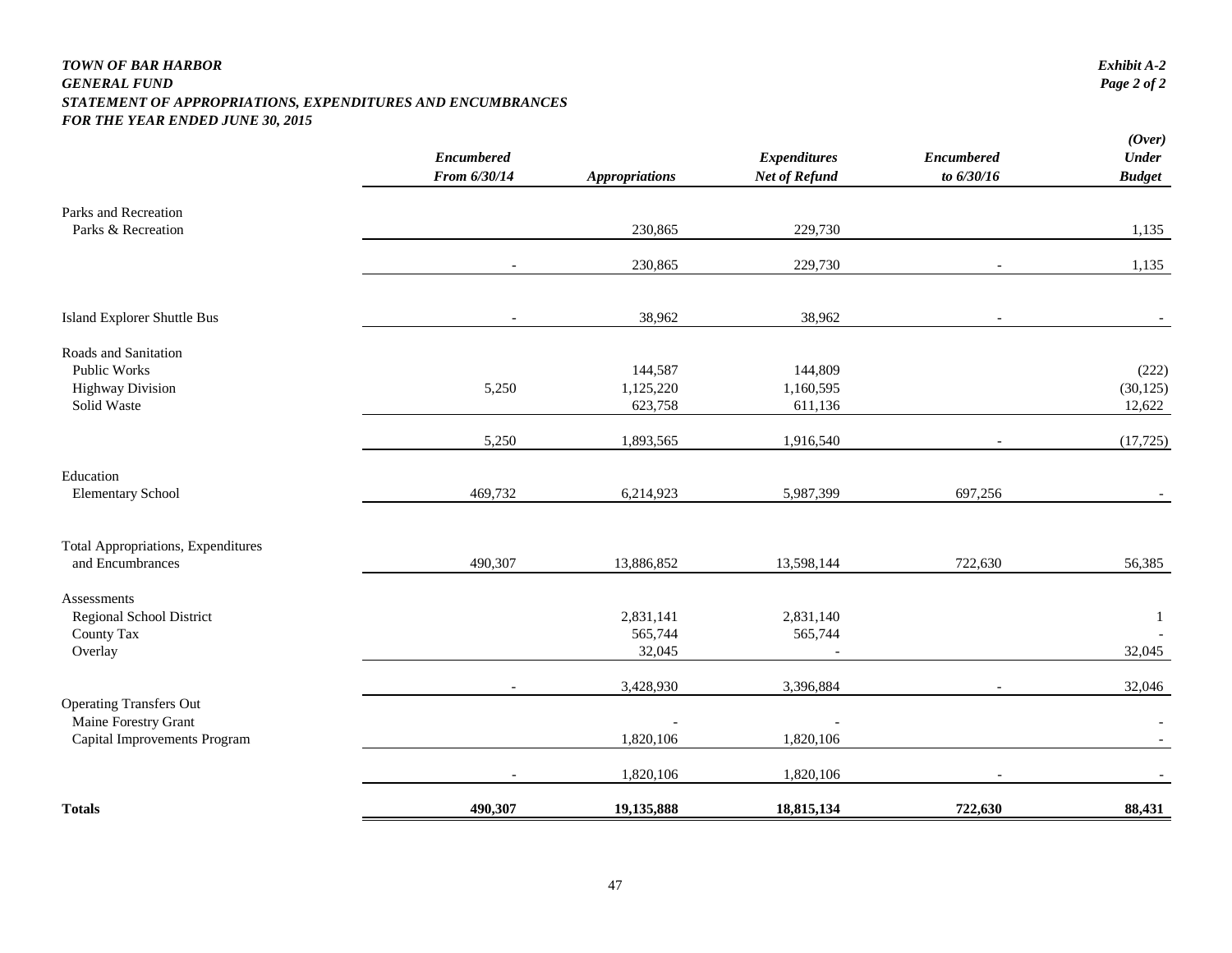***TOWN OF BAR HARBOR***
***GENERAL FUND***
***STATEMENT OF APPROPRIATIONS, EXPENDITURES AND ENCUMBRANCES***
***FOR THE YEAR ENDED JUNE 30, 2015***

***Exhibit A-2***
***Page 2 of 2***

| | *Encumbered From 6/30/14* | *Appropriations* | *Expenditures Net of Refund* | *Encumbered to 6/30/16* | *(Over) Under Budget* |
|---|---|---|---|---|---|
| Parks and Recreation | | | | | |
| Parks & Recreation | | 230,865 | 229,730 | | 1,135 |
| | - | 230,865 | 229,730 | - | 1,135 |
| Island Explorer Shuttle Bus | - | 38,962 | 38,962 | - | - |
| Roads and Sanitation | | | | | |
| Public Works | | 144,587 | 144,809 | | (222) |
| Highway Division | 5,250 | 1,125,220 | 1,160,595 | | (30,125) |
| Solid Waste | | 623,758 | 611,136 | | 12,622 |
| | 5,250 | 1,893,565 | 1,916,540 | - | (17,725) |
| Education | | | | | |
| Elementary School | 469,732 | 6,214,923 | 5,987,399 | 697,256 | - |
| Total Appropriations, Expenditures and Encumbrances | 490,307 | 13,886,852 | 13,598,144 | 722,630 | 56,385 |
| Assessments | | | | | |
| Regional School District | | 2,831,141 | 2,831,140 | | 1 |
| County Tax | | 565,744 | 565,744 | | - |
| Overlay | | 32,045 | - | | 32,045 |
| | - | 3,428,930 | 3,396,884 | - | 32,046 |
| Operating Transfers Out | | | | | |
| Maine Forestry Grant | | - | - | | - |
| Capital Improvements Program | | 1,820,106 | 1,820,106 | | - |
| | - | 1,820,106 | 1,820,106 | - | - |
| **Totals** | **490,307** | **19,135,888** | **18,815,134** | **722,630** | **88,431** |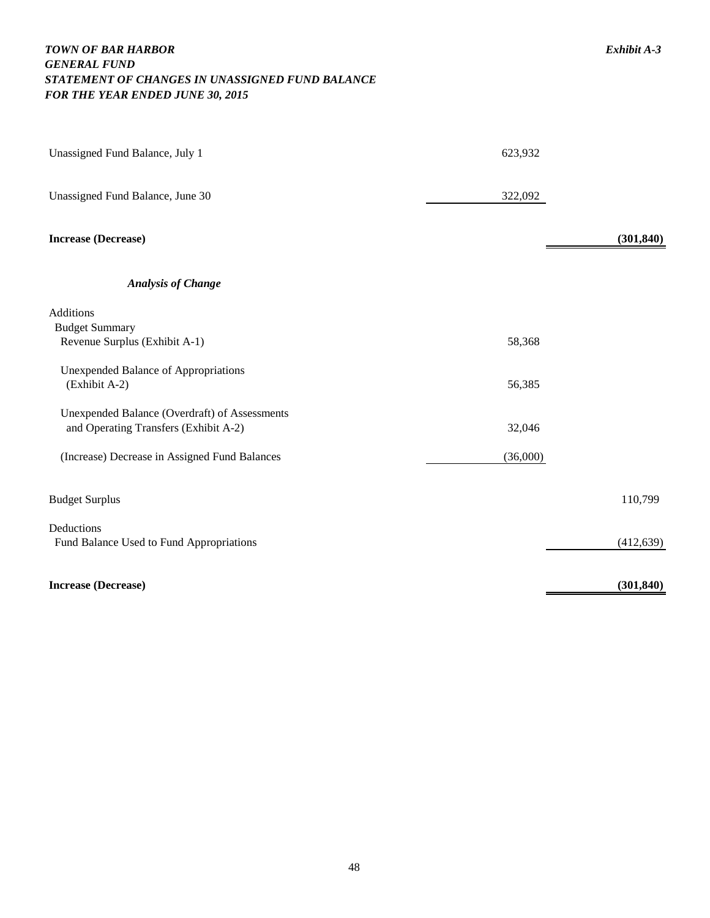***TOWN OF BAR HARBOR*** ***Exhibit A-3***
***GENERAL FUND***
***STATEMENT OF CHANGES IN UNASSIGNED FUND BALANCE***
***FOR THE YEAR ENDED JUNE 30, 2015***

| | | |
|---|---|---|
| Unassigned Fund Balance, July 1 | 623,932 | |
| Unassigned Fund Balance, June 30 | 322,092 | |
| **Increase (Decrease)** | | **(301,840)** |
| ***Analysis of Change*** | | |
| Additions | | |
| Budget Summary | | |
| Revenue Surplus (Exhibit A-1) | 58,368 | |
| Unexpended Balance of Appropriations (Exhibit A-2) | 56,385 | |
| Unexpended Balance (Overdraft) of Assessments and Operating Transfers (Exhibit A-2) | 32,046 | |
| (Increase) Decrease in Assigned Fund Balances | (36,000) | |
| Budget Surplus | | 110,799 |
| Deductions | | |
| Fund Balance Used to Fund Appropriations | | (412,639) |
| **Increase (Decrease)** | | **(301,840)** |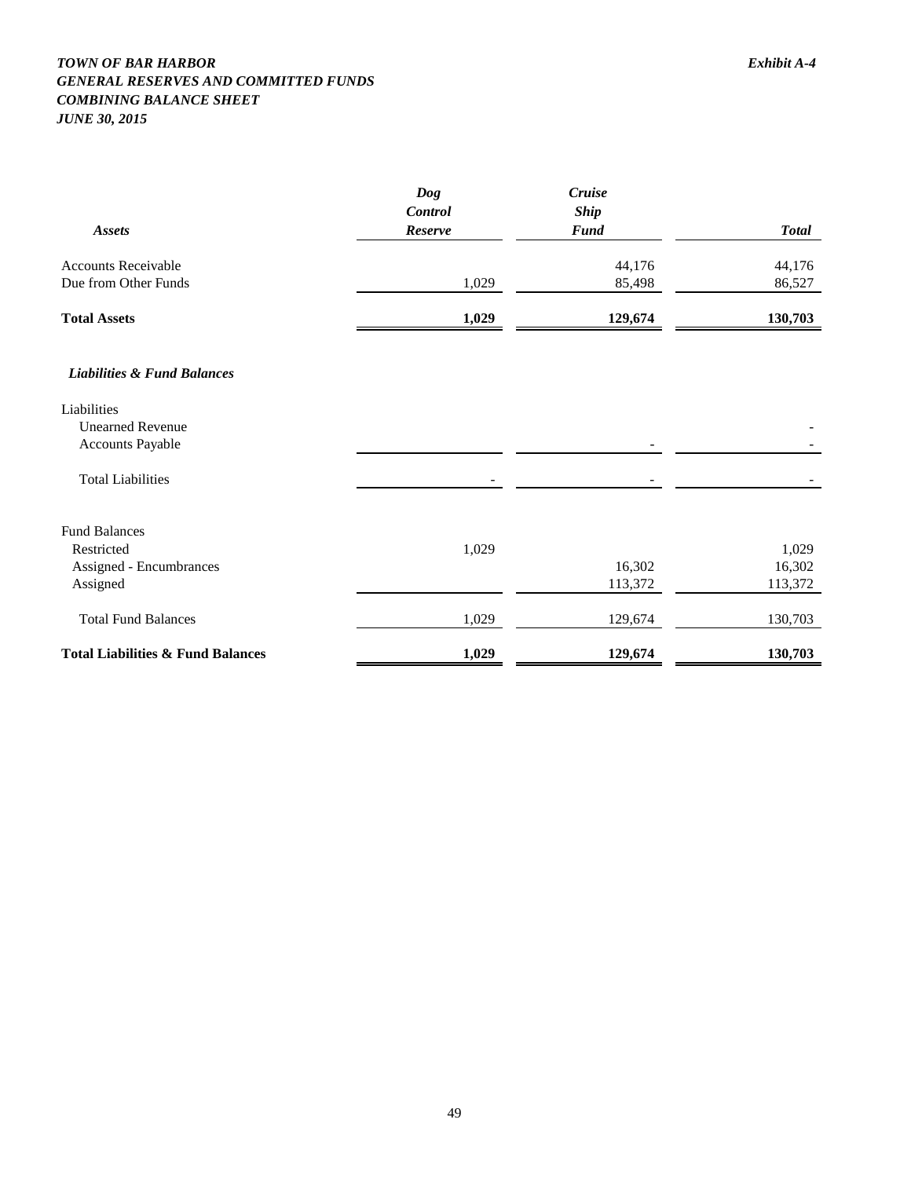***TOWN OF BAR HARBOR*** | ***Exhibit A-4***

***GENERAL RESERVES AND COMMITTED FUNDS***

***COMBINING BALANCE SHEET***

***JUNE 30, 2015***

| ***Assets*** | ***Dog Control Reserve*** | ***Cruise Ship Fund*** | ***Total*** |
|---|---|---|---|
| Accounts Receivable | | 44,176 | 44,176 |
| Due from Other Funds | 1,029 | 85,498 | 86,527 |
| **Total Assets** | **1,029** | **129,674** | **130,703** |
| | | | |
| ***Liabilities & Fund Balances*** | | | |
| Liabilities | | | |
| Unearned Revenue | | | - |
| Accounts Payable | | - | - |
| Total Liabilities | - | - | - |
| | | | |
| Fund Balances | | | |
| Restricted | 1,029 | | 1,029 |
| Assigned - Encumbrances | | 16,302 | 16,302 |
| Assigned | | 113,372 | 113,372 |
| Total Fund Balances | 1,029 | 129,674 | 130,703 |
| **Total Liabilities & Fund Balances** | **1,029** | **129,674** | **130,703** |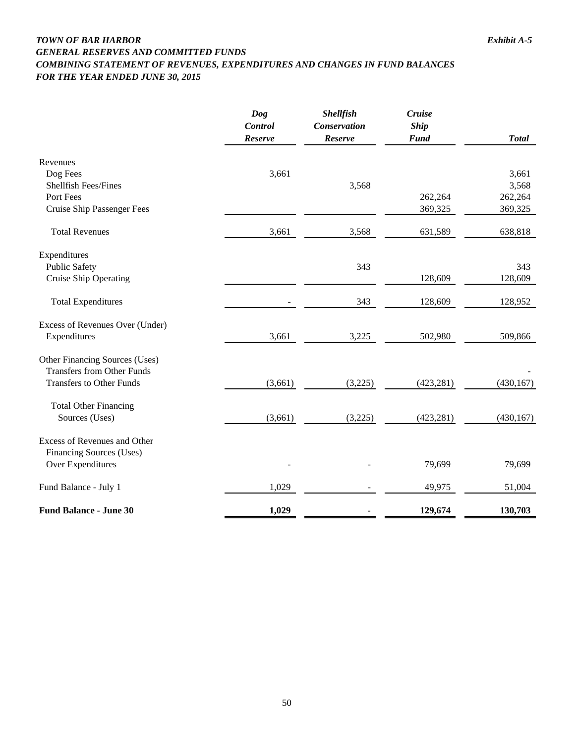***TOWN OF BAR HARBOR*** ***Exhibit A-5***

***GENERAL RESERVES AND COMMITTED FUNDS***

***COMBINING STATEMENT OF REVENUES, EXPENDITURES AND CHANGES IN FUND BALANCES***

***FOR THE YEAR ENDED JUNE 30, 2015***

| | ***Dog Control Reserve*** | ***Shellfish Conservation Reserve*** | ***Cruise Ship Fund*** | ***Total*** |
|---|---|---|---|---|
| Revenues | | | | |
| Dog Fees | 3,661 | | | 3,661 |
| Shellfish Fees/Fines | | 3,568 | | 3,568 |
| Port Fees | | | 262,264 | 262,264 |
| Cruise Ship Passenger Fees | | | 369,325 | 369,325 |
| Total Revenues | 3,661 | 3,568 | 631,589 | 638,818 |
| Expenditures | | | | |
| Public Safety | | 343 | | 343 |
| Cruise Ship Operating | | | 128,609 | 128,609 |
| Total Expenditures | - | 343 | 128,609 | 128,952 |
| Excess of Revenues Over (Under) Expenditures | 3,661 | 3,225 | 502,980 | 509,866 |
| Other Financing Sources (Uses) | | | | |
| Transfers from Other Funds | | | | - |
| Transfers to Other Funds | (3,661) | (3,225) | (423,281) | (430,167) |
| Total Other Financing Sources (Uses) | (3,661) | (3,225) | (423,281) | (430,167) |
| Excess of Revenues and Other Financing Sources (Uses) Over Expenditures | - | - | 79,699 | 79,699 |
| Fund Balance - July 1 | 1,029 | - | 49,975 | 51,004 |
| **Fund Balance - June 30** | **1,029** | **-** | **129,674** | **130,703** |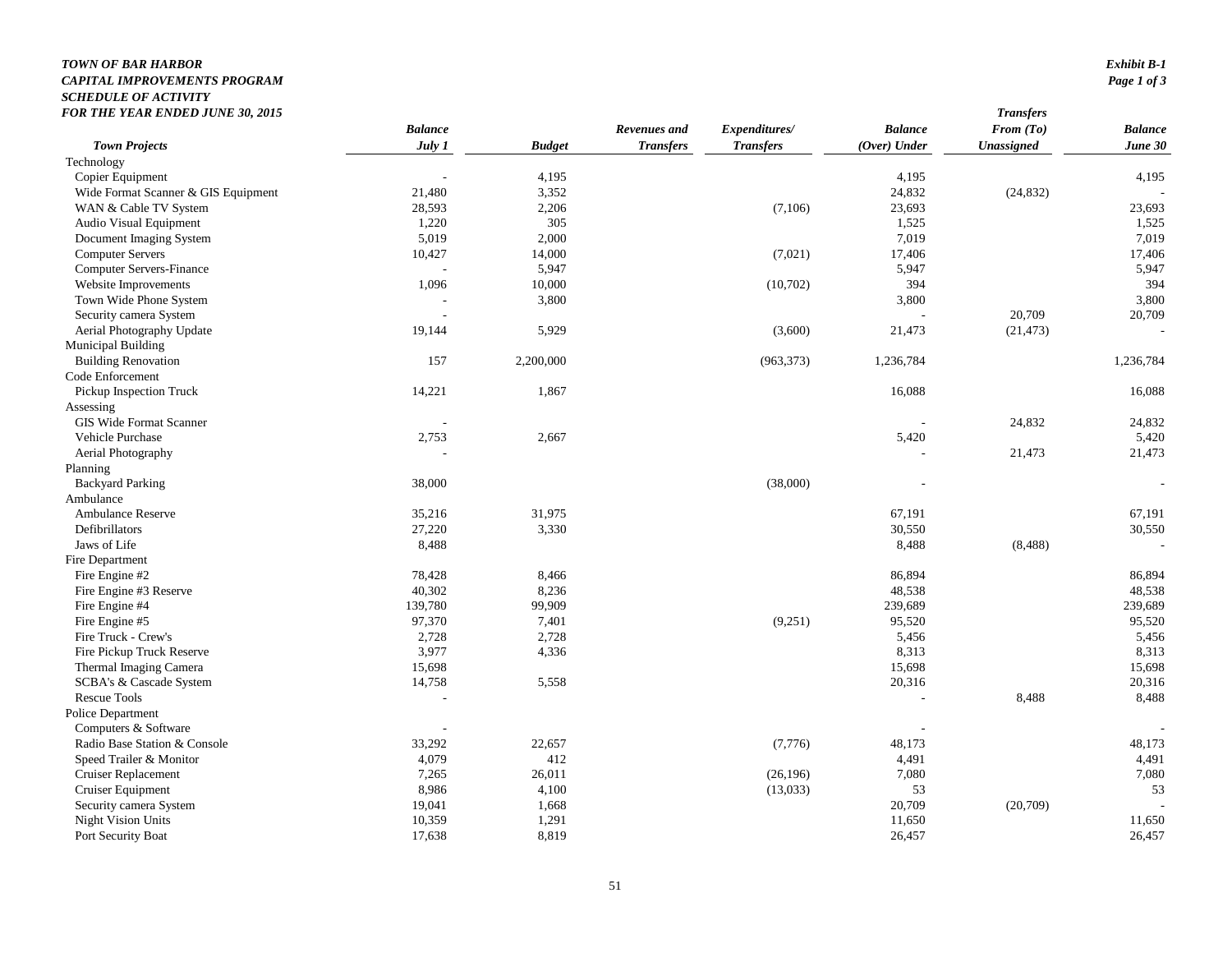***TOWN OF BAR HARBOR***
***CAPITAL IMPROVEMENTS PROGRAM***
***SCHEDULE OF ACTIVITY***
***FOR THE YEAR ENDED JUNE 30, 2015***

***Exhibit B-1***
***Page 1 of 3***

| ***Town Projects*** | ***Balance July 1*** | ***Budget*** | ***Revenues and Transfers*** | ***Expenditures/ Transfers*** | ***Balance (Over) Under*** | ***Transfers From (To) Unassigned*** | ***Balance June 30*** |
|---|---|---|---|---|---|---|---|
| Technology | | | | | | | |
| Copier Equipment | - | 4,195 | | | 4,195 | | 4,195 |
| Wide Format Scanner & GIS Equipment | 21,480 | 3,352 | | | 24,832 | (24,832) | - |
| WAN & Cable TV System | 28,593 | 2,206 | | (7,106) | 23,693 | | 23,693 |
| Audio Visual Equipment | 1,220 | 305 | | | 1,525 | | 1,525 |
| Document Imaging System | 5,019 | 2,000 | | | 7,019 | | 7,019 |
| Computer Servers | 10,427 | 14,000 | | (7,021) | 17,406 | | 17,406 |
| Computer Servers-Finance | - | 5,947 | | | 5,947 | | 5,947 |
| Website Improvements | 1,096 | 10,000 | | (10,702) | 394 | | 394 |
| Town Wide Phone System | - | 3,800 | | | 3,800 | | 3,800 |
| Security camera System | - | | | | - | 20,709 | 20,709 |
| Aerial Photography Update | 19,144 | 5,929 | | (3,600) | 21,473 | (21,473) | - |
| Municipal Building | | | | | | | |
| Building Renovation | 157 | 2,200,000 | | (963,373) | 1,236,784 | | 1,236,784 |
| Code Enforcement | | | | | | | |
| Pickup Inspection Truck | 14,221 | 1,867 | | | 16,088 | | 16,088 |
| Assessing | | | | | | | |
| GIS Wide Format Scanner | - | | | | - | 24,832 | 24,832 |
| Vehicle Purchase | 2,753 | 2,667 | | | 5,420 | | 5,420 |
| Aerial Photography | - | | | | - | 21,473 | 21,473 |
| Planning | | | | | | | |
| Backyard Parking | 38,000 | | | (38,000) | - | | - |
| Ambulance | | | | | | | |
| Ambulance Reserve | 35,216 | 31,975 | | | 67,191 | | 67,191 |
| Defibrillators | 27,220 | 3,330 | | | 30,550 | | 30,550 |
| Jaws of Life | 8,488 | | | | 8,488 | (8,488) | - |
| Fire Department | | | | | | | |
| Fire Engine #2 | 78,428 | 8,466 | | | 86,894 | | 86,894 |
| Fire Engine #3 Reserve | 40,302 | 8,236 | | | 48,538 | | 48,538 |
| Fire Engine #4 | 139,780 | 99,909 | | | 239,689 | | 239,689 |
| Fire Engine #5 | 97,370 | 7,401 | | (9,251) | 95,520 | | 95,520 |
| Fire Truck - Crew's | 2,728 | 2,728 | | | 5,456 | | 5,456 |
| Fire Pickup Truck Reserve | 3,977 | 4,336 | | | 8,313 | | 8,313 |
| Thermal Imaging Camera | 15,698 | | | | 15,698 | | 15,698 |
| SCBA's & Cascade System | 14,758 | 5,558 | | | 20,316 | | 20,316 |
| Rescue Tools | - | | | | - | 8,488 | 8,488 |
| Police Department | | | | | | | |
| Computers & Software | - | | | | - | | - |
| Radio Base Station & Console | 33,292 | 22,657 | | (7,776) | 48,173 | | 48,173 |
| Speed Trailer & Monitor | 4,079 | 412 | | | 4,491 | | 4,491 |
| Cruiser Replacement | 7,265 | 26,011 | | (26,196) | 7,080 | | 7,080 |
| Cruiser Equipment | 8,986 | 4,100 | | (13,033) | 53 | | 53 |
| Security camera System | 19,041 | 1,668 | | | 20,709 | (20,709) | - |
| Night Vision Units | 10,359 | 1,291 | | | 11,650 | | 11,650 |
| Port Security Boat | 17,638 | 8,819 | | | 26,457 | | 26,457 |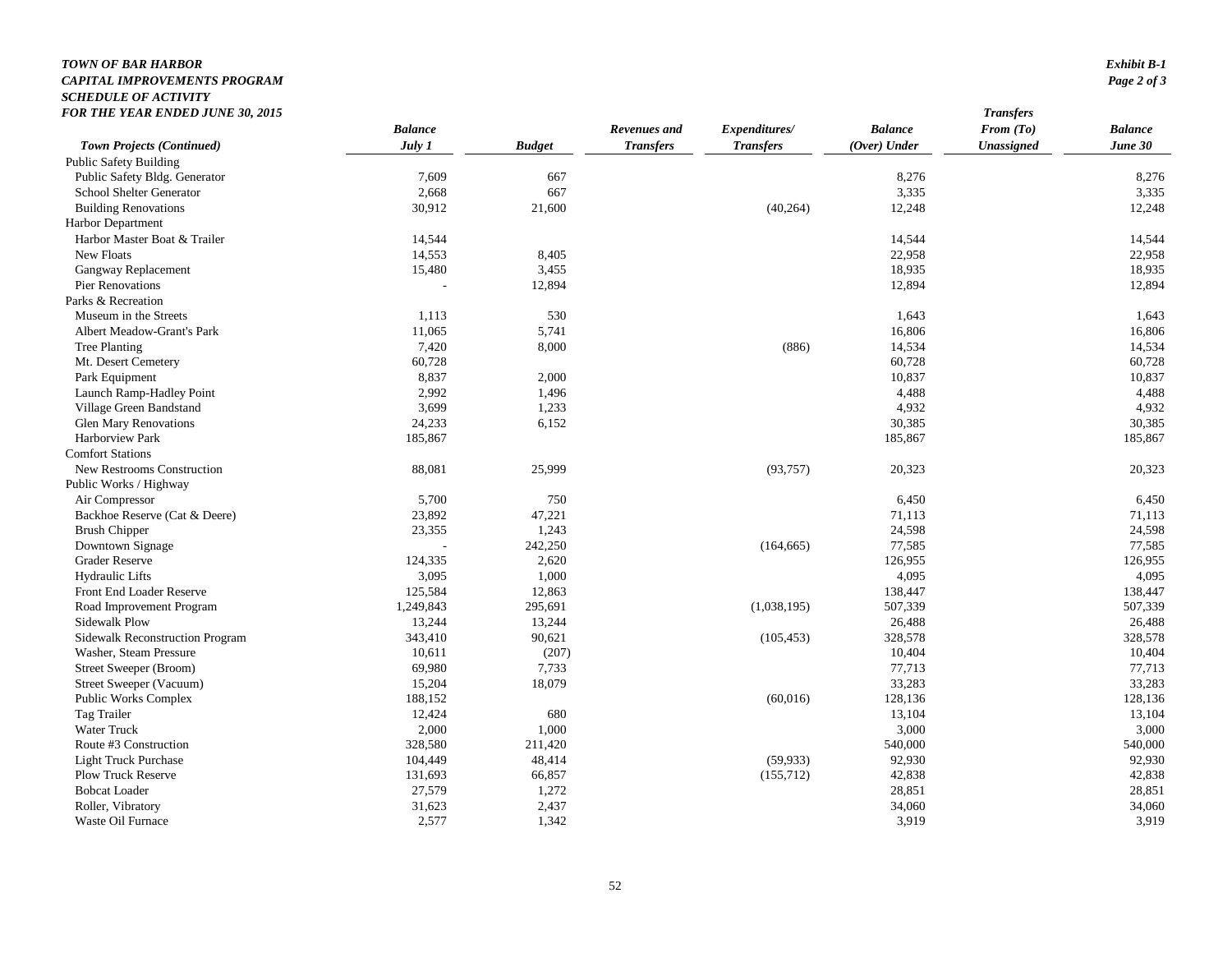**TOWN OF BAR HARBOR**
**CAPITAL IMPROVEMENTS PROGRAM**
**SCHEDULE OF ACTIVITY**
**FOR THE YEAR ENDED JUNE 30, 2015**

**Exhibit B-1**
**Page 2 of 3**

| *Town Projects (Continued)* | *Balance July 1* | *Budget* | *Revenues and Transfers* | *Expenditures/ Transfers* | *Balance (Over) Under* | *Transfers From (To) Unassigned* | *Balance June 30* |
|---|---|---|---|---|---|---|---|
| Public Safety Building | | | | | | | |
| Public Safety Bldg. Generator | 7,609 | 667 | | | 8,276 | | 8,276 |
| School Shelter Generator | 2,668 | 667 | | | 3,335 | | 3,335 |
| Building Renovations | 30,912 | 21,600 | | (40,264) | 12,248 | | 12,248 |
| Harbor Department | | | | | | | |
| Harbor Master Boat & Trailer | 14,544 | | | | 14,544 | | 14,544 |
| New Floats | 14,553 | 8,405 | | | 22,958 | | 22,958 |
| Gangway Replacement | 15,480 | 3,455 | | | 18,935 | | 18,935 |
| Pier Renovations | - | 12,894 | | | 12,894 | | 12,894 |
| Parks & Recreation | | | | | | | |
| Museum in the Streets | 1,113 | 530 | | | 1,643 | | 1,643 |
| Albert Meadow-Grant's Park | 11,065 | 5,741 | | | 16,806 | | 16,806 |
| Tree Planting | 7,420 | 8,000 | | (886) | 14,534 | | 14,534 |
| Mt. Desert Cemetery | 60,728 | | | | 60,728 | | 60,728 |
| Park Equipment | 8,837 | 2,000 | | | 10,837 | | 10,837 |
| Launch Ramp-Hadley Point | 2,992 | 1,496 | | | 4,488 | | 4,488 |
| Village Green Bandstand | 3,699 | 1,233 | | | 4,932 | | 4,932 |
| Glen Mary Renovations | 24,233 | 6,152 | | | 30,385 | | 30,385 |
| Harborview Park | 185,867 | | | | 185,867 | | 185,867 |
| Comfort Stations | | | | | | | |
| New Restrooms Construction | 88,081 | 25,999 | | (93,757) | 20,323 | | 20,323 |
| Public Works / Highway | | | | | | | |
| Air Compressor | 5,700 | 750 | | | 6,450 | | 6,450 |
| Backhoe Reserve (Cat & Deere) | 23,892 | 47,221 | | | 71,113 | | 71,113 |
| Brush Chipper | 23,355 | 1,243 | | | 24,598 | | 24,598 |
| Downtown Signage | - | 242,250 | | (164,665) | 77,585 | | 77,585 |
| Grader Reserve | 124,335 | 2,620 | | | 126,955 | | 126,955 |
| Hydraulic Lifts | 3,095 | 1,000 | | | 4,095 | | 4,095 |
| Front End Loader Reserve | 125,584 | 12,863 | | | 138,447 | | 138,447 |
| Road Improvement Program | 1,249,843 | 295,691 | | (1,038,195) | 507,339 | | 507,339 |
| Sidewalk Plow | 13,244 | 13,244 | | | 26,488 | | 26,488 |
| Sidewalk Reconstruction Program | 343,410 | 90,621 | | (105,453) | 328,578 | | 328,578 |
| Washer, Steam Pressure | 10,611 | (207) | | | 10,404 | | 10,404 |
| Street Sweeper (Broom) | 69,980 | 7,733 | | | 77,713 | | 77,713 |
| Street Sweeper (Vacuum) | 15,204 | 18,079 | | | 33,283 | | 33,283 |
| Public Works Complex | 188,152 | | | (60,016) | 128,136 | | 128,136 |
| Tag Trailer | 12,424 | 680 | | | 13,104 | | 13,104 |
| Water Truck | 2,000 | 1,000 | | | 3,000 | | 3,000 |
| Route #3 Construction | 328,580 | 211,420 | | | 540,000 | | 540,000 |
| Light Truck Purchase | 104,449 | 48,414 | | (59,933) | 92,930 | | 92,930 |
| Plow Truck Reserve | 131,693 | 66,857 | | (155,712) | 42,838 | | 42,838 |
| Bobcat Loader | 27,579 | 1,272 | | | 28,851 | | 28,851 |
| Roller, Vibratory | 31,623 | 2,437 | | | 34,060 | | 34,060 |
| Waste Oil Furnace | 2,577 | 1,342 | | | 3,919 | | 3,919 |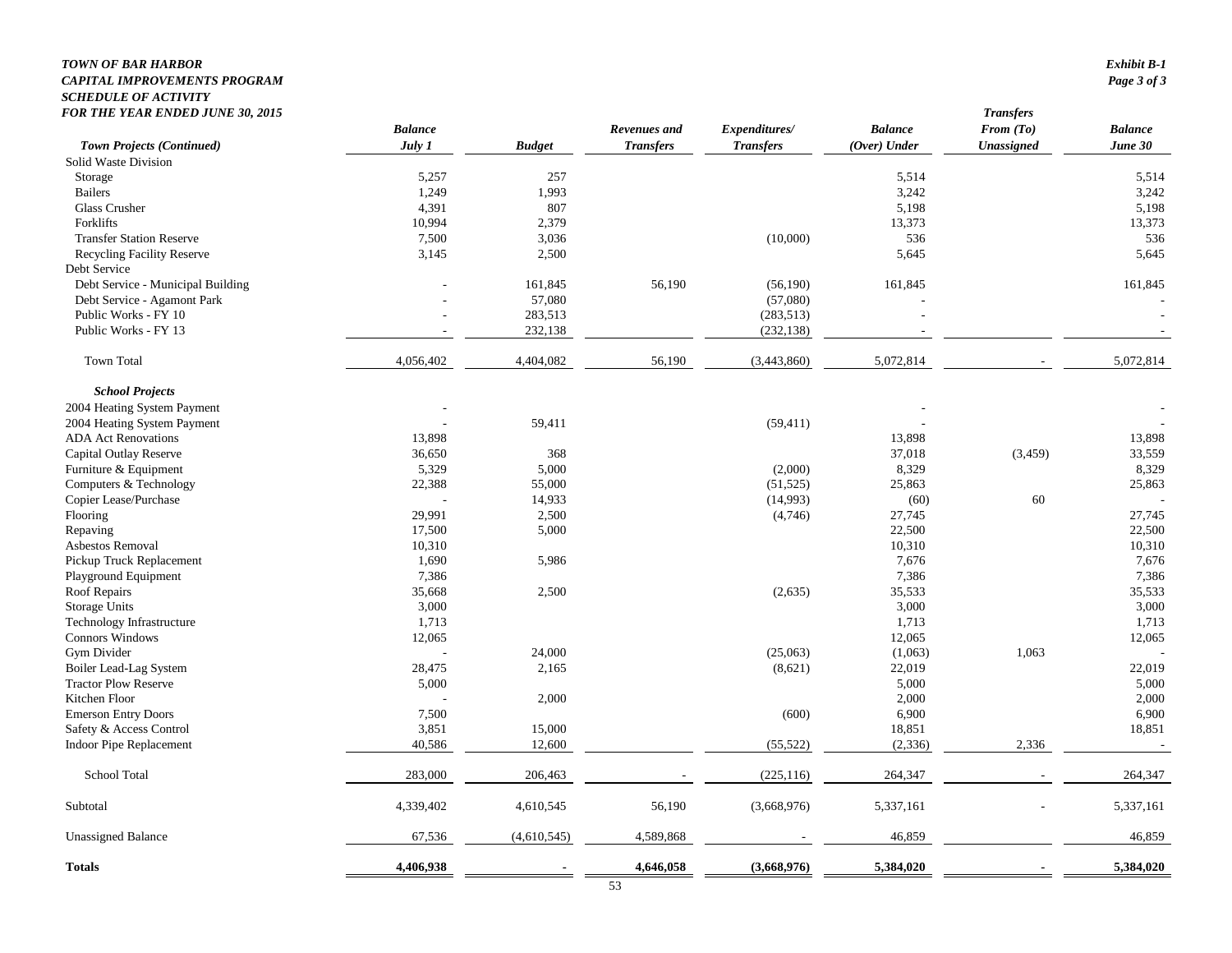***TOWN OF BAR HARBOR***
***CAPITAL IMPROVEMENTS PROGRAM***
***SCHEDULE OF ACTIVITY***
***FOR THE YEAR ENDED JUNE 30, 2015***

***Exhibit B-1***
***Page 3 of 3***

| ***Town Projects (Continued)*** | ***Balance July 1*** | ***Budget*** | ***Revenues and Transfers*** | ***Expenditures/ Transfers*** | ***Balance (Over) Under*** | ***Transfers From (To) Unassigned*** | ***Balance June 30*** |
|---|---|---|---|---|---|---|---|
| Solid Waste Division | | | | | | | |
| Storage | 5,257 | 257 | | | 5,514 | | 5,514 |
| Bailers | 1,249 | 1,993 | | | 3,242 | | 3,242 |
| Glass Crusher | 4,391 | 807 | | | 5,198 | | 5,198 |
| Forklifts | 10,994 | 2,379 | | | 13,373 | | 13,373 |
| Transfer Station Reserve | 7,500 | 3,036 | | (10,000) | 536 | | 536 |
| Recycling Facility Reserve | 3,145 | 2,500 | | | 5,645 | | 5,645 |
| Debt Service | | | | | | | |
| Debt Service - Municipal Building | - | 161,845 | 56,190 | (56,190) | 161,845 | | 161,845 |
| Debt Service - Agamont Park | - | 57,080 | | (57,080) | - | | - |
| Public Works - FY 10 | - | 283,513 | | (283,513) | - | | - |
| Public Works - FY 13 | - | 232,138 | | (232,138) | - | | - |
| Town Total | 4,056,402 | 4,404,082 | 56,190 | (3,443,860) | 5,072,814 | - | 5,072,814 |
| ***School Projects*** | | | | | | | |
| 2004 Heating System Payment | - | | | | - | | - |
| 2004 Heating System Payment | - | 59,411 | | (59,411) | - | | - |
| ADA Act Renovations | 13,898 | | | | 13,898 | | 13,898 |
| Capital Outlay Reserve | 36,650 | 368 | | | 37,018 | (3,459) | 33,559 |
| Furniture & Equipment | 5,329 | 5,000 | | (2,000) | 8,329 | | 8,329 |
| Computers & Technology | 22,388 | 55,000 | | (51,525) | 25,863 | | 25,863 |
| Copier Lease/Purchase | - | 14,933 | | (14,993) | (60) | 60 | - |
| Flooring | 29,991 | 2,500 | | (4,746) | 27,745 | | 27,745 |
| Repaving | 17,500 | 5,000 | | | 22,500 | | 22,500 |
| Asbestos Removal | 10,310 | | | | 10,310 | | 10,310 |
| Pickup Truck Replacement | 1,690 | 5,986 | | | 7,676 | | 7,676 |
| Playground Equipment | 7,386 | | | | 7,386 | | 7,386 |
| Roof Repairs | 35,668 | 2,500 | | (2,635) | 35,533 | | 35,533 |
| Storage Units | 3,000 | | | | 3,000 | | 3,000 |
| Technology Infrastructure | 1,713 | | | | 1,713 | | 1,713 |
| Connors Windows | 12,065 | | | | 12,065 | | 12,065 |
| Gym Divider | - | 24,000 | | (25,063) | (1,063) | 1,063 | - |
| Boiler Lead-Lag System | 28,475 | 2,165 | | (8,621) | 22,019 | | 22,019 |
| Tractor Plow Reserve | 5,000 | | | | 5,000 | | 5,000 |
| Kitchen Floor | - | 2,000 | | | 2,000 | | 2,000 |
| Emerson Entry Doors | 7,500 | | | (600) | 6,900 | | 6,900 |
| Safety & Access Control | 3,851 | 15,000 | | | 18,851 | | 18,851 |
| Indoor Pipe Replacement | 40,586 | 12,600 | | (55,522) | (2,336) | 2,336 | - |
| School Total | 283,000 | 206,463 | - | (225,116) | 264,347 | - | 264,347 |
| Subtotal | 4,339,402 | 4,610,545 | 56,190 | (3,668,976) | 5,337,161 | - | 5,337,161 |
| Unassigned Balance | 67,536 | (4,610,545) | 4,589,868 | - | 46,859 | | 46,859 |
| **Totals** | **4,406,938** | **-** | **4,646,058** | **(3,668,976)** | **5,384,020** | **-** | **5,384,020** |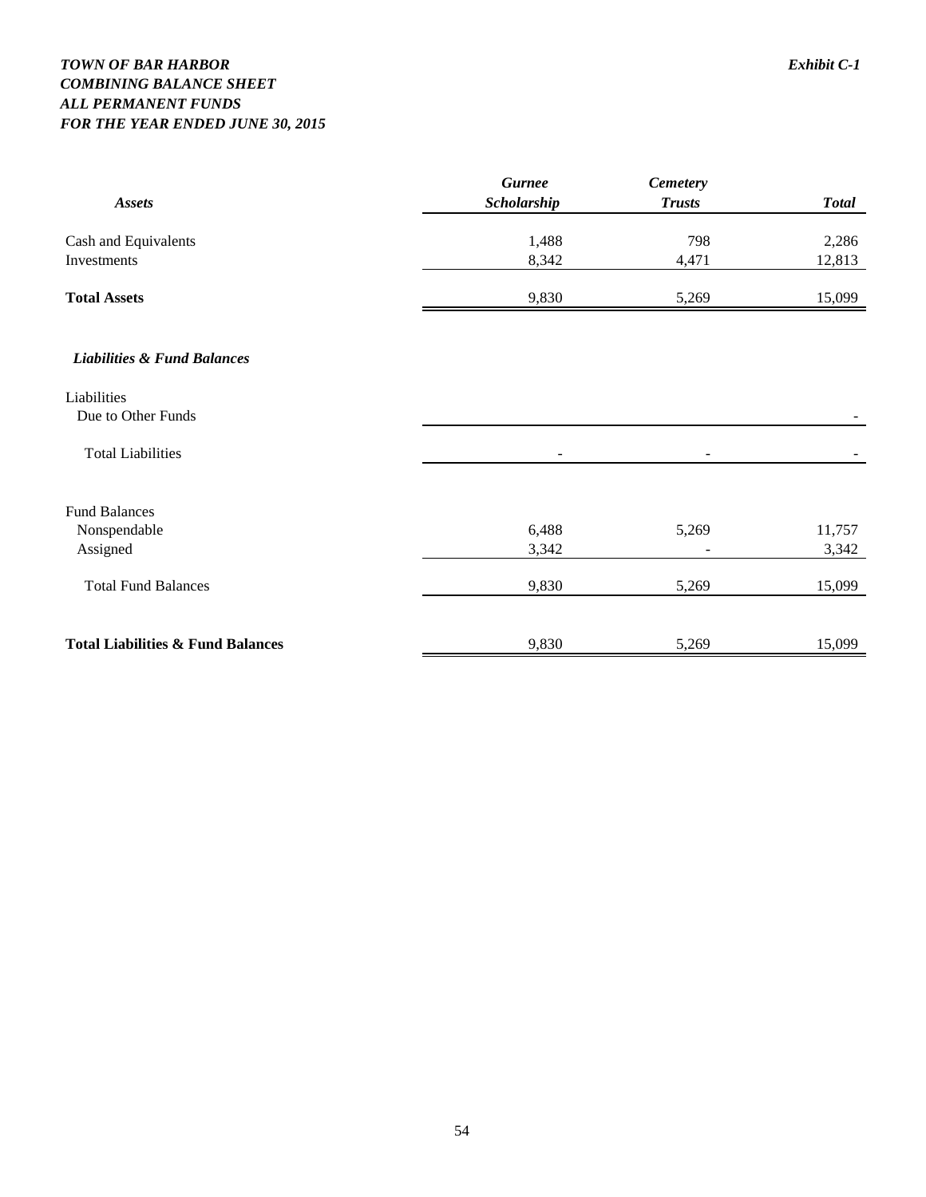***TOWN OF BAR HARBOR*** ***Exhibit C-1***

***COMBINING BALANCE SHEET***

***ALL PERMANENT FUNDS***

***FOR THE YEAR ENDED JUNE 30, 2015***

| ***Assets*** | ***Gurnee Scholarship*** | ***Cemetery Trusts*** | ***Total*** |
|---|---|---|---|
| Cash and Equivalents | 1,488 | 798 | 2,286 |
| Investments | 8,342 | 4,471 | 12,813 |
| **Total Assets** | 9,830 | 5,269 | 15,099 |
| ***Liabilities & Fund Balances*** | | | |
| Liabilities | | | |
| Due to Other Funds | | | - |
| Total Liabilities | - | - | - |
| Fund Balances | | | |
| Nonspendable | 6,488 | 5,269 | 11,757 |
| Assigned | 3,342 | - | 3,342 |
| Total Fund Balances | 9,830 | 5,269 | 15,099 |
| **Total Liabilities & Fund Balances** | 9,830 | 5,269 | 15,099 |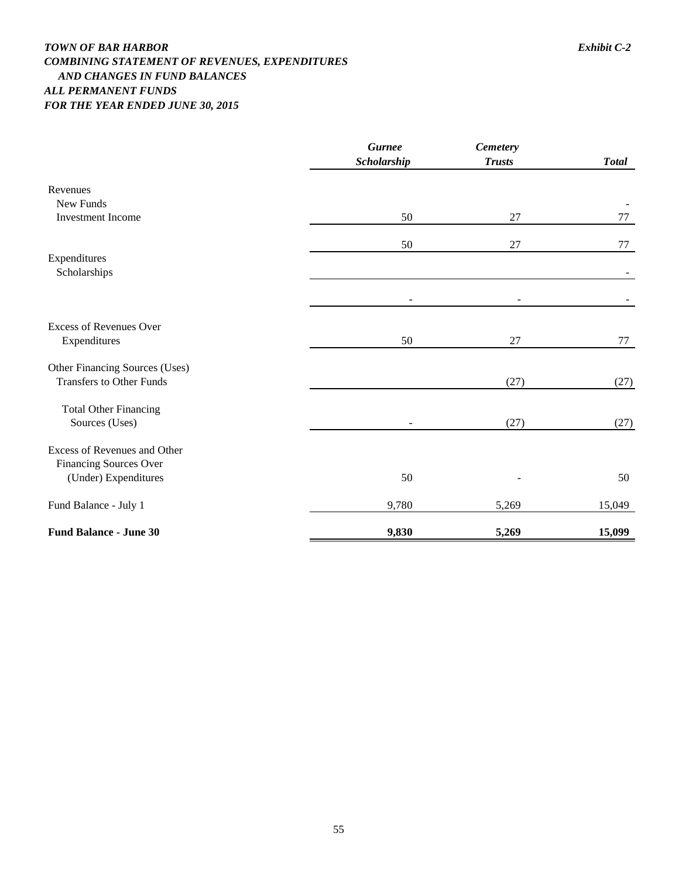***TOWN OF BAR HARBOR*** ***Exhibit C-2***
***COMBINING STATEMENT OF REVENUES, EXPENDITURES AND CHANGES IN FUND BALANCES***
***ALL PERMANENT FUNDS***
***FOR THE YEAR ENDED JUNE 30, 2015***

| | *Gurnee Scholarship* | *Cemetery Trusts* | *Total* |
|---|---|---|---|
| Revenues | | | |
| New Funds | | | - |
| Investment Income | 50 | 27 | 77 |
| | 50 | 27 | 77 |
| Expenditures | | | |
| Scholarships | | | - |
| | - | - | - |
| Excess of Revenues Over Expenditures | 50 | 27 | 77 |
| Other Financing Sources (Uses) | | | |
| Transfers to Other Funds | | (27) | (27) |
| Total Other Financing Sources (Uses) | - | (27) | (27) |
| Excess of Revenues and Other Financing Sources Over (Under) Expenditures | 50 | - | 50 |
| Fund Balance - July 1 | 9,780 | 5,269 | 15,049 |
| **Fund Balance - June 30** | **9,830** | **5,269** | **15,099** |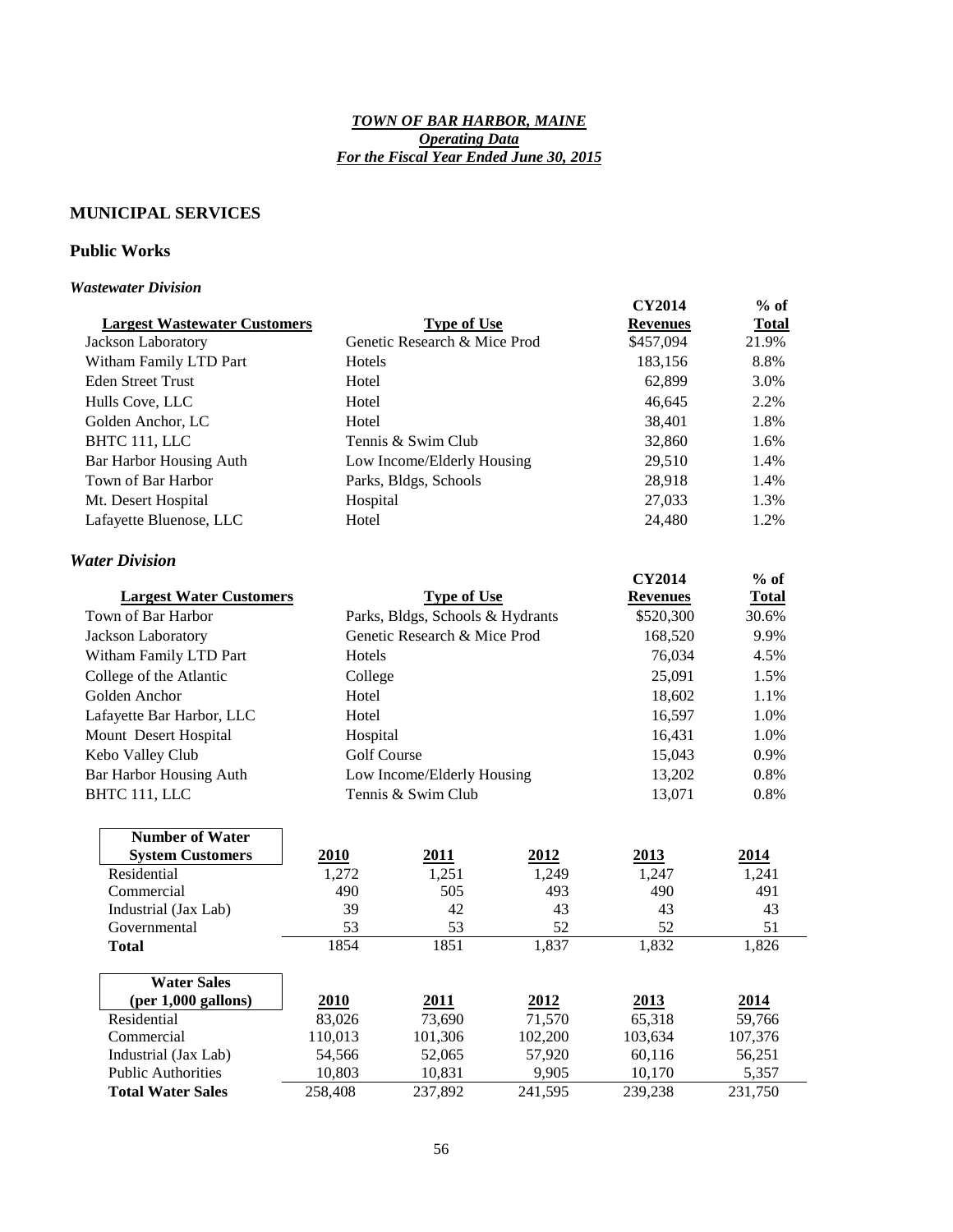***TOWN OF BAR HARBOR, MAINE***
***Operating Data***
***For the Fiscal Year Ended June 30, 2015***

## MUNICIPAL SERVICES

### Public Works

#### *Wastewater Division*

| Largest Wastewater Customers | Type of Use | CY2014 Revenues | % of Total |
|---|---|---|---|
| Jackson Laboratory | Genetic Research & Mice Prod | $457,094 | 21.9% |
| Witham Family LTD Part | Hotels | 183,156 | 8.8% |
| Eden Street Trust | Hotel | 62,899 | 3.0% |
| Hulls Cove, LLC | Hotel | 46,645 | 2.2% |
| Golden Anchor, LC | Hotel | 38,401 | 1.8% |
| BHTC 111, LLC | Tennis & Swim Club | 32,860 | 1.6% |
| Bar Harbor Housing Auth | Low Income/Elderly Housing | 29,510 | 1.4% |
| Town of Bar Harbor | Parks, Bldgs, Schools | 28,918 | 1.4% |
| Mt. Desert Hospital | Hospital | 27,033 | 1.3% |
| Lafayette Bluenose, LLC | Hotel | 24,480 | 1.2% |

#### *Water Division*

| Largest Water Customers | Type of Use | CY2014 Revenues | % of Total |
|---|---|---|---|
| Town of Bar Harbor | Parks, Bldgs, Schools & Hydrants | $520,300 | 30.6% |
| Jackson Laboratory | Genetic Research & Mice Prod | 168,520 | 9.9% |
| Witham Family LTD Part | Hotels | 76,034 | 4.5% |
| College of the Atlantic | College | 25,091 | 1.5% |
| Golden Anchor | Hotel | 18,602 | 1.1% |
| Lafayette Bar Harbor, LLC | Hotel | 16,597 | 1.0% |
| Mount Desert Hospital | Hospital | 16,431 | 1.0% |
| Kebo Valley Club | Golf Course | 15,043 | 0.9% |
| Bar Harbor Housing Auth | Low Income/Elderly Housing | 13,202 | 0.8% |
| BHTC 111, LLC | Tennis & Swim Club | 13,071 | 0.8% |

| Number of Water System Customers | 2010 | 2011 | 2012 | 2013 | 2014 |
|---|---|---|---|---|---|
| Residential | 1,272 | 1,251 | 1,249 | 1,247 | 1,241 |
| Commercial | 490 | 505 | 493 | 490 | 491 |
| Industrial (Jax Lab) | 39 | 42 | 43 | 43 | 43 |
| Governmental | 53 | 53 | 52 | 52 | 51 |
| **Total** | 1854 | 1851 | 1,837 | 1,832 | 1,826 |

| Water Sales (per 1,000 gallons) | 2010 | 2011 | 2012 | 2013 | 2014 |
|---|---|---|---|---|---|
| Residential | 83,026 | 73,690 | 71,570 | 65,318 | 59,766 |
| Commercial | 110,013 | 101,306 | 102,200 | 103,634 | 107,376 |
| Industrial (Jax Lab) | 54,566 | 52,065 | 57,920 | 60,116 | 56,251 |
| Public Authorities | 10,803 | 10,831 | 9,905 | 10,170 | 5,357 |
| **Total Water Sales** | 258,408 | 237,892 | 241,595 | 239,238 | 231,750 |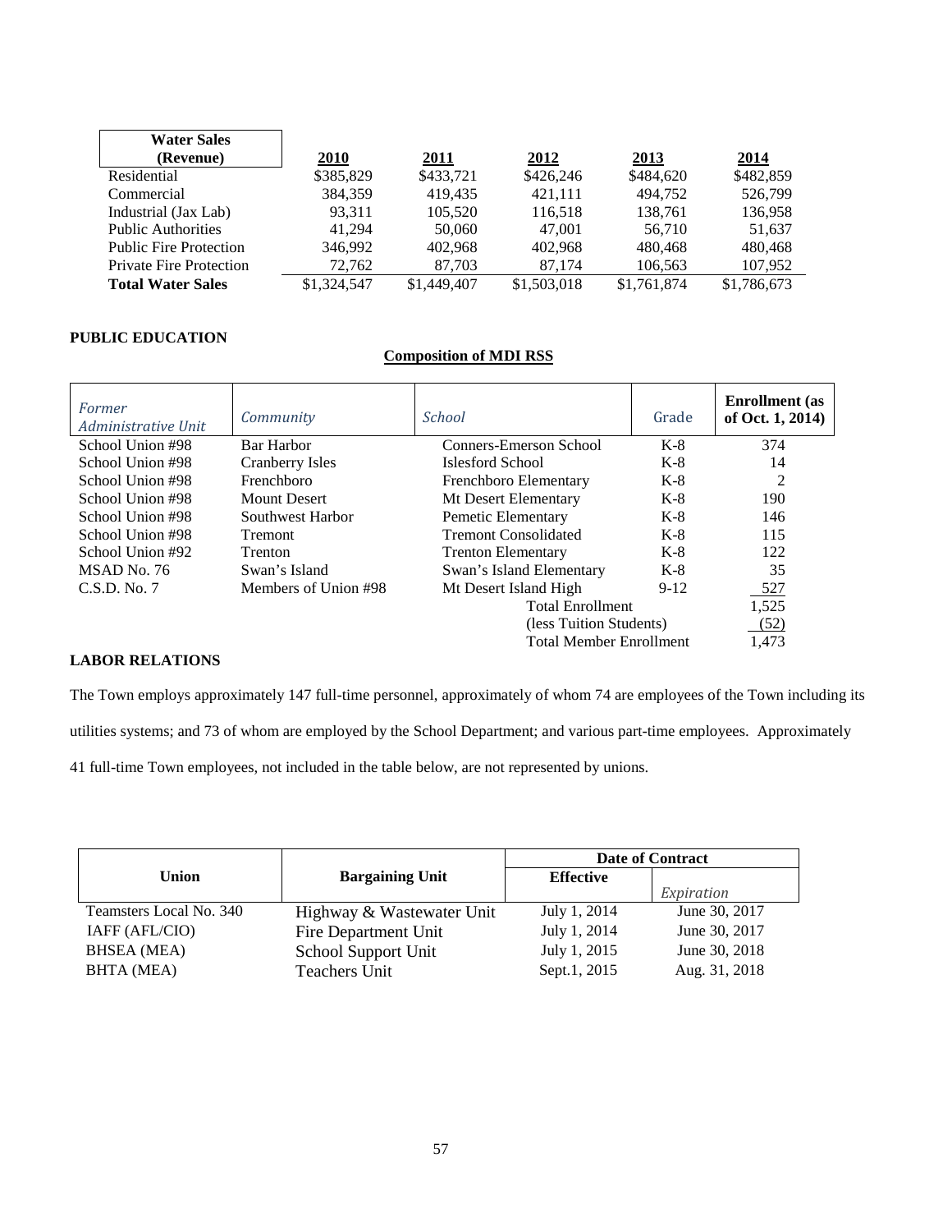| Water Sales (Revenue) | 2010 | 2011 | 2012 | 2013 | 2014 |
|---|---|---|---|---|---|
| Residential | $385,829 | $433,721 | $426,246 | $484,620 | $482,859 |
| Commercial | 384,359 | 419,435 | 421,111 | 494,752 | 526,799 |
| Industrial (Jax Lab) | 93,311 | 105,520 | 116,518 | 138,761 | 136,958 |
| Public Authorities | 41,294 | 50,060 | 47,001 | 56,710 | 51,637 |
| Public Fire Protection | 346,992 | 402,968 | 402,968 | 480,468 | 480,468 |
| Private Fire Protection | 72,762 | 87,703 | 87,174 | 106,563 | 107,952 |
| **Total Water Sales** | $1,324,547 | $1,449,407 | $1,503,018 | $1,761,874 | $1,786,673 |

**PUBLIC EDUCATION**

**Composition of MDI RSS**

| *Former Administrative Unit* | *Community* | *School* | Grade | **Enrollment (as of Oct. 1, 2014)** |
|---|---|---|---|---|
| School Union #98 | Bar Harbor | Conners-Emerson School | K-8 | 374 |
| School Union #98 | Cranberry Isles | Islesford School | K-8 | 14 |
| School Union #98 | Frenchboro | Frenchboro Elementary | K-8 | 2 |
| School Union #98 | Mount Desert | Mt Desert Elementary | K-8 | 190 |
| School Union #98 | Southwest Harbor | Pemetic Elementary | K-8 | 146 |
| School Union #98 | Tremont | Tremont Consolidated | K-8 | 115 |
| School Union #92 | Trenton | Trenton Elementary | K-8 | 122 |
| MSAD No. 76 | Swan's Island | Swan's Island Elementary | K-8 | 35 |
| C.S.D. No. 7 | Members of Union #98 | Mt Desert Island High | 9-12 | 527 |
| | | Total Enrollment | | 1,525 |
| | | (less Tuition Students) | | (52) |
| | | Total Member Enrollment | | 1,473 |

**LABOR RELATIONS**

The Town employs approximately 147 full-time personnel, approximately of whom 74 are employees of the Town including its utilities systems; and 73 of whom are employed by the School Department; and various part-time employees. Approximately 41 full-time Town employees, not included in the table below, are not represented by unions.

| Union | Bargaining Unit | Date of Contract | |
|---|---|---|---|
| | | **Effective** | *Expiration* |
| Teamsters Local No. 340 | Highway & Wastewater Unit | July 1, 2014 | June 30, 2017 |
| IAFF (AFL/CIO) | Fire Department Unit | July 1, 2014 | June 30, 2017 |
| BHSEA (MEA) | School Support Unit | July 1, 2015 | June 30, 2018 |
| BHTA (MEA) | Teachers Unit | Sept.1, 2015 | Aug. 31, 2018 |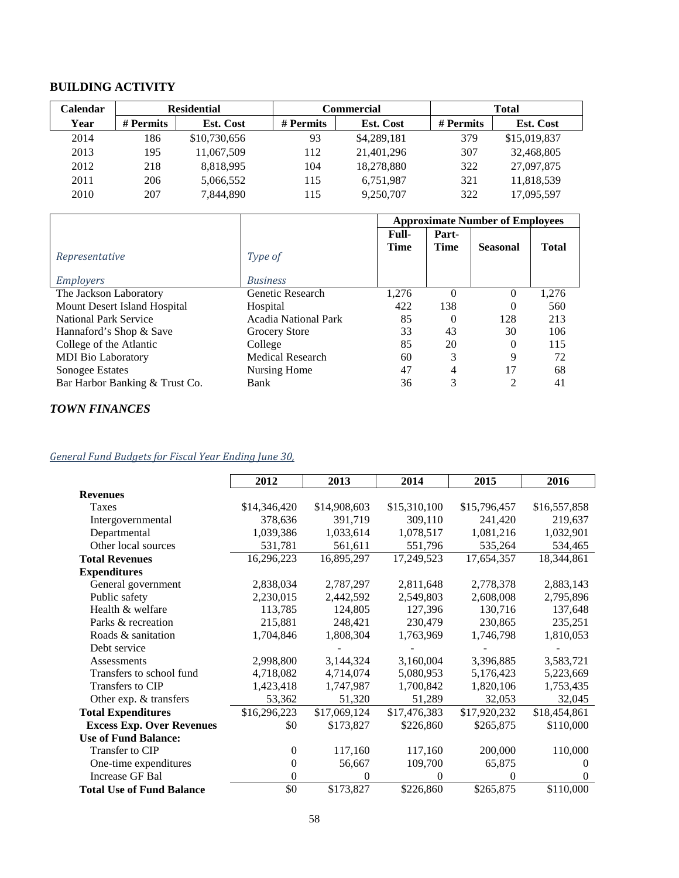## BUILDING ACTIVITY

| Calendar | Residential | | Commercial | | Total | |
|---|---|---|---|---|---|---|
| Year | # Permits | Est. Cost | # Permits | Est. Cost | # Permits | Est. Cost |
| 2014 | 186 | $10,730,656 | 93 | $4,289,181 | 379 | $15,019,837 |
| 2013 | 195 | 11,067,509 | 112 | 21,401,296 | 307 | 32,468,805 |
| 2012 | 218 | 8,818,995 | 104 | 18,278,880 | 322 | 27,097,875 |
| 2011 | 206 | 5,066,552 | 115 | 6,751,987 | 321 | 11,818,539 |
| 2010 | 207 | 7,844,890 | 115 | 9,250,707 | 322 | 17,095,597 |

| | | Approximate Number of Employees | | | |
|---|---|---|---|---|---|
| *Representative Employers* | *Type of Business* | Full-Time | Part-Time | Seasonal | Total |
| The Jackson Laboratory | Genetic Research | 1,276 | 0 | 0 | 1,276 |
| Mount Desert Island Hospital | Hospital | 422 | 138 | 0 | 560 |
| National Park Service | Acadia National Park | 85 | 0 | 128 | 213 |
| Hannaford's Shop & Save | Grocery Store | 33 | 43 | 30 | 106 |
| College of the Atlantic | College | 85 | 20 | 0 | 115 |
| MDI Bio Laboratory | Medical Research | 60 | 3 | 9 | 72 |
| Sonogee Estates | Nursing Home | 47 | 4 | 17 | 68 |
| Bar Harbor Banking & Trust Co. | Bank | 36 | 3 | 2 | 41 |

## *TOWN FINANCES*

*General Fund Budgets for Fiscal Year Ending June 30,*

| | 2012 | 2013 | 2014 | 2015 | 2016 |
|---|---|---|---|---|---|
| **Revenues** | | | | | |
| Taxes | $14,346,420 | $14,908,603 | $15,310,100 | $15,796,457 | $16,557,858 |
| Intergovernmental | 378,636 | 391,719 | 309,110 | 241,420 | 219,637 |
| Departmental | 1,039,386 | 1,033,614 | 1,078,517 | 1,081,216 | 1,032,901 |
| Other local sources | 531,781 | 561,611 | 551,796 | 535,264 | 534,465 |
| **Total Revenues** | 16,296,223 | 16,895,297 | 17,249,523 | 17,654,357 | 18,344,861 |
| **Expenditures** | | | | | |
| General government | 2,838,034 | 2,787,297 | 2,811,648 | 2,778,378 | 2,883,143 |
| Public safety | 2,230,015 | 2,442,592 | 2,549,803 | 2,608,008 | 2,795,896 |
| Health & welfare | 113,785 | 124,805 | 127,396 | 130,716 | 137,648 |
| Parks & recreation | 215,881 | 248,421 | 230,479 | 230,865 | 235,251 |
| Roads & sanitation | 1,704,846 | 1,808,304 | 1,763,969 | 1,746,798 | 1,810,053 |
| Debt service | - | - | - | - | - |
| Assessments | 2,998,800 | 3,144,324 | 3,160,004 | 3,396,885 | 3,583,721 |
| Transfers to school fund | 4,718,082 | 4,714,074 | 5,080,953 | 5,176,423 | 5,223,669 |
| Transfers to CIP | 1,423,418 | 1,747,987 | 1,700,842 | 1,820,106 | 1,753,435 |
| Other exp. & transfers | 53,362 | 51,320 | 51,289 | 32,053 | 32,045 |
| **Total Expenditures** | $16,296,223 | $17,069,124 | $17,476,383 | $17,920,232 | $18,454,861 |
| **Excess Exp. Over Revenues** | $0 | $173,827 | $226,860 | $265,875 | $110,000 |
| **Use of Fund Balance:** | | | | | |
| Transfer to CIP | 0 | 117,160 | 117,160 | 200,000 | 110,000 |
| One-time expenditures | 0 | 56,667 | 109,700 | 65,875 | 0 |
| Increase GF Bal | 0 | 0 | 0 | 0 | 0 |
| **Total Use of Fund Balance** | $0 | $173,827 | $226,860 | $265,875 | $110,000 |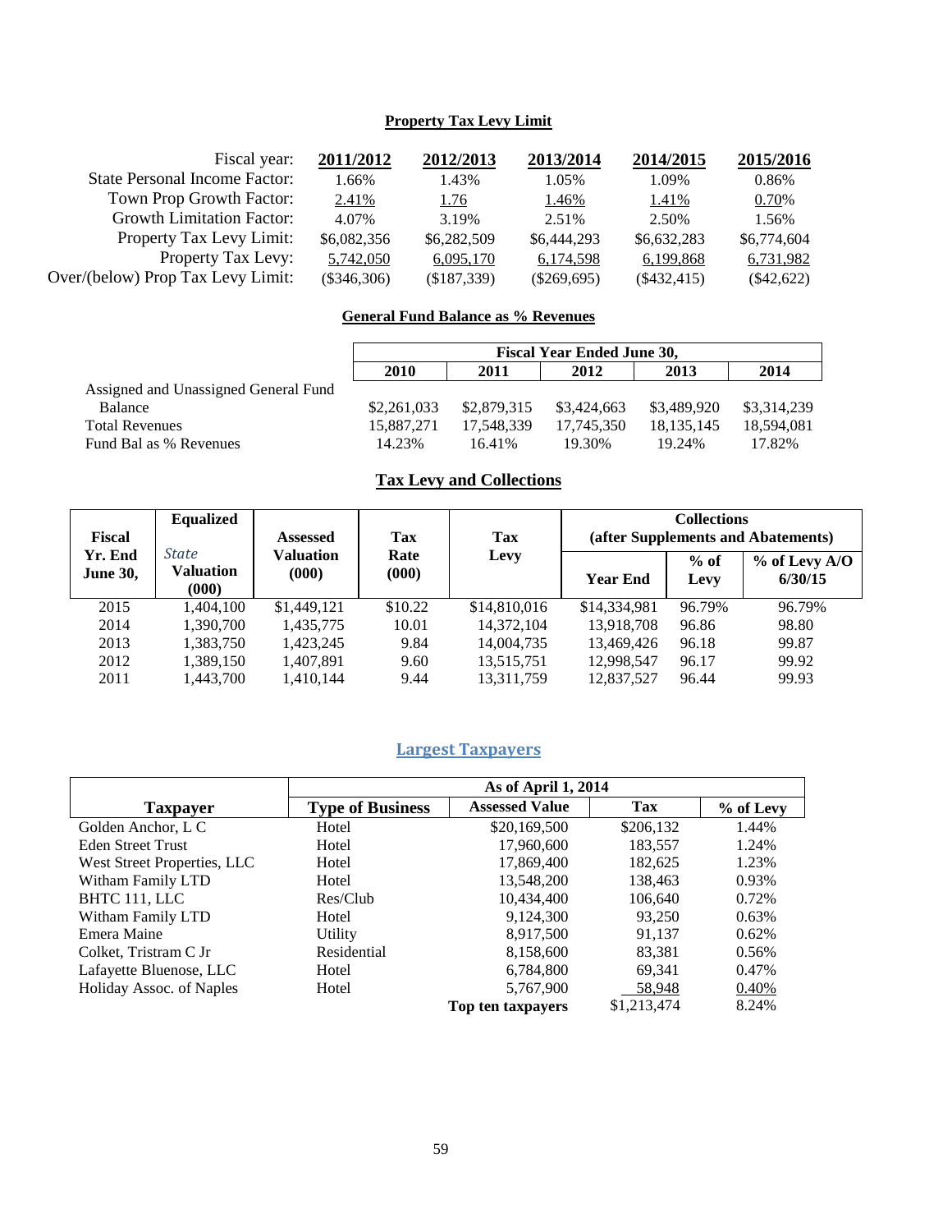## Property Tax Levy Limit

| Fiscal year: | 2011/2012 | 2012/2013 | 2013/2014 | 2014/2015 | 2015/2016 |
|---|---|---|---|---|---|
| State Personal Income Factor: | 1.66% | 1.43% | 1.05% | 1.09% | 0.86% |
| Town Prop Growth Factor: | 2.41% | 1.76 | 1.46% | 1.41% | 0.70% |
| Growth Limitation Factor: | 4.07% | 3.19% | 2.51% | 2.50% | 1.56% |
| Property Tax Levy Limit: | $6,082,356 | $6,282,509 | $6,444,293 | $6,632,283 | $6,774,604 |
| Property Tax Levy: | 5,742,050 | 6,095,170 | 6,174,598 | 6,199,868 | 6,731,982 |
| Over/(below) Prop Tax Levy Limit: | ($346,306) | ($187,339) | ($269,695) | ($432,415) | ($42,622) |

## General Fund Balance as % Revenues

| | Fiscal Year Ended June 30, | | | | |
|---|---|---|---|---|---|
| | 2010 | 2011 | 2012 | 2013 | 2014 |
| Assigned and Unassigned General Fund Balance | $2,261,033 | $2,879,315 | $3,424,663 | $3,489,920 | $3,314,239 |
| Total Revenues | 15,887,271 | 17,548,339 | 17,745,350 | 18,135,145 | 18,594,081 |
| Fund Bal as % Revenues | 14.23% | 16.41% | 19.30% | 19.24% | 17.82% |

## Tax Levy and Collections

| Fiscal Yr. End June 30, | Equalized *State* Valuation (000) | Assessed Valuation (000) | Tax Rate (000) | Tax Levy | Collections (after Supplements and Abatements) | | |
|---|---|---|---|---|---|---|---|
| | | | | | Year End | % of Levy | % of Levy A/O 6/30/15 |
| 2015 | 1,404,100 | $1,449,121 | $10.22 | $14,810,016 | $14,334,981 | 96.79% | 96.79% |
| 2014 | 1,390,700 | 1,435,775 | 10.01 | 14,372,104 | 13,918,708 | 96.86 | 98.80 |
| 2013 | 1,383,750 | 1,423,245 | 9.84 | 14,004,735 | 13,469,426 | 96.18 | 99.87 |
| 2012 | 1,389,150 | 1,407,891 | 9.60 | 13,515,751 | 12,998,547 | 96.17 | 99.92 |
| 2011 | 1,443,700 | 1,410,144 | 9.44 | 13,311,759 | 12,837,527 | 96.44 | 99.93 |

## Largest Taxpayers

| | As of April 1, 2014 | | | |
|---|---|---|---|---|
| Taxpayer | Type of Business | Assessed Value | Tax | % of Levy |
| Golden Anchor, L C | Hotel | $20,169,500 | $206,132 | 1.44% |
| Eden Street Trust | Hotel | 17,960,600 | 183,557 | 1.24% |
| West Street Properties, LLC | Hotel | 17,869,400 | 182,625 | 1.23% |
| Witham Family LTD | Hotel | 13,548,200 | 138,463 | 0.93% |
| BHTC 111, LLC | Res/Club | 10,434,400 | 106,640 | 0.72% |
| Witham Family LTD | Hotel | 9,124,300 | 93,250 | 0.63% |
| Emera Maine | Utility | 8,917,500 | 91,137 | 0.62% |
| Colket, Tristram C Jr | Residential | 8,158,600 | 83,381 | 0.56% |
| Lafayette Bluenose, LLC | Hotel | 6,784,800 | 69,341 | 0.47% |
| Holiday Assoc. of Naples | Hotel | 5,767,900 | 58,948 | 0.40% |
| | | Top ten taxpayers | $1,213,474 | 8.24% |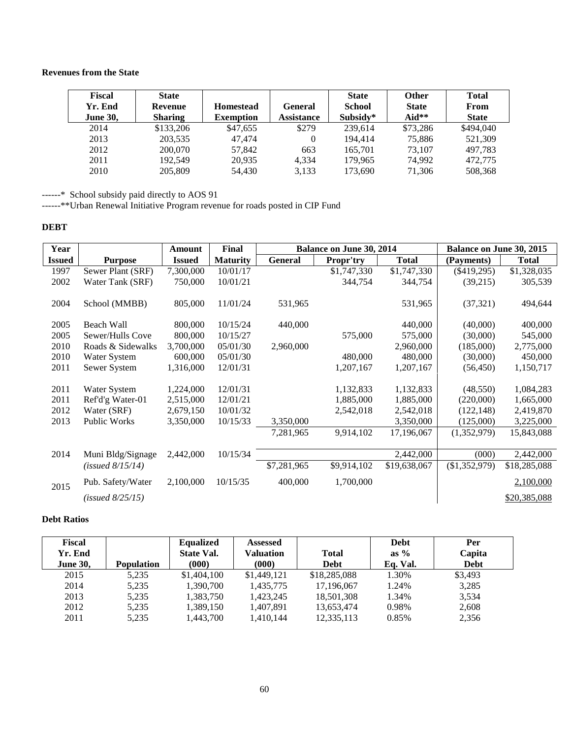**Revenues from the State**

| Fiscal Yr. End June 30, | State Revenue Sharing | Homestead Exemption | General Assistance | State School Subsidy* | Other State Aid** | Total From State |
|---|---|---|---|---|---|---|
| 2014 | $133,206 | $47,655 | $279 | 239,614 | $73,286 | $494,040 |
| 2013 | 203,535 | 47,474 | 0 | 194,414 | 75,886 | 521,309 |
| 2012 | 200,070 | 57,842 | 663 | 165,701 | 73,107 | 497,783 |
| 2011 | 192,549 | 20,935 | 4,334 | 179,965 | 74,992 | 472,775 |
| 2010 | 205,809 | 54,430 | 3,133 | 173,690 | 71,306 | 508,368 |

------* School subsidy paid directly to AOS 91

------**Urban Renewal Initiative Program revenue for roads posted in CIP Fund

**DEBT**

| Year | | Amount | Final | Balance on June 30, 2014 | | | Balance on June 30, 2015 | |
|---|---|---|---|---|---|---|---|---|
| Issued | Purpose | Issued | Maturity | General | Propr'try | Total | (Payments) | Total |
| 1997 | Sewer Plant (SRF) | 7,300,000 | 10/01/17 | | $1,747,330 | $1,747,330 | ($419,295) | $1,328,035 |
| 2002 | Water Tank (SRF) | 750,000 | 10/01/21 | | 344,754 | 344,754 | (39,215) | 305,539 |
| 2004 | School (MMBB) | 805,000 | 11/01/24 | 531,965 | | 531,965 | (37,321) | 494,644 |
| 2005 | Beach Wall | 800,000 | 10/15/24 | 440,000 | | 440,000 | (40,000) | 400,000 |
| 2005 | Sewer/Hulls Cove | 800,000 | 10/15/27 | | 575,000 | 575,000 | (30,000) | 545,000 |
| 2010 | Roads & Sidewalks | 3,700,000 | 05/01/30 | 2,960,000 | | 2,960,000 | (185,000) | 2,775,000 |
| 2010 | Water System | 600,000 | 05/01/30 | | 480,000 | 480,000 | (30,000) | 450,000 |
| 2011 | Sewer System | 1,316,000 | 12/01/31 | | 1,207,167 | 1,207,167 | (56,450) | 1,150,717 |
| 2011 | Water System | 1,224,000 | 12/01/31 | | 1,132,833 | 1,132,833 | (48,550) | 1,084,283 |
| 2011 | Ref'd'g Water-01 | 2,515,000 | 12/01/21 | | 1,885,000 | 1,885,000 | (220,000) | 1,665,000 |
| 2012 | Water (SRF) | 2,679,150 | 10/01/32 | | 2,542,018 | 2,542,018 | (122,148) | 2,419,870 |
| 2013 | Public Works | 3,350,000 | 10/15/33 | 3,350,000 | | 3,350,000 | (125,000) | 3,225,000 |
| | | | | 7,281,965 | 9,914,102 | 17,196,067 | (1,352,979) | 15,843,088 |
| 2014 | Muni Bldg/Signage | 2,442,000 | 10/15/34 | | | 2,442,000 | (000) | 2,442,000 |
| | *(issued 8/15/14)* | | | $7,281,965 | $9,914,102 | $19,638,067 | ($1,352,979) | $18,285,088 |
| 2015 | Pub. Safety/Water | 2,100,000 | 10/15/35 | 400,000 | 1,700,000 | | | 2,100,000 |
| | *(issued 8/25/15)* | | | | | | | $20,385,088 |

**Debt Ratios**

| Fiscal Yr. End June 30, | Population | Equalized State Val. (000) | Assessed Valuation (000) | Total Debt | Debt as % Eq. Val. | Per Capita Debt |
|---|---|---|---|---|---|---|
| 2015 | 5,235 | $1,404,100 | $1,449,121 | $18,285,088 | 1.30% | $3,493 |
| 2014 | 5,235 | 1,390,700 | 1,435,775 | 17,196,067 | 1.24% | 3,285 |
| 2013 | 5,235 | 1,383,750 | 1,423,245 | 18,501,308 | 1.34% | 3,534 |
| 2012 | 5,235 | 1,389,150 | 1,407,891 | 13,653,474 | 0.98% | 2,608 |
| 2011 | 5,235 | 1,443,700 | 1,410,144 | 12,335,113 | 0.85% | 2,356 |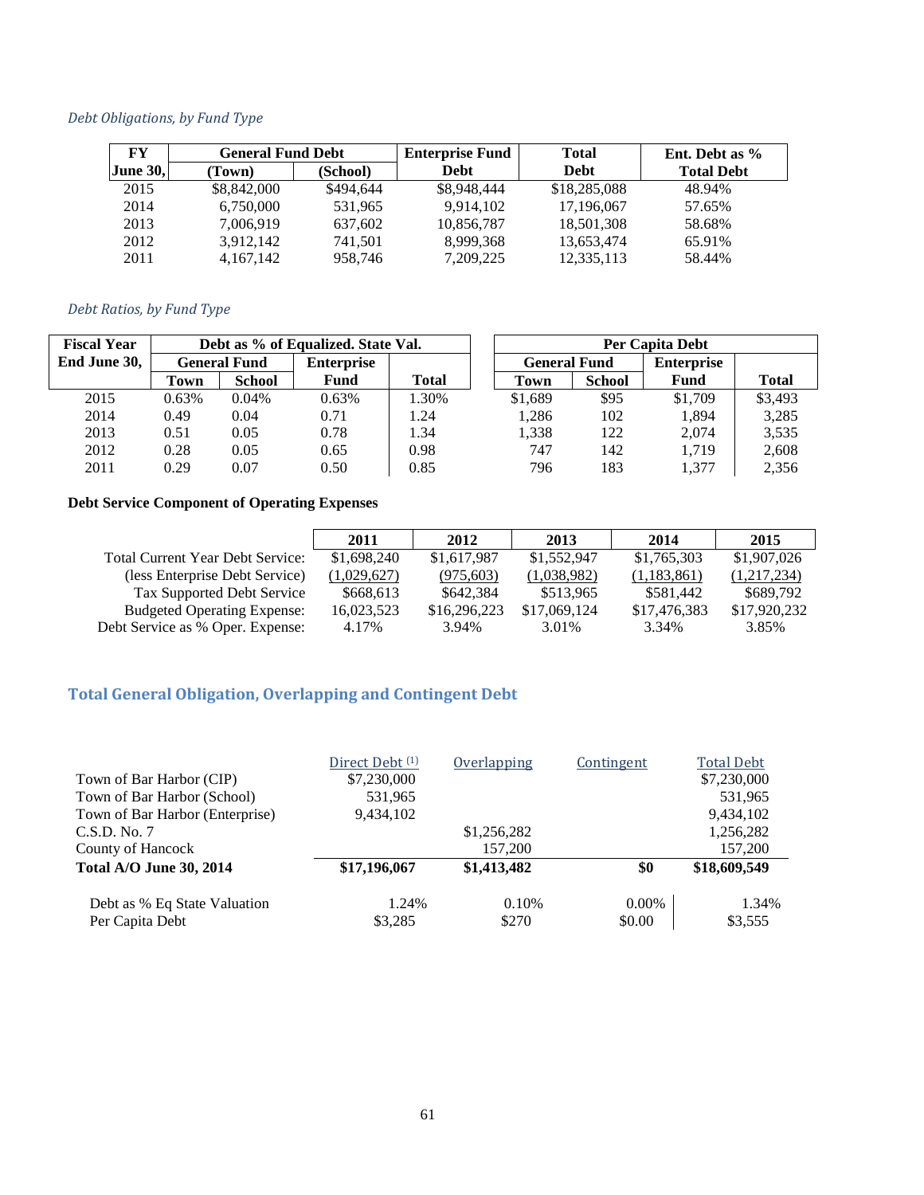*Debt Obligations, by Fund Type*

| FY June 30, | General Fund Debt (Town) | General Fund Debt (School) | Enterprise Fund Debt | Total Debt | Ent. Debt as % Total Debt |
|---|---|---|---|---|---|
| 2015 | $8,842,000 | $494,644 | $8,948,444 | $18,285,088 | 48.94% |
| 2014 | 6,750,000 | 531,965 | 9,914,102 | 17,196,067 | 57.65% |
| 2013 | 7,006,919 | 637,602 | 10,856,787 | 18,501,308 | 58.68% |
| 2012 | 3,912,142 | 741,501 | 8,999,368 | 13,653,474 | 65.91% |
| 2011 | 4,167,142 | 958,746 | 7,209,225 | 12,335,113 | 58.44% |

*Debt Ratios, by Fund Type*

| Fiscal Year End June 30, | Debt as % of Equalized. State Val. | | | | Per Capita Debt | | | |
|---|---|---|---|---|---|---|---|---|
| | General Fund | | Enterprise | | General Fund | | Enterprise | |
| | Town | School | Fund | Total | Town | School | Fund | Total |
| 2015 | 0.63% | 0.04% | 0.63% | 1.30% | $1,689 | $95 | $1,709 | $3,493 |
| 2014 | 0.49 | 0.04 | 0.71 | 1.24 | 1,286 | 102 | 1,894 | 3,285 |
| 2013 | 0.51 | 0.05 | 0.78 | 1.34 | 1,338 | 122 | 2,074 | 3,535 |
| 2012 | 0.28 | 0.05 | 0.65 | 0.98 | 747 | 142 | 1,719 | 2,608 |
| 2011 | 0.29 | 0.07 | 0.50 | 0.85 | 796 | 183 | 1,377 | 2,356 |

**Debt Service Component of Operating Expenses**

| | 2011 | 2012 | 2013 | 2014 | 2015 |
|---|---|---|---|---|---|
| Total Current Year Debt Service: | $1,698,240 | $1,617,987 | $1,552,947 | $1,765,303 | $1,907,026 |
| (less Enterprise Debt Service) | (1,029,627) | (975,603) | (1,038,982) | (1,183,861) | (1,217,234) |
| Tax Supported Debt Service | $668,613 | $642,384 | $513,965 | $581,442 | $689,792 |
| Budgeted Operating Expense: | 16,023,523 | $16,296,223 | $17,069,124 | $17,476,383 | $17,920,232 |
| Debt Service as % Oper. Expense: | 4.17% | 3.94% | 3.01% | 3.34% | 3.85% |

## Total General Obligation, Overlapping and Contingent Debt

| | Direct Debt (1) | Overlapping | Contingent | Total Debt |
|---|---|---|---|---|
| Town of Bar Harbor (CIP) | $7,230,000 | | | $7,230,000 |
| Town of Bar Harbor (School) | 531,965 | | | 531,965 |
| Town of Bar Harbor (Enterprise) | 9,434,102 | | | 9,434,102 |
| C.S.D. No. 7 | | $1,256,282 | | 1,256,282 |
| County of Hancock | | 157,200 | | 157,200 |
| **Total A/O June 30, 2014** | **$17,196,067** | **$1,413,482** | **$0** | **$18,609,549** |
| Debt as % Eq State Valuation | 1.24% | 0.10% | 0.00% | 1.34% |
| Per Capita Debt | $3,285 | $270 | $0.00 | $3,555 |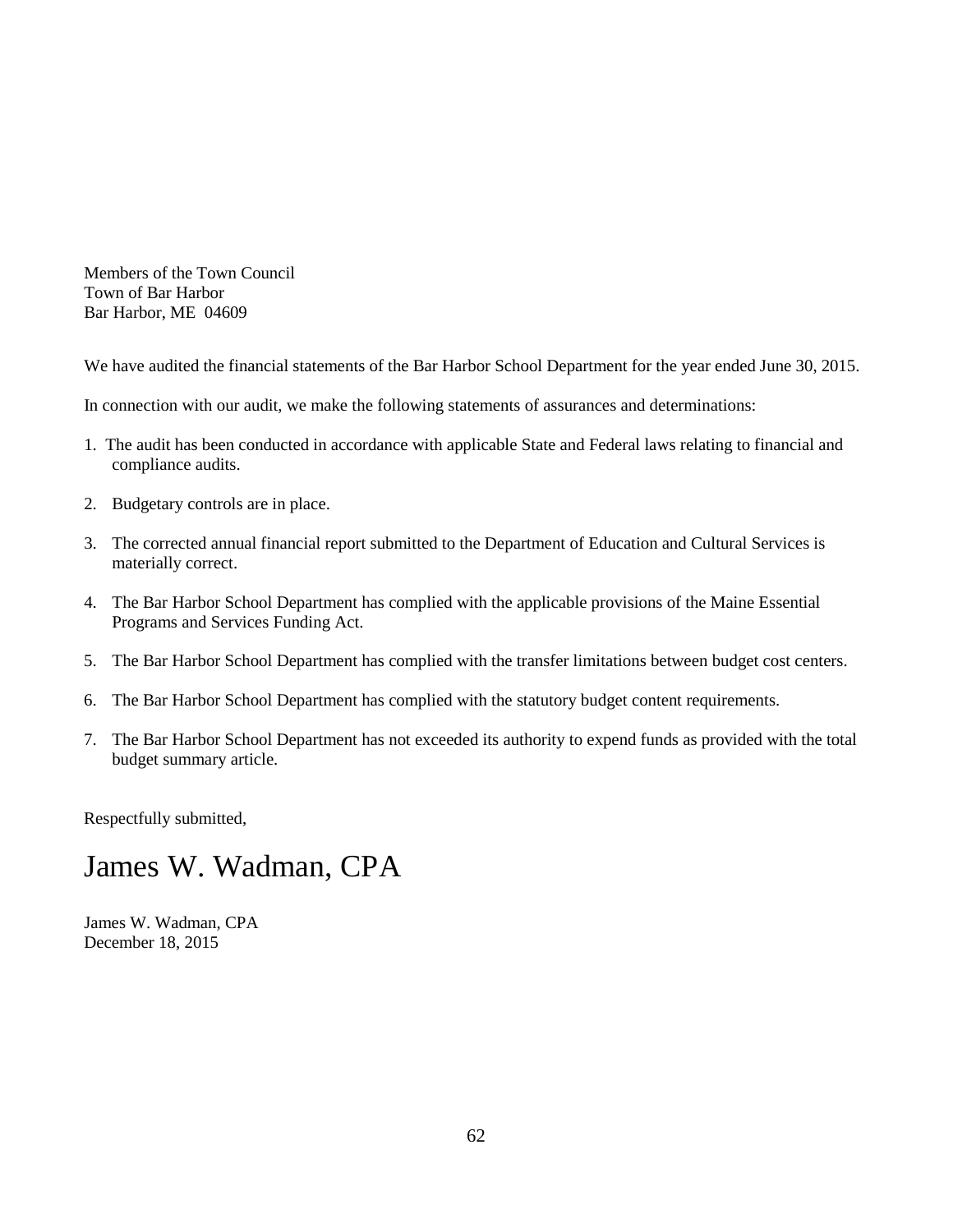Members of the Town Council
Town of Bar Harbor
Bar Harbor, ME 04609

We have audited the financial statements of the Bar Harbor School Department for the year ended June 30, 2015.

In connection with our audit, we make the following statements of assurances and determinations:

1. The audit has been conducted in accordance with applicable State and Federal laws relating to financial and compliance audits.

2. Budgetary controls are in place.

3. The corrected annual financial report submitted to the Department of Education and Cultural Services is materially correct.

4. The Bar Harbor School Department has complied with the applicable provisions of the Maine Essential Programs and Services Funding Act.

5. The Bar Harbor School Department has complied with the transfer limitations between budget cost centers.

6. The Bar Harbor School Department has complied with the statutory budget content requirements.

7. The Bar Harbor School Department has not exceeded its authority to expend funds as provided with the total budget summary article.

Respectfully submitted,

James W. Wadman, CPA

James W. Wadman, CPA
December 18, 2015